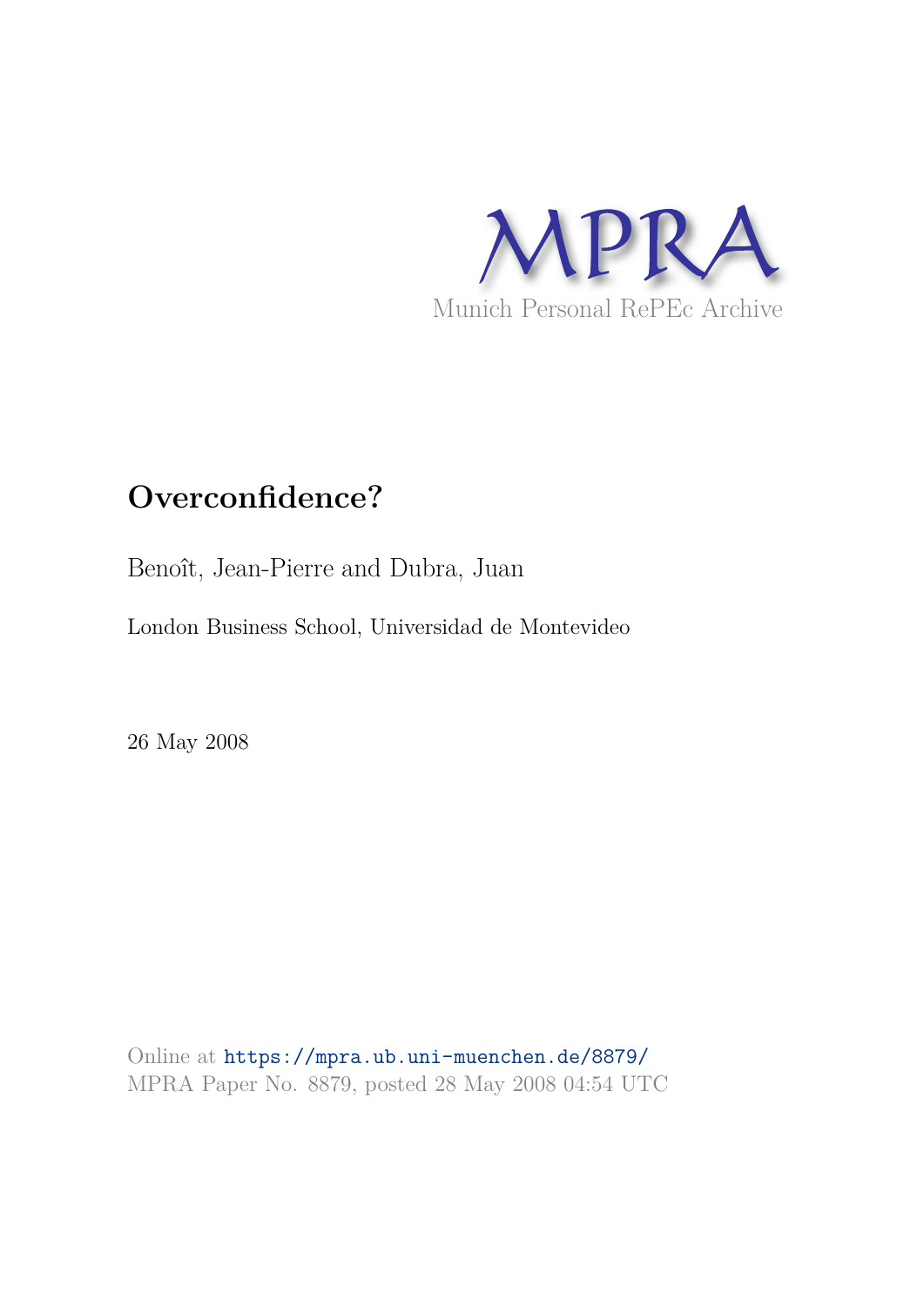MPRA

Munich Personal RePEc Archive

# Overconfidence?

Benoît, Jean-Pierre and Dubra, Juan

London Business School, Universidad de Montevideo

26 May 2008

Online at https://mpra.ub.uni-muenchen.de/8879/
MPRA Paper No. 8879, posted 28 May 2008 04:54 UTC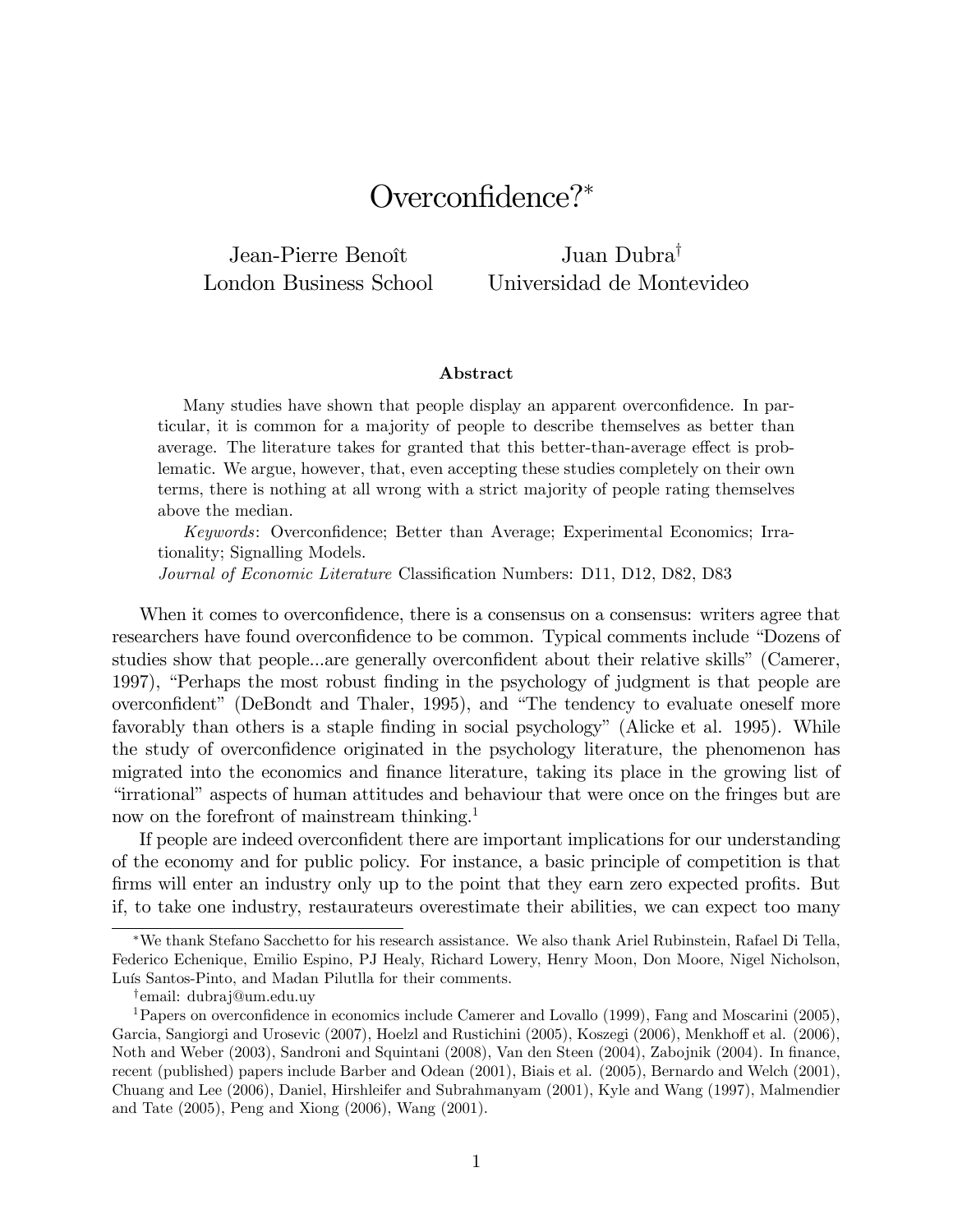# Overconfidence?*

Jean-Pierre Benoît
London Business School

Juan Dubra†
Universidad de Montevideo

**Abstract**

Many studies have shown that people display an apparent overconfidence. In particular, it is common for a majority of people to describe themselves as better than average. The literature takes for granted that this better-than-average effect is problematic. We argue, however, that, even accepting these studies completely on their own terms, there is nothing at all wrong with a strict majority of people rating themselves above the median.

*Keywords*: Overconfidence; Better than Average; Experimental Economics; Irrationality; Signalling Models.

*Journal of Economic Literature* Classification Numbers: D11, D12, D82, D83

When it comes to overconfidence, there is a consensus on a consensus: writers agree that researchers have found overconfidence to be common. Typical comments include "Dozens of studies show that people...are generally overconfident about their relative skills" (Camerer, 1997), "Perhaps the most robust finding in the psychology of judgment is that people are overconfident" (DeBondt and Thaler, 1995), and "The tendency to evaluate oneself more favorably than others is a staple finding in social psychology" (Alicke et al. 1995). While the study of overconfidence originated in the psychology literature, the phenomenon has migrated into the economics and finance literature, taking its place in the growing list of "irrational" aspects of human attitudes and behaviour that were once on the fringes but are now on the forefront of mainstream thinking.[1]

If people are indeed overconfident there are important implications for our understanding of the economy and for public policy. For instance, a basic principle of competition is that firms will enter an industry only up to the point that they earn zero expected profits. But if, to take one industry, restaurateurs overestimate their abilities, we can expect too many

---

*We thank Stefano Sacchetto for his research assistance. We also thank Ariel Rubinstein, Rafael Di Tella, Federico Echenique, Emilio Espino, PJ Healy, Richard Lowery, Henry Moon, Don Moore, Nigel Nicholson, Luís Santos-Pinto, and Madan Pilutlla for their comments.

†email: dubraj@um.edu.uy

[1] Papers on overconfidence in economics include Camerer and Lovallo (1999), Fang and Moscarini (2005), Garcia, Sangiorgi and Urosevic (2007), Hoelzl and Rustichini (2005), Koszegi (2006), Menkhoff et al. (2006), Noth and Weber (2003), Sandroni and Squintani (2008), Van den Steen (2004), Zabojnik (2004). In finance, recent (published) papers include Barber and Odean (2001), Biais et al. (2005), Bernardo and Welch (2001), Chuang and Lee (2006), Daniel, Hirshleifer and Subrahmanyam (2001), Kyle and Wang (1997), Malmendier and Tate (2005), Peng and Xiong (2006), Wang (2001).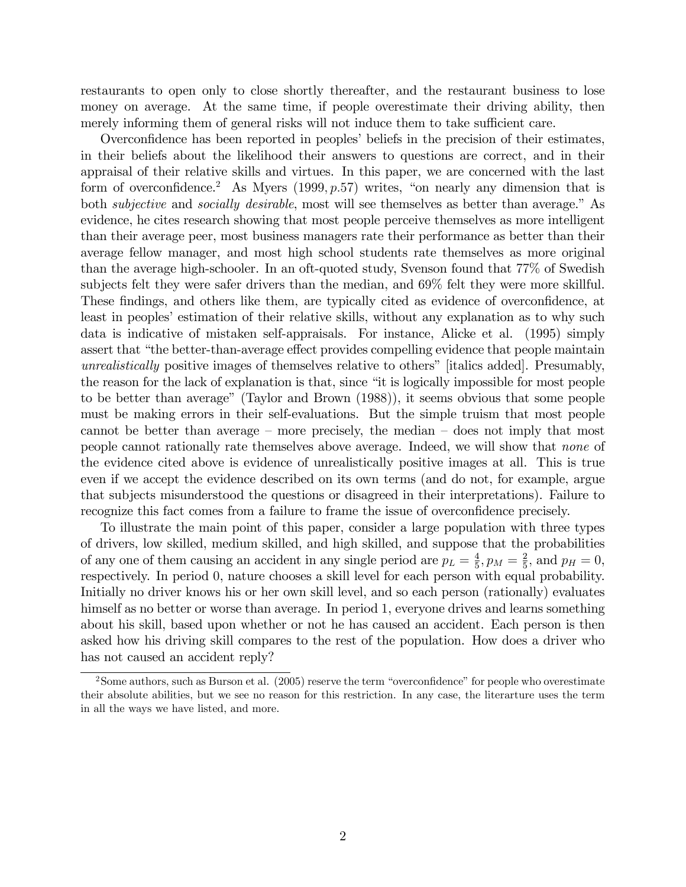restaurants to open only to close shortly thereafter, and the restaurant business to lose money on average. At the same time, if people overestimate their driving ability, then merely informing them of general risks will not induce them to take sufficient care.

Overconfidence has been reported in peoples' beliefs in the precision of their estimates, in their beliefs about the likelihood their answers to questions are correct, and in their appraisal of their relative skills and virtues. In this paper, we are concerned with the last form of overconfidence.[2] As Myers $(1999, p.57)$ writes, "on nearly any dimension that is both *subjective* and *socially desirable*, most will see themselves as better than average." As evidence, he cites research showing that most people perceive themselves as more intelligent than their average peer, most business managers rate their performance as better than their average fellow manager, and most high school students rate themselves as more original than the average high-schooler. In an oft-quoted study, Svenson found that 77% of Swedish subjects felt they were safer drivers than the median, and 69% felt they were more skillful. These findings, and others like them, are typically cited as evidence of overconfidence, at least in peoples' estimation of their relative skills, without any explanation as to why such data is indicative of mistaken self-appraisals. For instance, Alicke et al. (1995) simply assert that "the better-than-average effect provides compelling evidence that people maintain *unrealistically* positive images of themselves relative to others" [italics added]. Presumably, the reason for the lack of explanation is that, since "it is logically impossible for most people to be better than average" (Taylor and Brown (1988)), it seems obvious that some people must be making errors in their self-evaluations. But the simple truism that most people cannot be better than average – more precisely, the median – does not imply that most people cannot rationally rate themselves above average. Indeed, we will show that *none* of the evidence cited above is evidence of unrealistically positive images at all. This is true even if we accept the evidence described on its own terms (and do not, for example, argue that subjects misunderstood the questions or disagreed in their interpretations). Failure to recognize this fact comes from a failure to frame the issue of overconfidence precisely.

To illustrate the main point of this paper, consider a large population with three types of drivers, low skilled, medium skilled, and high skilled, and suppose that the probabilities of any one of them causing an accident in any single period are $p_L = \frac{4}{5}, p_M = \frac{2}{5}$, and $p_H = 0$, respectively. In period 0, nature chooses a skill level for each person with equal probability. Initially no driver knows his or her own skill level, and so each person (rationally) evaluates himself as no better or worse than average. In period 1, everyone drives and learns something about his skill, based upon whether or not he has caused an accident. Each person is then asked how his driving skill compares to the rest of the population. How does a driver who has not caused an accident reply?

[2] Some authors, such as Burson et al. (2005) reserve the term "overconfidence" for people who overestimate their absolute abilities, but we see no reason for this restriction. In any case, the literarture uses the term in all the ways we have listed, and more.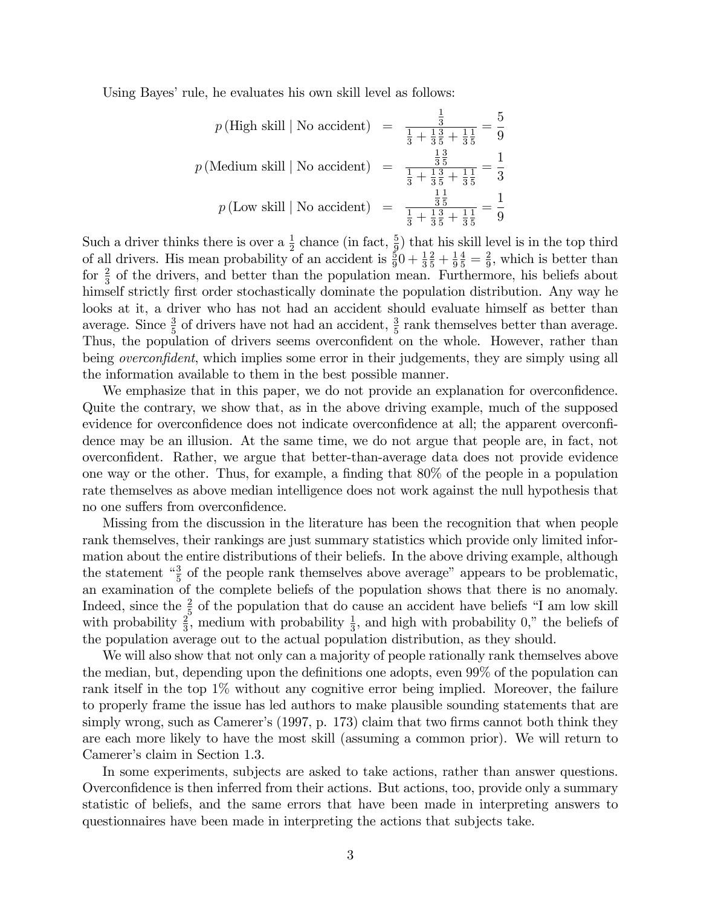Using Bayes' rule, he evaluates his own skill level as follows:

$$
\begin{aligned}
p\,(\text{High skill} \mid \text{No accident}) &= \frac{\frac{1}{3}}{\frac{1}{3}+\frac{1}{3}\frac{3}{5}+\frac{1}{3}\frac{1}{5}} = \frac{5}{9} \\
p\,(\text{Medium skill} \mid \text{No accident}) &= \frac{\frac{1}{3}\frac{3}{5}}{\frac{1}{3}+\frac{1}{3}\frac{3}{5}+\frac{1}{3}\frac{1}{5}} = \frac{1}{3} \\
p\,(\text{Low skill} \mid \text{No accident}) &= \frac{\frac{1}{3}\frac{1}{5}}{\frac{1}{3}+\frac{1}{3}\frac{3}{5}+\frac{1}{3}\frac{1}{5}} = \frac{1}{9}
\end{aligned}
$$

Such a driver thinks there is over a $\frac{1}{2}$ chance (in fact, $\frac{5}{9}$) that his skill level is in the top third of all drivers. His mean probability of an accident is $\frac{5}{9}0+\frac{1}{3}\frac{2}{5}+\frac{1}{9}\frac{4}{5}=\frac{2}{9}$, which is better than for $\frac{2}{3}$ of the drivers, and better than the population mean. Furthermore, his beliefs about himself strictly first order stochastically dominate the population distribution. Any way he looks at it, a driver who has not had an accident should evaluate himself as better than average. Since $\frac{3}{5}$ of drivers have not had an accident, $\frac{3}{5}$ rank themselves better than average. Thus, the population of drivers seems overconfident on the whole. However, rather than being *overconfident*, which implies some error in their judgements, they are simply using all the information available to them in the best possible manner.

We emphasize that in this paper, we do not provide an explanation for overconfidence. Quite the contrary, we show that, as in the above driving example, much of the supposed evidence for overconfidence does not indicate overconfidence at all; the apparent overconfidence may be an illusion. At the same time, we do not argue that people are, in fact, not overconfident. Rather, we argue that better-than-average data does not provide evidence one way or the other. Thus, for example, a finding that 80% of the people in a population rate themselves as above median intelligence does not work against the null hypothesis that no one suffers from overconfidence.

Missing from the discussion in the literature has been the recognition that when people rank themselves, their rankings are just summary statistics which provide only limited information about the entire distributions of their beliefs. In the above driving example, although the statement "$\frac{3}{5}$ of the people rank themselves above average" appears to be problematic, an examination of the complete beliefs of the population shows that there is no anomaly. Indeed, since the $\frac{2}{5}$ of the population that do cause an accident have beliefs "I am low skill with probability $\frac{2}{3}$, medium with probability $\frac{1}{3}$, and high with probability 0," the beliefs of the population average out to the actual population distribution, as they should.

We will also show that not only can a majority of people rationally rank themselves above the median, but, depending upon the definitions one adopts, even 99% of the population can rank itself in the top 1% without any cognitive error being implied. Moreover, the failure to properly frame the issue has led authors to make plausible sounding statements that are simply wrong, such as Camerer's (1997, p. 173) claim that two firms cannot both think they are each more likely to have the most skill (assuming a common prior). We will return to Camerer's claim in Section 1.3.

In some experiments, subjects are asked to take actions, rather than answer questions. Overconfidence is then inferred from their actions. But actions, too, provide only a summary statistic of beliefs, and the same errors that have been made in interpreting answers to questionnaires have been made in interpreting the actions that subjects take.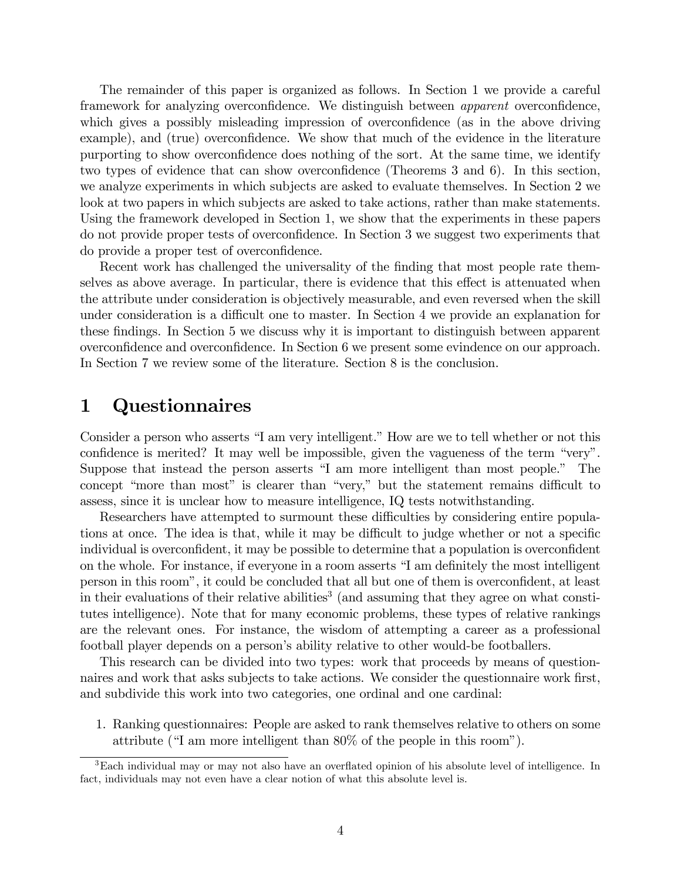The remainder of this paper is organized as follows. In Section 1 we provide a careful framework for analyzing overconfidence. We distinguish between *apparent* overconfidence, which gives a possibly misleading impression of overconfidence (as in the above driving example), and (true) overconfidence. We show that much of the evidence in the literature purporting to show overconfidence does nothing of the sort. At the same time, we identify two types of evidence that can show overconfidence (Theorems 3 and 6). In this section, we analyze experiments in which subjects are asked to evaluate themselves. In Section 2 we look at two papers in which subjects are asked to take actions, rather than make statements. Using the framework developed in Section 1, we show that the experiments in these papers do not provide proper tests of overconfidence. In Section 3 we suggest two experiments that do provide a proper test of overconfidence.

Recent work has challenged the universality of the finding that most people rate themselves as above average. In particular, there is evidence that this effect is attenuated when the attribute under consideration is objectively measurable, and even reversed when the skill under consideration is a difficult one to master. In Section 4 we provide an explanation for these findings. In Section 5 we discuss why it is important to distinguish between apparent overconfidence and overconfidence. In Section 6 we present some evindence on our approach. In Section 7 we review some of the literature. Section 8 is the conclusion.

# 1 Questionnaires

Consider a person who asserts "I am very intelligent." How are we to tell whether or not this confidence is merited? It may well be impossible, given the vagueness of the term "very". Suppose that instead the person asserts "I am more intelligent than most people." The concept "more than most" is clearer than "very," but the statement remains difficult to assess, since it is unclear how to measure intelligence, IQ tests notwithstanding.

Researchers have attempted to surmount these difficulties by considering entire populations at once. The idea is that, while it may be difficult to judge whether or not a specific individual is overconfident, it may be possible to determine that a population is overconfident on the whole. For instance, if everyone in a room asserts "I am definitely the most intelligent person in this room", it could be concluded that all but one of them is overconfident, at least in their evaluations of their relative abilities[3] (and assuming that they agree on what constitutes intelligence). Note that for many economic problems, these types of relative rankings are the relevant ones. For instance, the wisdom of attempting a career as a professional football player depends on a person's ability relative to other would-be footballers.

This research can be divided into two types: work that proceeds by means of questionnaires and work that asks subjects to take actions. We consider the questionnaire work first, and subdivide this work into two categories, one ordinal and one cardinal:

1. Ranking questionnaires: People are asked to rank themselves relative to others on some attribute ("I am more intelligent than 80% of the people in this room").

[3] Each individual may or may not also have an overflated opinion of his absolute level of intelligence. In fact, individuals may not even have a clear notion of what this absolute level is.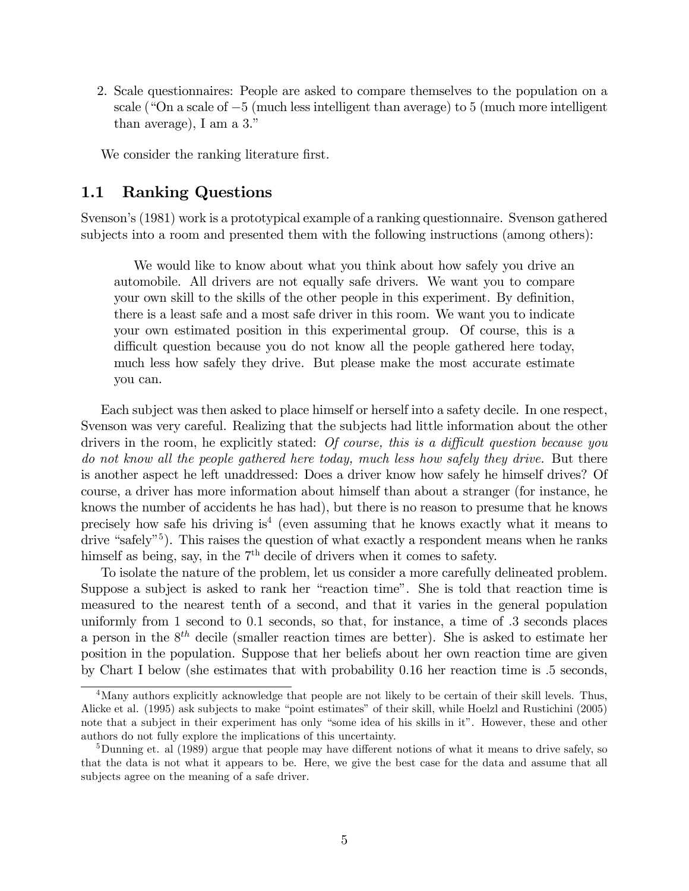2. Scale questionnaires: People are asked to compare themselves to the population on a scale ("On a scale of $-5$ (much less intelligent than average) to 5 (much more intelligent than average), I am a 3."

We consider the ranking literature first.

## 1.1 Ranking Questions

Svenson's (1981) work is a prototypical example of a ranking questionnaire. Svenson gathered subjects into a room and presented them with the following instructions (among others):

> We would like to know about what you think about how safely you drive an automobile. All drivers are not equally safe drivers. We want you to compare your own skill to the skills of the other people in this experiment. By definition, there is a least safe and a most safe driver in this room. We want you to indicate your own estimated position in this experimental group. Of course, this is a difficult question because you do not know all the people gathered here today, much less how safely they drive. But please make the most accurate estimate you can.

Each subject was then asked to place himself or herself into a safety decile. In one respect, Svenson was very careful. Realizing that the subjects had little information about the other drivers in the room, he explicitly stated: *Of course, this is a difficult question because you do not know all the people gathered here today, much less how safely they drive.* But there is another aspect he left unaddressed: Does a driver know how safely he himself drives? Of course, a driver has more information about himself than about a stranger (for instance, he knows the number of accidents he has had), but there is no reason to presume that he knows precisely how safe his driving is[4] (even assuming that he knows exactly what it means to drive "safely"[5]). This raises the question of what exactly a respondent means when he ranks himself as being, say, in the $7^{\text{th}}$ decile of drivers when it comes to safety.

To isolate the nature of the problem, let us consider a more carefully delineated problem. Suppose a subject is asked to rank her "reaction time". She is told that reaction time is measured to the nearest tenth of a second, and that it varies in the general population uniformly from 1 second to 0.1 seconds, so that, for instance, a time of .3 seconds places a person in the $8^{th}$ decile (smaller reaction times are better). She is asked to estimate her position in the population. Suppose that her beliefs about her own reaction time are given by Chart I below (she estimates that with probability 0.16 her reaction time is .5 seconds,

[4] Many authors explicitly acknowledge that people are not likely to be certain of their skill levels. Thus, Alicke et al. (1995) ask subjects to make "point estimates" of their skill, while Hoelzl and Rustichini (2005) note that a subject in their experiment has only "some idea of his skills in it". However, these and other authors do not fully explore the implications of this uncertainty.

[5] Dunning et. al (1989) argue that people may have different notions of what it means to drive safely, so that the data is not what it appears to be. Here, we give the best case for the data and assume that all subjects agree on the meaning of a safe driver.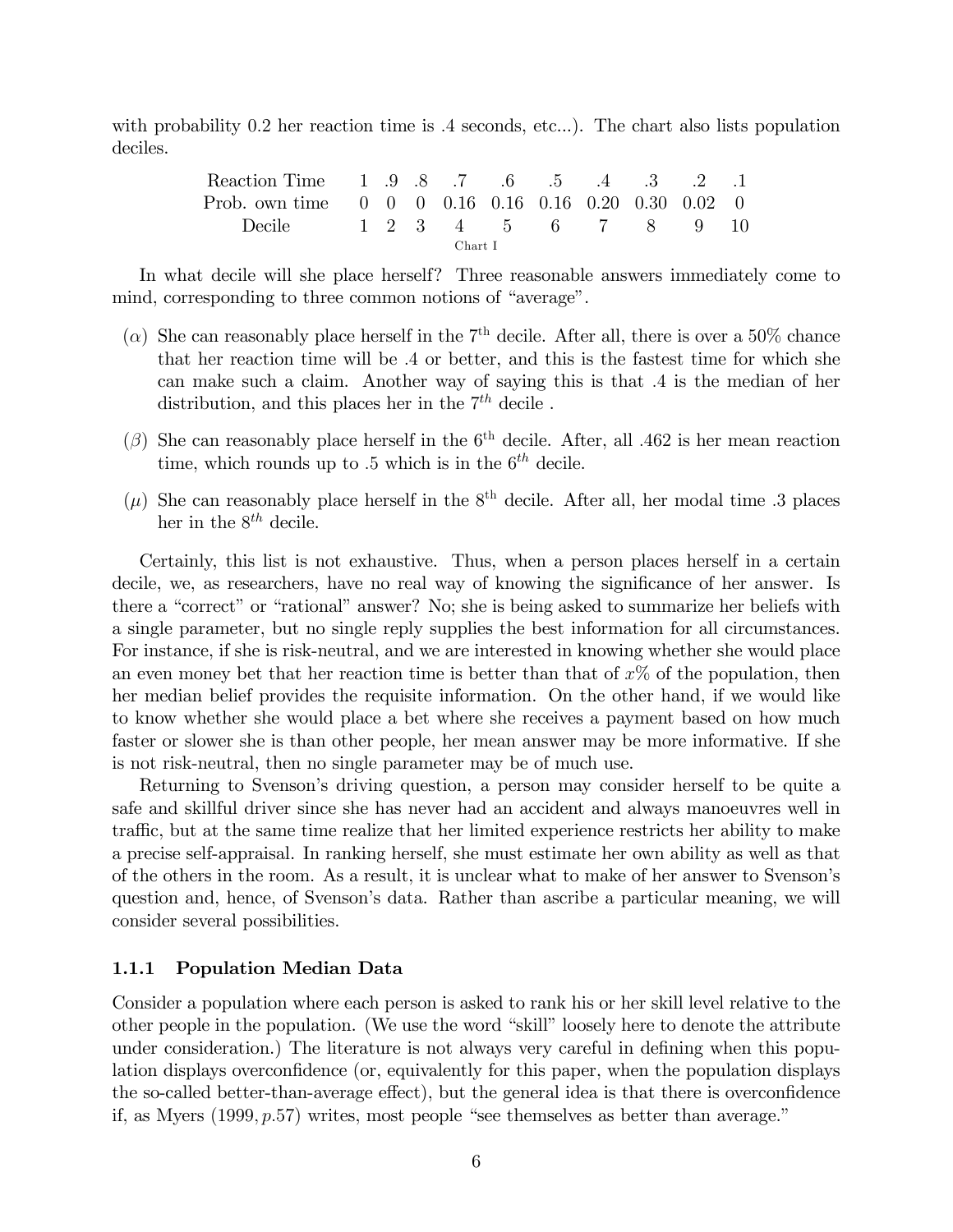with probability 0.2 her reaction time is .4 seconds, etc...). The chart also lists population deciles.

| Reaction Time | 1 | .9 | .8 | .7 | .6 | .5 | .4 | .3 | .2 | .1 |
|---|---|---|---|---|---|---|---|---|---|---|
| Prob. own time | 0 | 0 | 0 | 0.16 | 0.16 | 0.16 | 0.20 | 0.30 | 0.02 | 0 |
| Decile | 1 | 2 | 3 | 4 | 5 | 6 | 7 | 8 | 9 | 10 |

Chart I

In what decile will she place herself? Three reasonable answers immediately come to mind, corresponding to three common notions of "average".

($\alpha$) She can reasonably place herself in the 7th decile. After all, there is over a 50% chance that her reaction time will be .4 or better, and this is the fastest time for which she can make such a claim. Another way of saying this is that .4 is the median of her distribution, and this places her in the $7^{th}$ decile .

($\beta$) She can reasonably place herself in the 6th decile. After, all .462 is her mean reaction time, which rounds up to .5 which is in the $6^{th}$ decile.

($\mu$) She can reasonably place herself in the 8th decile. After all, her modal time .3 places her in the $8^{th}$ decile.

Certainly, this list is not exhaustive. Thus, when a person places herself in a certain decile, we, as researchers, have no real way of knowing the significance of her answer. Is there a "correct" or "rational" answer? No; she is being asked to summarize her beliefs with a single parameter, but no single reply supplies the best information for all circumstances. For instance, if she is risk-neutral, and we are interested in knowing whether she would place an even money bet that her reaction time is better than that of $x$% of the population, then her median belief provides the requisite information. On the other hand, if we would like to know whether she would place a bet where she receives a payment based on how much faster or slower she is than other people, her mean answer may be more informative. If she is not risk-neutral, then no single parameter may be of much use.

Returning to Svenson's driving question, a person may consider herself to be quite a safe and skillful driver since she has never had an accident and always manoeuvres well in traffic, but at the same time realize that her limited experience restricts her ability to make a precise self-appraisal. In ranking herself, she must estimate her own ability as well as that of the others in the room. As a result, it is unclear what to make of her answer to Svenson's question and, hence, of Svenson's data. Rather than ascribe a particular meaning, we will consider several possibilities.

### 1.1.1 Population Median Data

Consider a population where each person is asked to rank his or her skill level relative to the other people in the population. (We use the word "skill" loosely here to denote the attribute under consideration.) The literature is not always very careful in defining when this population displays overconfidence (or, equivalently for this paper, when the population displays the so-called better-than-average effect), but the general idea is that there is overconfidence if, as Myers (1999, $p$.57) writes, most people "see themselves as better than average."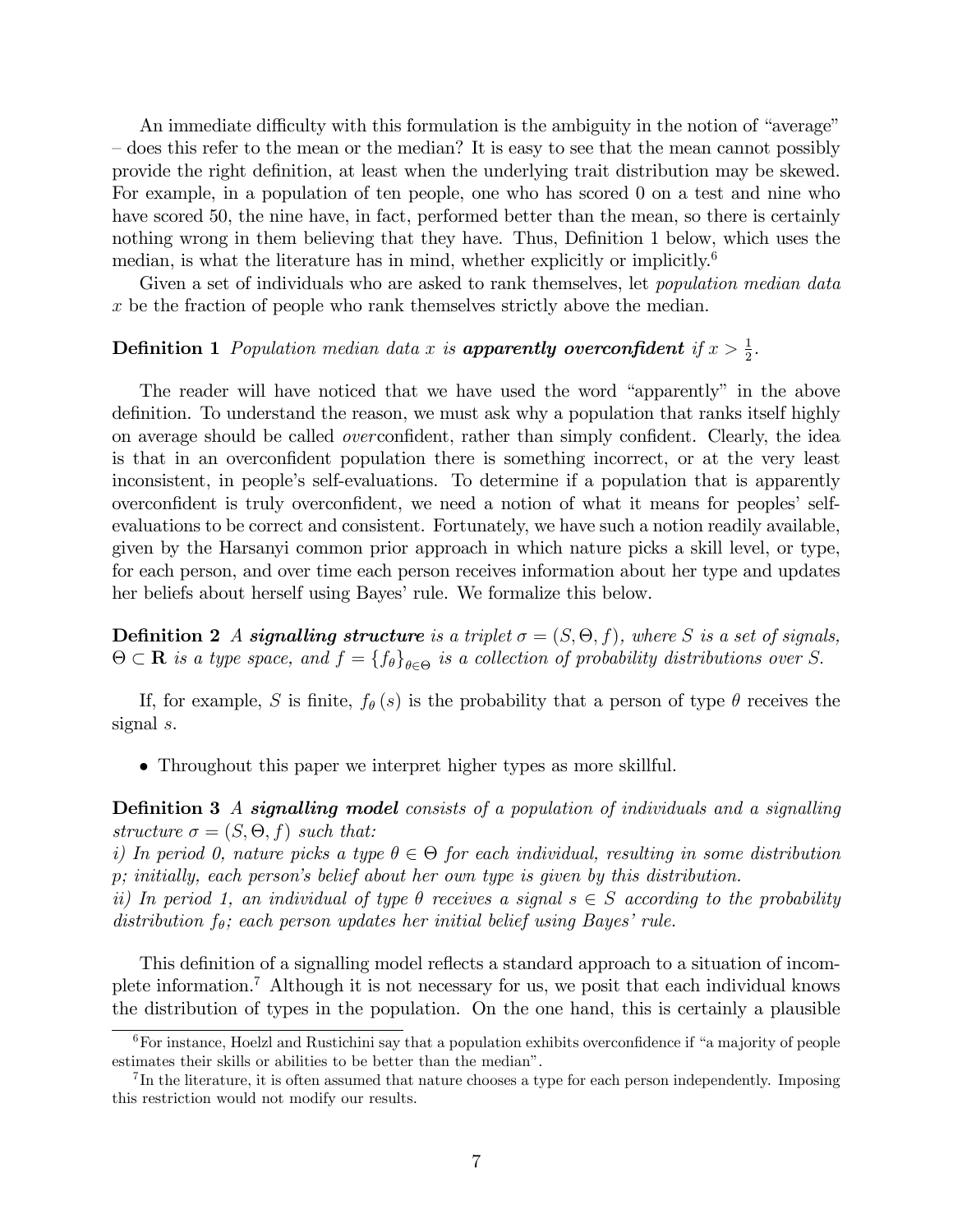An immediate difficulty with this formulation is the ambiguity in the notion of "average" – does this refer to the mean or the median? It is easy to see that the mean cannot possibly provide the right definition, at least when the underlying trait distribution may be skewed. For example, in a population of ten people, one who has scored 0 on a test and nine who have scored 50, the nine have, in fact, performed better than the mean, so there is certainly nothing wrong in them believing that they have. Thus, Definition 1 below, which uses the median, is what the literature has in mind, whether explicitly or implicitly.[6]

Given a set of individuals who are asked to rank themselves, let *population median data* $x$ be the fraction of people who rank themselves strictly above the median.

**Definition 1** *Population median data $x$ is **apparently overconfident** if $x > \frac{1}{2}$.*

The reader will have noticed that we have used the word "apparently" in the above definition. To understand the reason, we must ask why a population that ranks itself highly on average should be called *over*confident, rather than simply confident. Clearly, the idea is that in an overconfident population there is something incorrect, or at the very least inconsistent, in people's self-evaluations. To determine if a population that is apparently overconfident is truly overconfident, we need a notion of what it means for peoples' self-evaluations to be correct and consistent. Fortunately, we have such a notion readily available, given by the Harsanyi common prior approach in which nature picks a skill level, or type, for each person, and over time each person receives information about her type and updates her beliefs about herself using Bayes' rule. We formalize this below.

**Definition 2** *A **signalling structure** is a triplet $\sigma = (S, \Theta, f)$, where $S$ is a set of signals, $\Theta \subset \mathbf{R}$ is a type space, and $f = \{f_\theta\}_{\theta \in \Theta}$ is a collection of probability distributions over $S$.*

If, for example, $S$ is finite, $f_\theta(s)$ is the probability that a person of type $\theta$ receives the signal $s$.

- Throughout this paper we interpret higher types as more skillful.

**Definition 3** *A **signalling model** consists of a population of individuals and a signalling structure $\sigma = (S, \Theta, f)$ such that:*
*i) In period 0, nature picks a type $\theta \in \Theta$ for each individual, resulting in some distribution $p$; initially, each person's belief about her own type is given by this distribution.*
*ii) In period 1, an individual of type $\theta$ receives a signal $s \in S$ according to the probability distribution $f_\theta$; each person updates her initial belief using Bayes' rule.*

This definition of a signalling model reflects a standard approach to a situation of incomplete information.[7] Although it is not necessary for us, we posit that each individual knows the distribution of types in the population. On the one hand, this is certainly a plausible

[6] For instance, Hoelzl and Rustichini say that a population exhibits overconfidence if "a majority of people estimates their skills or abilities to be better than the median".

[7] In the literature, it is often assumed that nature chooses a type for each person independently. Imposing this restriction would not modify our results.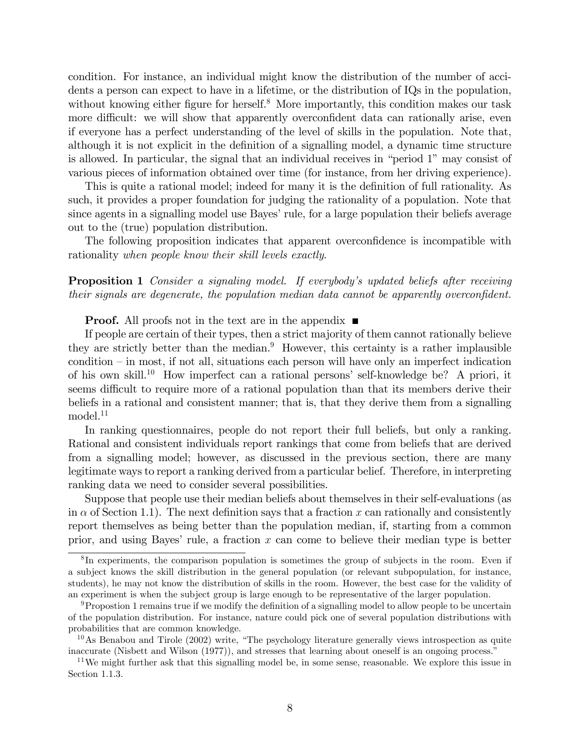condition. For instance, an individual might know the distribution of the number of accidents a person can expect to have in a lifetime, or the distribution of IQs in the population, without knowing either figure for herself.[8] More importantly, this condition makes our task more difficult: we will show that apparently overconfident data can rationally arise, even if everyone has a perfect understanding of the level of skills in the population. Note that, although it is not explicit in the definition of a signalling model, a dynamic time structure is allowed. In particular, the signal that an individual receives in "period 1" may consist of various pieces of information obtained over time (for instance, from her driving experience).

This is quite a rational model; indeed for many it is the definition of full rationality. As such, it provides a proper foundation for judging the rationality of a population. Note that since agents in a signalling model use Bayes' rule, for a large population their beliefs average out to the (true) population distribution.

The following proposition indicates that apparent overconfidence is incompatible with rationality *when people know their skill levels exactly*.

**Proposition 1** *Consider a signaling model. If everybody's updated beliefs after receiving their signals are degenerate, the population median data cannot be apparently overconfident.*

**Proof.** All proofs not in the text are in the appendix ■

If people are certain of their types, then a strict majority of them cannot rationally believe they are strictly better than the median.[9] However, this certainty is a rather implausible condition – in most, if not all, situations each person will have only an imperfect indication of his own skill.[10] How imperfect can a rational persons' self-knowledge be? A priori, it seems difficult to require more of a rational population than that its members derive their beliefs in a rational and consistent manner; that is, that they derive them from a signalling model.[11]

In ranking questionnaires, people do not report their full beliefs, but only a ranking. Rational and consistent individuals report rankings that come from beliefs that are derived from a signalling model; however, as discussed in the previous section, there are many legitimate ways to report a ranking derived from a particular belief. Therefore, in interpreting ranking data we need to consider several possibilities.

Suppose that people use their median beliefs about themselves in their self-evaluations (as in $\alpha$ of Section 1.1). The next definition says that a fraction $x$ can rationally and consistently report themselves as being better than the population median, if, starting from a common prior, and using Bayes' rule, a fraction $x$ can come to believe their median type is better

---

[8] In experiments, the comparison population is sometimes the group of subjects in the room. Even if a subject knows the skill distribution in the general population (or relevant subpopulation, for instance, students), he may not know the distribution of skills in the room. However, the best case for the validity of an experiment is when the subject group is large enough to be representative of the larger population.

[9] Propostion 1 remains true if we modify the definition of a signalling model to allow people to be uncertain of the population distribution. For instance, nature could pick one of several population distributions with probabilities that are common knowledge.

[10] As Benabou and Tirole (2002) write, "The psychology literature generally views introspection as quite inaccurate (Nisbett and Wilson (1977)), and stresses that learning about oneself is an ongoing process."

[11] We might further ask that this signalling model be, in some sense, reasonable. We explore this issue in Section 1.1.3.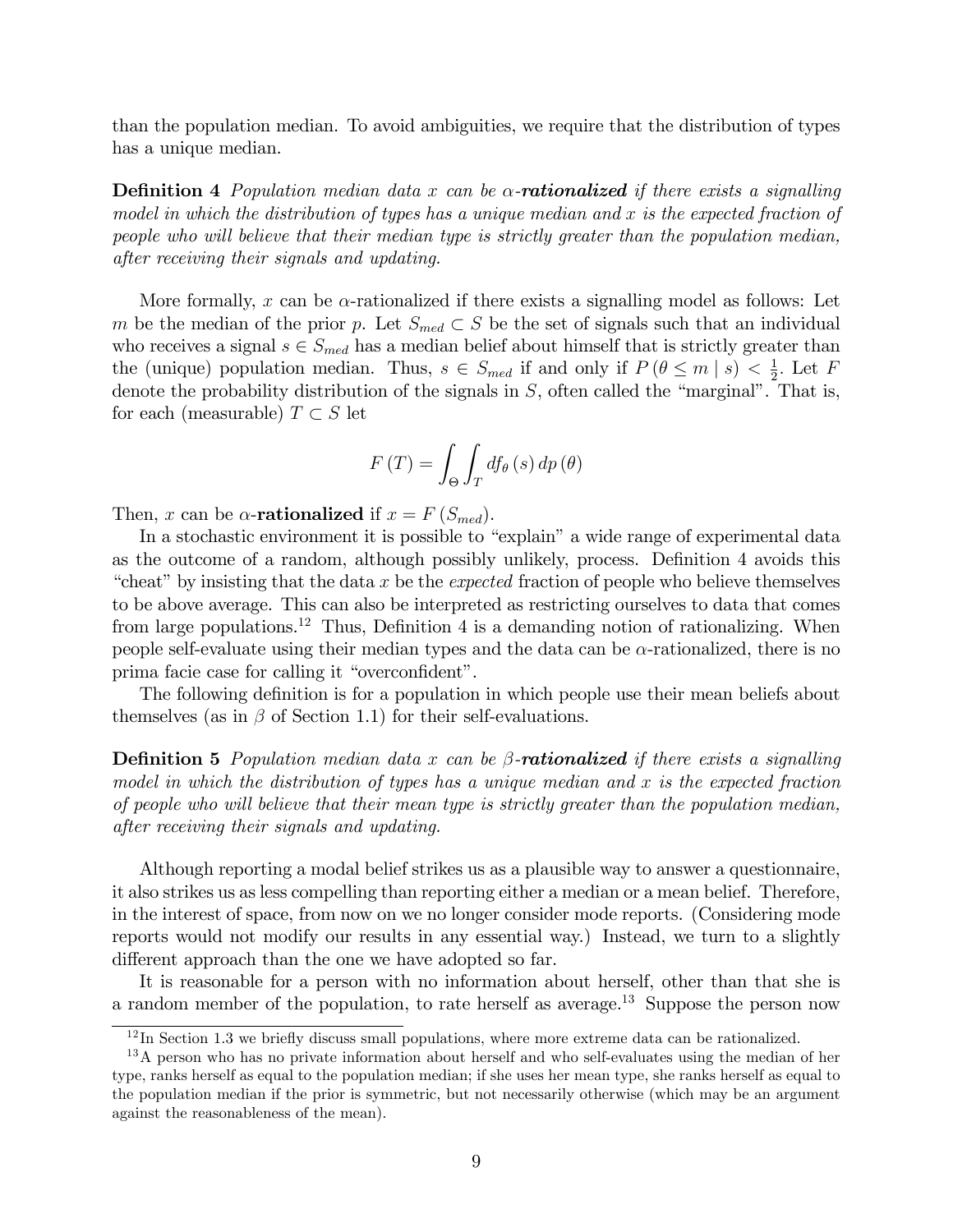than the population median. To avoid ambiguities, we require that the distribution of types has a unique median.

**Definition 4** *Population median data $x$ can be $\alpha$-**rationalized** if there exists a signalling model in which the distribution of types has a unique median and $x$ is the expected fraction of people who will believe that their median type is strictly greater than the population median, after receiving their signals and updating.*

More formally, $x$ can be $\alpha$-rationalized if there exists a signalling model as follows: Let $m$ be the median of the prior $p$. Let $S_{med} \subset S$ be the set of signals such that an individual who receives a signal $s \in S_{med}$ has a median belief about himself that is strictly greater than the (unique) population median. Thus, $s \in S_{med}$ if and only if $P(\theta \leq m \mid s) < \frac{1}{2}$. Let $F$ denote the probability distribution of the signals in $S$, often called the "marginal". That is, for each (measurable) $T \subset S$ let

$$F(T) = \int_{\Theta} \int_{T} df_{\theta}(s)\, dp(\theta)$$

Then, $x$ can be $\alpha$-**rationalized** if $x = F(S_{med})$.

In a stochastic environment it is possible to "explain" a wide range of experimental data as the outcome of a random, although possibly unlikely, process. Definition 4 avoids this "cheat" by insisting that the data $x$ be the *expected* fraction of people who believe themselves to be above average. This can also be interpreted as restricting ourselves to data that comes from large populations.[12] Thus, Definition 4 is a demanding notion of rationalizing. When people self-evaluate using their median types and the data can be $\alpha$-rationalized, there is no prima facie case for calling it "overconfident".

The following definition is for a population in which people use their mean beliefs about themselves (as in $\beta$ of Section 1.1) for their self-evaluations.

**Definition 5** *Population median data $x$ can be $\beta$-**rationalized** if there exists a signalling model in which the distribution of types has a unique median and $x$ is the expected fraction of people who will believe that their mean type is strictly greater than the population median, after receiving their signals and updating.*

Although reporting a modal belief strikes us as a plausible way to answer a questionnaire, it also strikes us as less compelling than reporting either a median or a mean belief. Therefore, in the interest of space, from now on we no longer consider mode reports. (Considering mode reports would not modify our results in any essential way.) Instead, we turn to a slightly different approach than the one we have adopted so far.

It is reasonable for a person with no information about herself, other than that she is a random member of the population, to rate herself as average.[13] Suppose the person now

[12] In Section 1.3 we briefly discuss small populations, where more extreme data can be rationalized.

[13] A person who has no private information about herself and who self-evaluates using the median of her type, ranks herself as equal to the population median; if she uses her mean type, she ranks herself as equal to the population median if the prior is symmetric, but not necessarily otherwise (which may be an argument against the reasonableness of the mean).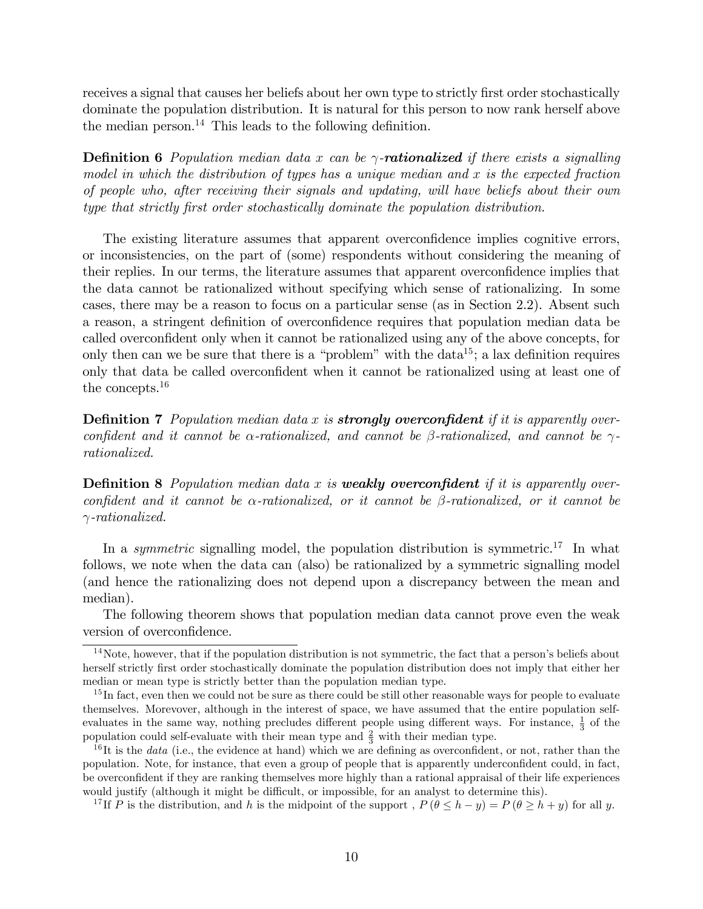receives a signal that causes her beliefs about her own type to strictly first order stochastically dominate the population distribution. It is natural for this person to now rank herself above the median person.[14] This leads to the following definition.

**Definition 6** *Population median data $x$ can be $\gamma$-**rationalized** if there exists a signalling model in which the distribution of types has a unique median and $x$ is the expected fraction of people who, after receiving their signals and updating, will have beliefs about their own type that strictly first order stochastically dominate the population distribution.*

The existing literature assumes that apparent overconfidence implies cognitive errors, or inconsistencies, on the part of (some) respondents without considering the meaning of their replies. In our terms, the literature assumes that apparent overconfidence implies that the data cannot be rationalized without specifying which sense of rationalizing. In some cases, there may be a reason to focus on a particular sense (as in Section 2.2). Absent such a reason, a stringent definition of overconfidence requires that population median data be called overconfident only when it cannot be rationalized using any of the above concepts, for only then can we be sure that there is a "problem" with the data[15]; a lax definition requires only that data be called overconfident when it cannot be rationalized using at least one of the concepts.[16]

**Definition 7** *Population median data $x$ is **strongly overconfident** if it is apparently overconfident and it cannot be $\alpha$-rationalized, and cannot be $\beta$-rationalized, and cannot be $\gamma$-rationalized.*

**Definition 8** *Population median data $x$ is **weakly overconfident** if it is apparently overconfident and it cannot be $\alpha$-rationalized, or it cannot be $\beta$-rationalized, or it cannot be $\gamma$-rationalized.*

In a *symmetric* signalling model, the population distribution is symmetric.[17] In what follows, we note when the data can (also) be rationalized by a symmetric signalling model (and hence the rationalizing does not depend upon a discrepancy between the mean and median).

The following theorem shows that population median data cannot prove even the weak version of overconfidence.

---

[14] Note, however, that if the population distribution is not symmetric, the fact that a person's beliefs about herself strictly first order stochastically dominate the population distribution does not imply that either her median or mean type is strictly better than the population median type.

[15] In fact, even then we could not be sure as there could be still other reasonable ways for people to evaluate themselves. Moreovover, although in the interest of space, we have assumed that the entire population self-evaluates in the same way, nothing precludes different people using different ways. For instance, $\frac{1}{3}$ of the population could self-evaluate with their mean type and $\frac{2}{3}$ with their median type.

[16] It is the *data* (i.e., the evidence at hand) which we are defining as overconfident, or not, rather than the population. Note, for instance, that even a group of people that is apparently underconfident could, in fact, be overconfident if they are ranking themselves more highly than a rational appraisal of their life experiences would justify (although it might be difficult, or impossible, for an analyst to determine this).

[17] If $P$ is the distribution, and $h$ is the midpoint of the support , $P(\theta \leq h - y) = P(\theta \geq h + y)$ for all $y$.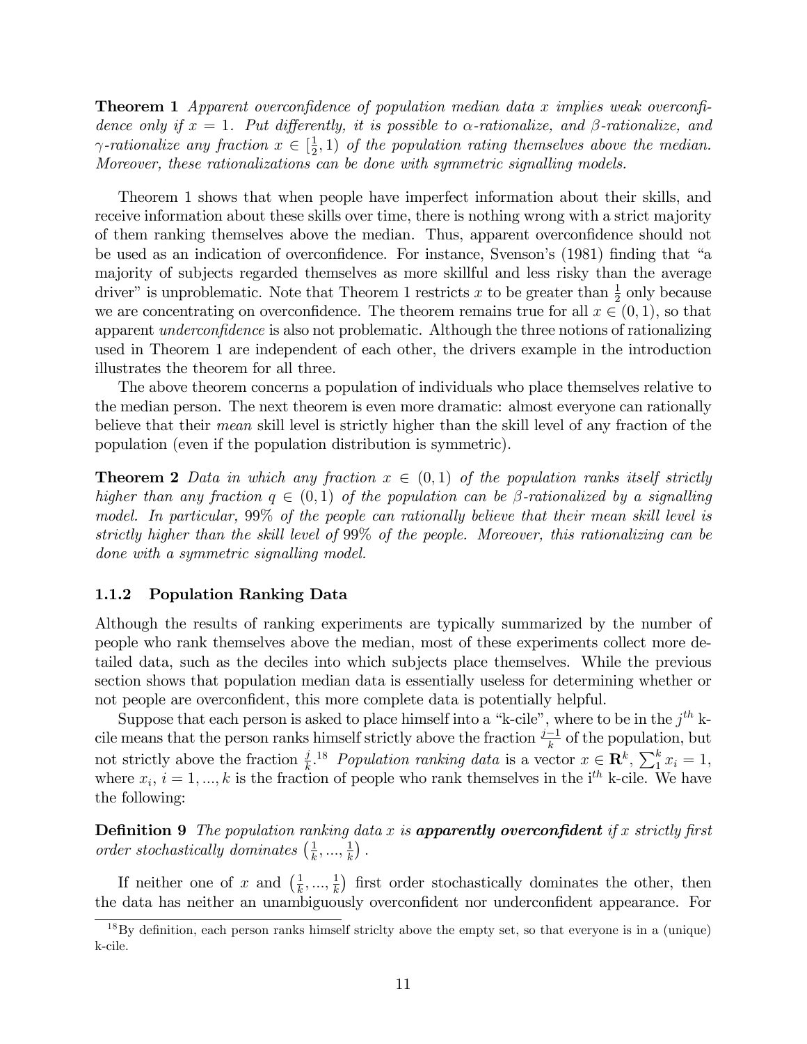**Theorem 1** *Apparent overconfidence of population median data $x$ implies weak overconfidence only if $x = 1$. Put differently, it is possible to $\alpha$-rationalize, and $\beta$-rationalize, and $\gamma$-rationalize any fraction $x \in [\frac{1}{2}, 1)$ of the population rating themselves above the median. Moreover, these rationalizations can be done with symmetric signalling models.*

Theorem 1 shows that when people have imperfect information about their skills, and receive information about these skills over time, there is nothing wrong with a strict majority of them ranking themselves above the median. Thus, apparent overconfidence should not be used as an indication of overconfidence. For instance, Svenson's (1981) finding that "a majority of subjects regarded themselves as more skillful and less risky than the average driver" is unproblematic. Note that Theorem 1 restricts $x$ to be greater than $\frac{1}{2}$ only because we are concentrating on overconfidence. The theorem remains true for all $x \in (0, 1)$, so that apparent *underconfidence* is also not problematic. Although the three notions of rationalizing used in Theorem 1 are independent of each other, the drivers example in the introduction illustrates the theorem for all three.

The above theorem concerns a population of individuals who place themselves relative to the median person. The next theorem is even more dramatic: almost everyone can rationally believe that their *mean* skill level is strictly higher than the skill level of any fraction of the population (even if the population distribution is symmetric).

**Theorem 2** *Data in which any fraction $x \in (0, 1)$ of the population ranks itself strictly higher than any fraction $q \in (0, 1)$ of the population can be $\beta$-rationalized by a signalling model. In particular, 99% of the people can rationally believe that their mean skill level is strictly higher than the skill level of 99% of the people. Moreover, this rationalizing can be done with a symmetric signalling model.*

### 1.1.2 Population Ranking Data

Although the results of ranking experiments are typically summarized by the number of people who rank themselves above the median, most of these experiments collect more detailed data, such as the deciles into which subjects place themselves. While the previous section shows that population median data is essentially useless for determining whether or not people are overconfident, this more complete data is potentially helpful.

Suppose that each person is asked to place himself into a "k-cile", where to be in the $j^{th}$ k-cile means that the person ranks himself strictly above the fraction $\frac{j-1}{k}$ of the population, but not strictly above the fraction $\frac{j}{k}$.[18] *Population ranking data* is a vector $x \in \mathbf{R}^k$, $\sum_1^k x_i = 1$, where $x_i$, $i = 1, ..., k$ is the fraction of people who rank themselves in the i$^{th}$ k-cile. We have the following:

**Definition 9** *The population ranking data $x$ is **apparently overconfident** if $x$ strictly first order stochastically dominates $\left(\frac{1}{k}, ..., \frac{1}{k}\right)$.*

If neither one of $x$ and $\left(\frac{1}{k}, ..., \frac{1}{k}\right)$ first order stochastically dominates the other, then the data has neither an unambiguously overconfident nor underconfident appearance. For

[18] By definition, each person ranks himself striclty above the empty set, so that everyone is in a (unique) k-cile.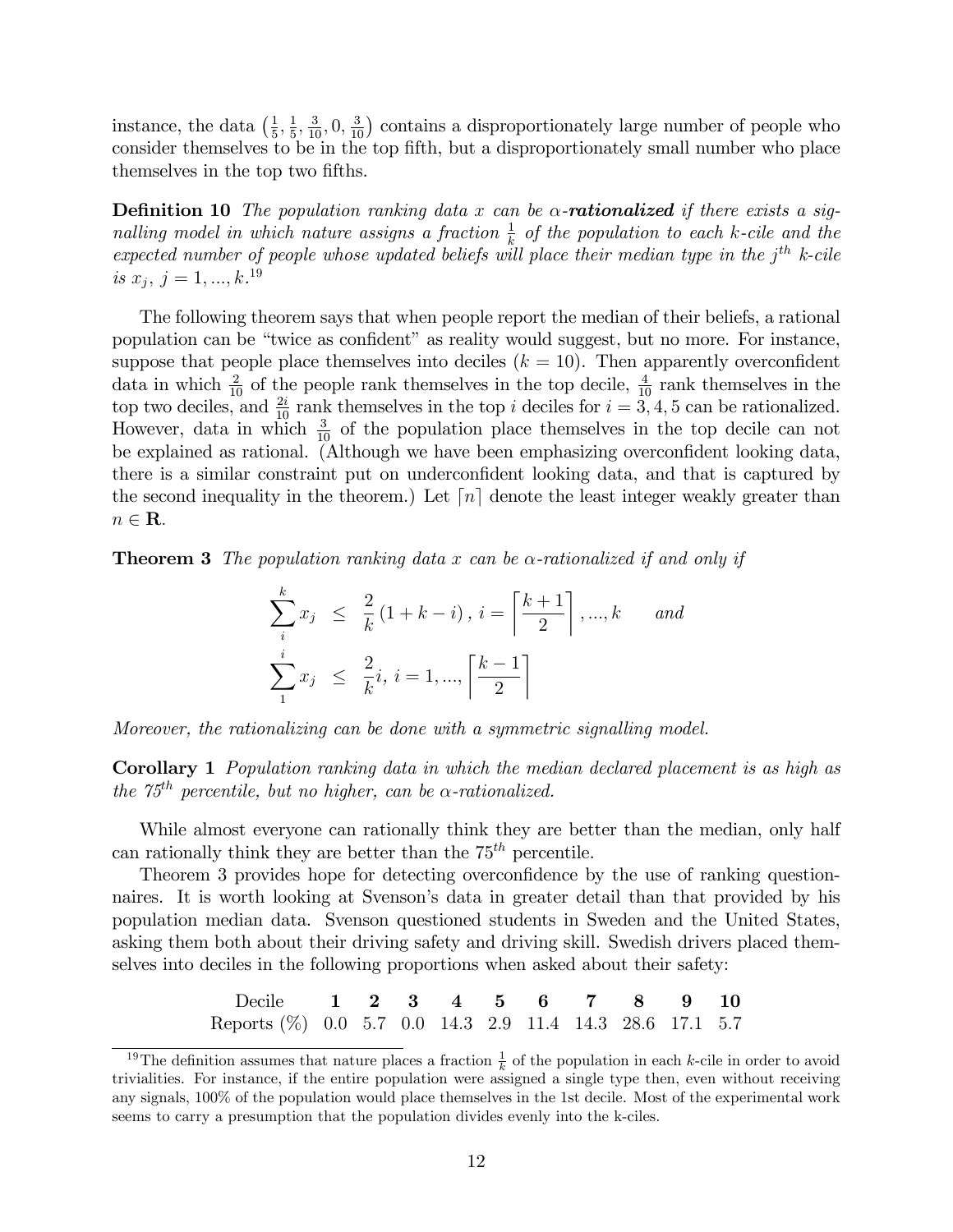instance, the data $\left(\frac{1}{5}, \frac{1}{5}, \frac{3}{10}, 0, \frac{3}{10}\right)$ contains a disproportionately large number of people who consider themselves to be in the top fifth, but a disproportionately small number who place themselves in the top two fifths.

**Definition 10** *The population ranking data $x$ can be $\alpha$-**rationalized** if there exists a signalling model in which nature assigns a fraction $\frac{1}{k}$ of the population to each k-cile and the expected number of people whose updated beliefs will place their median type in the $j^{th}$ k-cile is $x_j$, $j = 1, ..., k$.*[19]

The following theorem says that when people report the median of their beliefs, a rational population can be "twice as confident" as reality would suggest, but no more. For instance, suppose that people place themselves into deciles ($k = 10$). Then apparently overconfident data in which $\frac{2}{10}$ of the people rank themselves in the top decile, $\frac{4}{10}$ rank themselves in the top two deciles, and $\frac{2i}{10}$ rank themselves in the top $i$ deciles for $i = 3, 4, 5$ can be rationalized. However, data in which $\frac{3}{10}$ of the population place themselves in the top decile can not be explained as rational. (Although we have been emphasizing overconfident looking data, there is a similar constraint put on underconfident looking data, and that is captured by the second inequality in the theorem.) Let $\lceil n \rceil$ denote the least integer weakly greater than $n \in \mathbf{R}$.

**Theorem 3** *The population ranking data $x$ can be $\alpha$-rationalized if and only if*

$$\sum_{i}^{k} x_j \leq \frac{2}{k}(1 + k - i), \; i = \left\lceil \frac{k+1}{2} \right\rceil, ..., k \qquad \textit{and}$$

$$\sum_{1}^{i} x_j \leq \frac{2}{k} i, \; i = 1, ..., \left\lceil \frac{k-1}{2} \right\rceil$$

*Moreover, the rationalizing can be done with a symmetric signalling model.*

**Corollary 1** *Population ranking data in which the median declared placement is as high as the $75^{th}$ percentile, but no higher, can be $\alpha$-rationalized.*

While almost everyone can rationally think they are better than the median, only half can rationally think they are better than the $75^{th}$ percentile.

Theorem 3 provides hope for detecting overconfidence by the use of ranking questionnaires. It is worth looking at Svenson's data in greater detail than that provided by his population median data. Svenson questioned students in Sweden and the United States, asking them both about their driving safety and driving skill. Swedish drivers placed themselves into deciles in the following proportions when asked about their safety:

| Decile | **1** | **2** | **3** | **4** | **5** | **6** | **7** | **8** | **9** | **10** |
|---|---|---|---|---|---|---|---|---|---|---|
| Reports (%) | 0.0 | 5.7 | 0.0 | 14.3 | 2.9 | 11.4 | 14.3 | 28.6 | 17.1 | 5.7 |

---

[19] The definition assumes that nature places a fraction $\frac{1}{k}$ of the population in each $k$-cile in order to avoid trivialities. For instance, if the entire population were assigned a single type then, even without receiving any signals, 100% of the population would place themselves in the 1st decile. Most of the experimental work seems to carry a presumption that the population divides evenly into the k-ciles.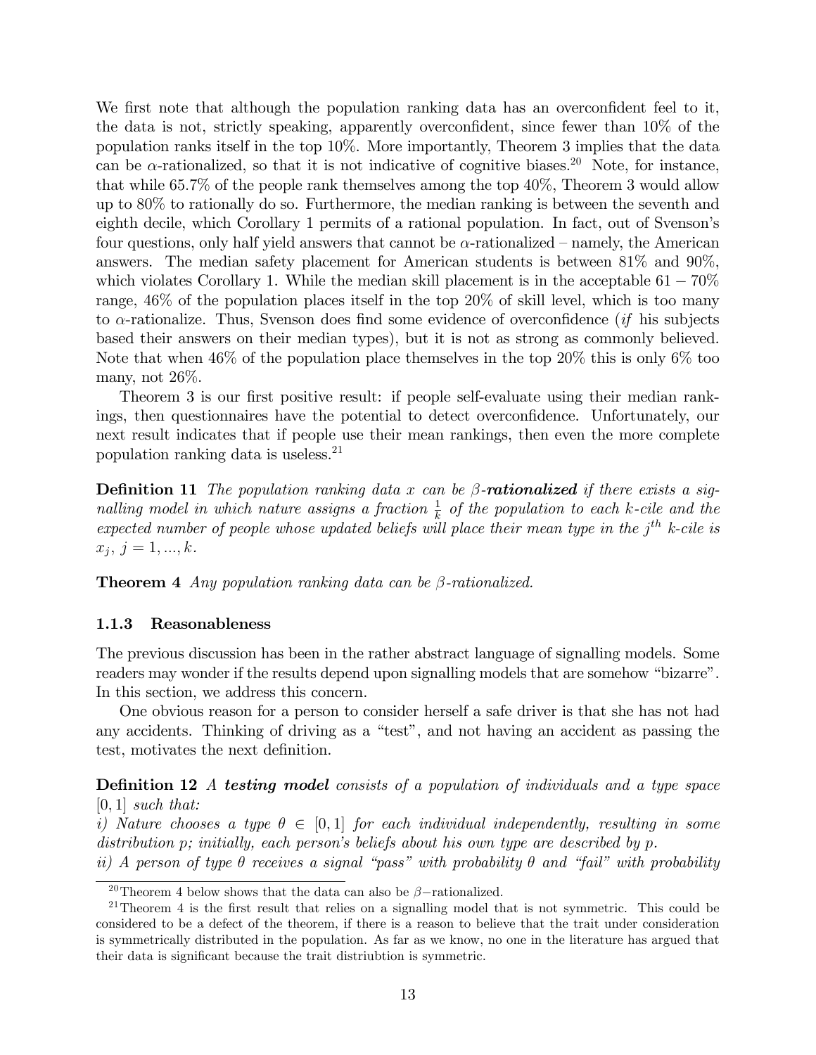We first note that although the population ranking data has an overconfident feel to it, the data is not, strictly speaking, apparently overconfident, since fewer than 10% of the population ranks itself in the top 10%. More importantly, Theorem 3 implies that the data can be $\alpha$-rationalized, so that it is not indicative of cognitive biases.[20] Note, for instance, that while 65.7% of the people rank themselves among the top 40%, Theorem 3 would allow up to 80% to rationally do so. Furthermore, the median ranking is between the seventh and eighth decile, which Corollary 1 permits of a rational population. In fact, out of Svenson's four questions, only half yield answers that cannot be $\alpha$-rationalized – namely, the American answers. The median safety placement for American students is between 81% and 90%, which violates Corollary 1. While the median skill placement is in the acceptable $61-70\%$ range, 46% of the population places itself in the top 20% of skill level, which is too many to $\alpha$-rationalize. Thus, Svenson does find some evidence of overconfidence (*if* his subjects based their answers on their median types), but it is not as strong as commonly believed. Note that when 46% of the population place themselves in the top 20% this is only 6% too many, not 26%.

Theorem 3 is our first positive result: if people self-evaluate using their median rankings, then questionnaires have the potential to detect overconfidence. Unfortunately, our next result indicates that if people use their mean rankings, then even the more complete population ranking data is useless.[21]

**Definition 11** *The population ranking data $x$ can be $\beta$-**rationalized** if there exists a signalling model in which nature assigns a fraction $\frac{1}{k}$ of the population to each $k$-cile and the expected number of people whose updated beliefs will place their mean type in the $j^{th}$ $k$-cile is $x_j$, $j = 1, ..., k$.*

**Theorem 4** *Any population ranking data can be $\beta$-rationalized.*

### 1.1.3 Reasonableness

The previous discussion has been in the rather abstract language of signalling models. Some readers may wonder if the results depend upon signalling models that are somehow "bizarre". In this section, we address this concern.

One obvious reason for a person to consider herself a safe driver is that she has not had any accidents. Thinking of driving as a "test", and not having an accident as passing the test, motivates the next definition.

**Definition 12** *A **testing model** consists of a population of individuals and a type space $[0, 1]$ such that:*
*i) Nature chooses a type $\theta \in [0, 1]$ for each individual independently, resulting in some distribution $p$; initially, each person's beliefs about his own type are described by $p$.*
*ii) A person of type $\theta$ receives a signal "pass" with probability $\theta$ and "fail" with probability*

[20] Theorem 4 below shows that the data can also be $\beta-$rationalized.

[21] Theorem 4 is the first result that relies on a signalling model that is not symmetric. This could be considered to be a defect of the theorem, if there is a reason to believe that the trait under consideration is symmetrically distributed in the population. As far as we know, no one in the literature has argued that their data is significant because the trait distriubtion is symmetric.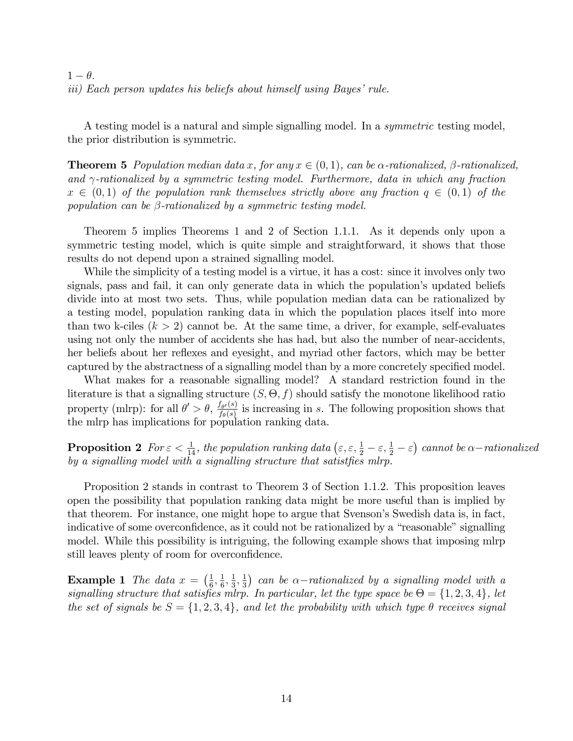$1 - \theta$.

*iii) Each person updates his beliefs about himself using Bayes' rule.*

A testing model is a natural and simple signalling model. In a *symmetric* testing model, the prior distribution is symmetric.

**Theorem 5** *Population median data $x$, for any $x \in (0, 1)$, can be $\alpha$-rationalized, $\beta$-rationalized, and $\gamma$-rationalized by a symmetric testing model. Furthermore, data in which any fraction $x \in (0, 1)$ of the population rank themselves strictly above any fraction $q \in (0, 1)$ of the population can be $\beta$-rationalized by a symmetric testing model.*

Theorem 5 implies Theorems 1 and 2 of Section 1.1.1. As it depends only upon a symmetric testing model, which is quite simple and straightforward, it shows that those results do not depend upon a strained signalling model.

While the simplicity of a testing model is a virtue, it has a cost: since it involves only two signals, pass and fail, it can only generate data in which the population's updated beliefs divide into at most two sets. Thus, while population median data can be rationalized by a testing model, population ranking data in which the population places itself into more than two k-ciles ($k > 2$) cannot be. At the same time, a driver, for example, self-evaluates using not only the number of accidents she has had, but also the number of near-accidents, her beliefs about her reflexes and eyesight, and myriad other factors, which may be better captured by the abstractness of a signalling model than by a more concretely specified model.

What makes for a reasonable signalling model? A standard restriction found in the literature is that a signalling structure $(S, \Theta, f)$ should satisfy the monotone likelihood ratio property (mlrp): for all $\theta' > \theta$, $\frac{f_{\theta'}(s)}{f_{\theta}(s)}$ is increasing in $s$. The following proposition shows that the mlrp has implications for population ranking data.

**Proposition 2** *For $\varepsilon < \frac{1}{14}$, the population ranking data $\left(\varepsilon, \varepsilon, \frac{1}{2} - \varepsilon, \frac{1}{2} - \varepsilon\right)$ cannot be $\alpha-$rationalized by a signalling model with a signalling structure that satistfies mlrp.*

Proposition 2 stands in contrast to Theorem 3 of Section 1.1.2. This proposition leaves open the possibility that population ranking data might be more useful than is implied by that theorem. For instance, one might hope to argue that Svenson's Swedish data is, in fact, indicative of some overconfidence, as it could not be rationalized by a "reasonable" signalling model. While this possibility is intriguing, the following example shows that imposing mlrp still leaves plenty of room for overconfidence.

**Example 1** *The data $x = \left(\frac{1}{6}, \frac{1}{6}, \frac{1}{3}, \frac{1}{3}\right)$ can be $\alpha-$rationalized by a signalling model with a signalling structure that satisfies mlrp. In particular, let the type space be $\Theta = \{1, 2, 3, 4\}$, let the set of signals be $S = \{1, 2, 3, 4\}$, and let the probability with which type $\theta$ receives signal*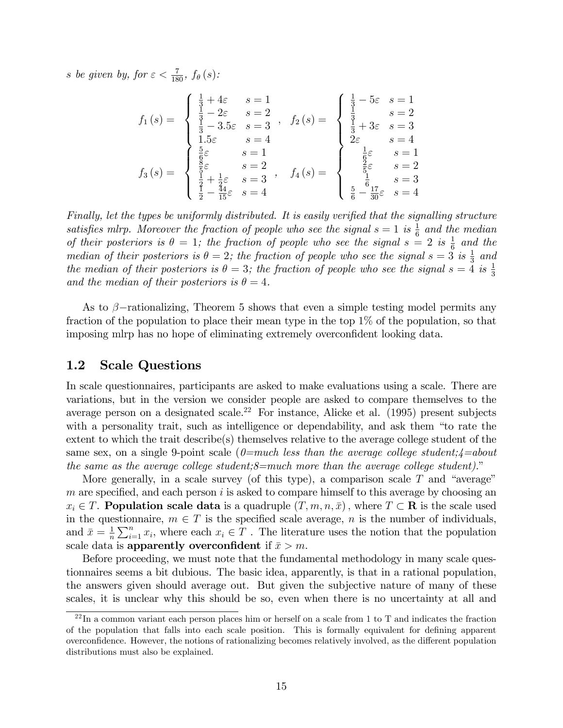*s be given by, for* $\varepsilon < \frac{7}{180}$*,* $f_\theta(s)$*:*

$$
f_1(s) = \begin{cases} \frac{1}{3} + 4\varepsilon & s = 1 \\ \frac{1}{3} - 2\varepsilon & s = 2 \\ \frac{1}{3} - 3.5\varepsilon & s = 3 \\ 1.5\varepsilon & s = 4 \end{cases}, \quad f_2(s) = \begin{cases} \frac{1}{3} - 5\varepsilon & s = 1 \\ \frac{1}{3} & s = 2 \\ \frac{1}{3} + 3\varepsilon & s = 3 \\ 2\varepsilon & s = 4 \end{cases}
$$

$$
f_3(s) = \begin{cases} \frac{5}{6}\varepsilon & s = 1 \\ \frac{8}{5}\varepsilon & s = 2 \\ \frac{1}{2} + \frac{1}{2}\varepsilon & s = 3 \\ \frac{1}{2} - \frac{44}{15}\varepsilon & s = 4 \end{cases}, \quad f_4(s) = \begin{cases} \frac{1}{6}\varepsilon & s = 1 \\ \frac{2}{5}\varepsilon & s = 2 \\ \frac{1}{6} & s = 3 \\ \frac{5}{6} - \frac{17}{30}\varepsilon & s = 4 \end{cases}
$$

*Finally, let the types be uniformly distributed. It is easily verified that the signalling structure satisfies mlrp. Moreover the fraction of people who see the signal* $s = 1$ *is* $\frac{1}{6}$ *and the median of their posteriors is* $\theta = 1$*; the fraction of people who see the signal* $s = 2$ *is* $\frac{1}{6}$ *and the median of their posteriors is* $\theta = 2$*; the fraction of people who see the signal* $s = 3$ *is* $\frac{1}{3}$ *and the median of their posteriors is* $\theta = 3$*; the fraction of people who see the signal* $s = 4$ *is* $\frac{1}{3}$ *and the median of their posteriors is* $\theta = 4$*.*

As to $\beta-$rationalizing, Theorem 5 shows that even a simple testing model permits any fraction of the population to place their mean type in the top 1% of the population, so that imposing mlrp has no hope of eliminating extremely overconfident looking data.

## 1.2 Scale Questions

In scale questionnaires, participants are asked to make evaluations using a scale. There are variations, but in the version we consider people are asked to compare themselves to the average person on a designated scale.[22] For instance, Alicke et al. (1995) present subjects with a personality trait, such as intelligence or dependability, and ask them "to rate the extent to which the trait describe(s) themselves relative to the average college student of the same sex, on a single 9-point scale (*0=much less than the average college student;4=about the same as the average college student;8=much more than the average college student).*"

More generally, in a scale survey (of this type), a comparison scale $T$ and "average" $m$ are specified, and each person $i$ is asked to compare himself to this average by choosing an $x_i \in T$. **Population scale data** is a quadruple $(T, m, n, \bar{x})$, where $T \subset \mathbf{R}$ is the scale used in the questionnaire, $m \in T$ is the specified scale average, $n$ is the number of individuals, and $\bar{x} = \frac{1}{n}\sum_{i=1}^{n} x_i$, where each $x_i \in T$. The literature uses the notion that the population scale data is **apparently overconfident** if $\bar{x} > m$.

Before proceeding, we must note that the fundamental methodology in many scale questionnaires seems a bit dubious. The basic idea, apparently, is that in a rational population, the answers given should average out. But given the subjective nature of many of these scales, it is unclear why this should be so, even when there is no uncertainty at all and

[22] In a common variant each person places him or herself on a scale from 1 to T and indicates the fraction of the population that falls into each scale position. This is formally equivalent for defining apparent overconfidence. However, the notions of rationalizing becomes relatively involved, as the different population distributions must also be explained.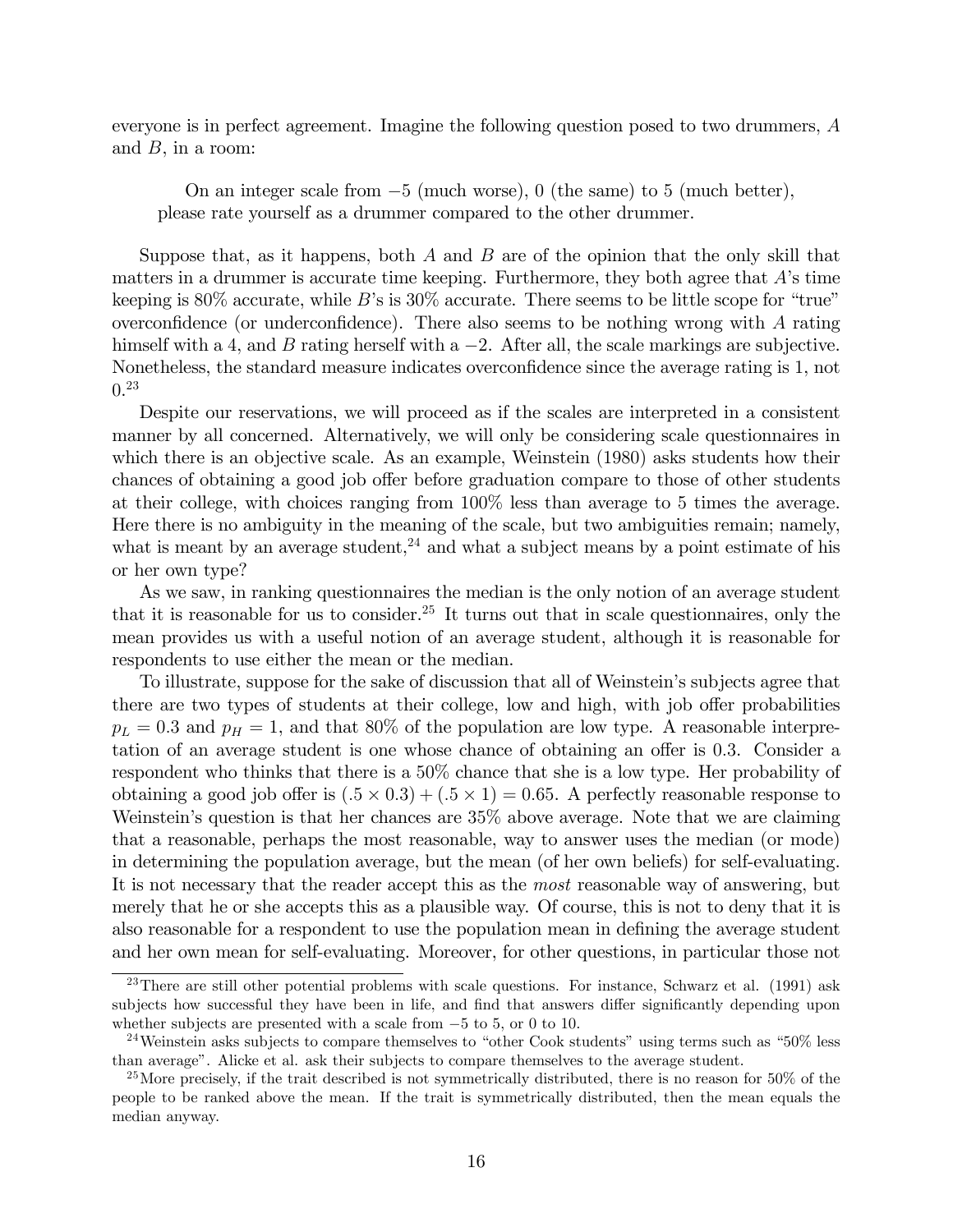everyone is in perfect agreement. Imagine the following question posed to two drummers, $A$ and $B$, in a room:

> On an integer scale from $-5$ (much worse), 0 (the same) to 5 (much better), please rate yourself as a drummer compared to the other drummer.

Suppose that, as it happens, both $A$ and $B$ are of the opinion that the only skill that matters in a drummer is accurate time keeping. Furthermore, they both agree that $A$'s time keeping is 80% accurate, while $B$'s is 30% accurate. There seems to be little scope for "true" overconfidence (or underconfidence). There also seems to be nothing wrong with $A$ rating himself with a 4, and $B$ rating herself with a $-2$. After all, the scale markings are subjective. Nonetheless, the standard measure indicates overconfidence since the average rating is 1, not 0.[23]

Despite our reservations, we will proceed as if the scales are interpreted in a consistent manner by all concerned. Alternatively, we will only be considering scale questionnaires in which there is an objective scale. As an example, Weinstein (1980) asks students how their chances of obtaining a good job offer before graduation compare to those of other students at their college, with choices ranging from 100% less than average to 5 times the average. Here there is no ambiguity in the meaning of the scale, but two ambiguities remain; namely, what is meant by an average student,[24] and what a subject means by a point estimate of his or her own type?

As we saw, in ranking questionnaires the median is the only notion of an average student that it is reasonable for us to consider.[25] It turns out that in scale questionnaires, only the mean provides us with a useful notion of an average student, although it is reasonable for respondents to use either the mean or the median.

To illustrate, suppose for the sake of discussion that all of Weinstein's subjects agree that there are two types of students at their college, low and high, with job offer probabilities $p_L = 0.3$ and $p_H = 1$, and that 80% of the population are low type. A reasonable interpretation of an average student is one whose chance of obtaining an offer is 0.3. Consider a respondent who thinks that there is a 50% chance that she is a low type. Her probability of obtaining a good job offer is $(.5 \times 0.3) + (.5 \times 1) = 0.65$. A perfectly reasonable response to Weinstein's question is that her chances are 35% above average. Note that we are claiming that a reasonable, perhaps the most reasonable, way to answer uses the median (or mode) in determining the population average, but the mean (of her own beliefs) for self-evaluating. It is not necessary that the reader accept this as the *most* reasonable way of answering, but merely that he or she accepts this as a plausible way. Of course, this is not to deny that it is also reasonable for a respondent to use the population mean in defining the average student and her own mean for self-evaluating. Moreover, for other questions, in particular those not

---

[23] There are still other potential problems with scale questions. For instance, Schwarz et al. (1991) ask subjects how successful they have been in life, and find that answers differ significantly depending upon whether subjects are presented with a scale from $-5$ to 5, or 0 to 10.

[24] Weinstein asks subjects to compare themselves to "other Cook students" using terms such as "50% less than average". Alicke et al. ask their subjects to compare themselves to the average student.

[25] More precisely, if the trait described is not symmetrically distributed, there is no reason for 50% of the people to be ranked above the mean. If the trait is symmetrically distributed, then the mean equals the median anyway.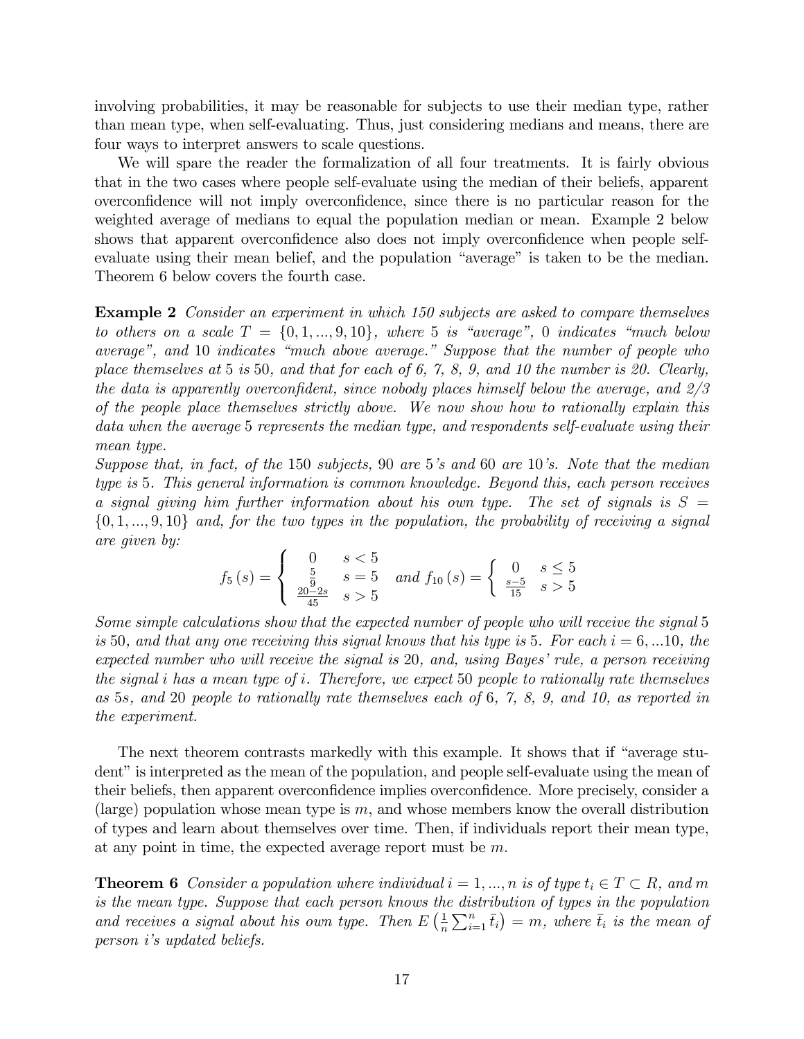involving probabilities, it may be reasonable for subjects to use their median type, rather than mean type, when self-evaluating. Thus, just considering medians and means, there are four ways to interpret answers to scale questions.

We will spare the reader the formalization of all four treatments. It is fairly obvious that in the two cases where people self-evaluate using the median of their beliefs, apparent overconfidence will not imply overconfidence, since there is no particular reason for the weighted average of medians to equal the population median or mean. Example 2 below shows that apparent overconfidence also does not imply overconfidence when people self-evaluate using their mean belief, and the population "average" is taken to be the median. Theorem 6 below covers the fourth case.

**Example 2** *Consider an experiment in which 150 subjects are asked to compare themselves to others on a scale $T = \{0, 1, ..., 9, 10\}$, where 5 is "average", 0 indicates "much below average", and 10 indicates "much above average." Suppose that the number of people who place themselves at 5 is 50, and that for each of 6, 7, 8, 9, and 10 the number is 20. Clearly, the data is apparently overconfident, since nobody places himself below the average, and 2/3 of the people place themselves strictly above. We now show how to rationally explain this data when the average 5 represents the median type, and respondents self-evaluate using their mean type.*

*Suppose that, in fact, of the 150 subjects, 90 are 5's and 60 are 10's. Note that the median type is 5. This general information is common knowledge. Beyond this, each person receives a signal giving him further information about his own type. The set of signals is $S = \{0, 1, ..., 9, 10\}$ and, for the two types in the population, the probability of receiving a signal are given by:*

$$f_5(s) = \begin{cases} 0 & s < 5 \\ \frac{5}{9} & s = 5 \\ \frac{20-2s}{45} & s > 5 \end{cases} \quad \text{and } f_{10}(s) = \begin{cases} 0 & s \leq 5 \\ \frac{s-5}{15} & s > 5 \end{cases}$$

*Some simple calculations show that the expected number of people who will receive the signal 5 is 50, and that any one receiving this signal knows that his type is 5. For each $i = 6, ...10$, the expected number who will receive the signal is 20, and, using Bayes' rule, a person receiving the signal $i$ has a mean type of $i$. Therefore, we expect 50 people to rationally rate themselves as 5s, and 20 people to rationally rate themselves each of 6, 7, 8, 9, and 10, as reported in the experiment.*

The next theorem contrasts markedly with this example. It shows that if "average student" is interpreted as the mean of the population, and people self-evaluate using the mean of their beliefs, then apparent overconfidence implies overconfidence. More precisely, consider a (large) population whose mean type is $m$, and whose members know the overall distribution of types and learn about themselves over time. Then, if individuals report their mean type, at any point in time, the expected average report must be $m$.

**Theorem 6** *Consider a population where individual $i = 1, ..., n$ is of type $t_i \in T \subset R$, and $m$ is the mean type. Suppose that each person knows the distribution of types in the population and receives a signal about his own type. Then $E\left(\frac{1}{n}\sum_{i=1}^{n}\bar{t}_i\right) = m$, where $\bar{t}_i$ is the mean of person $i$'s updated beliefs.*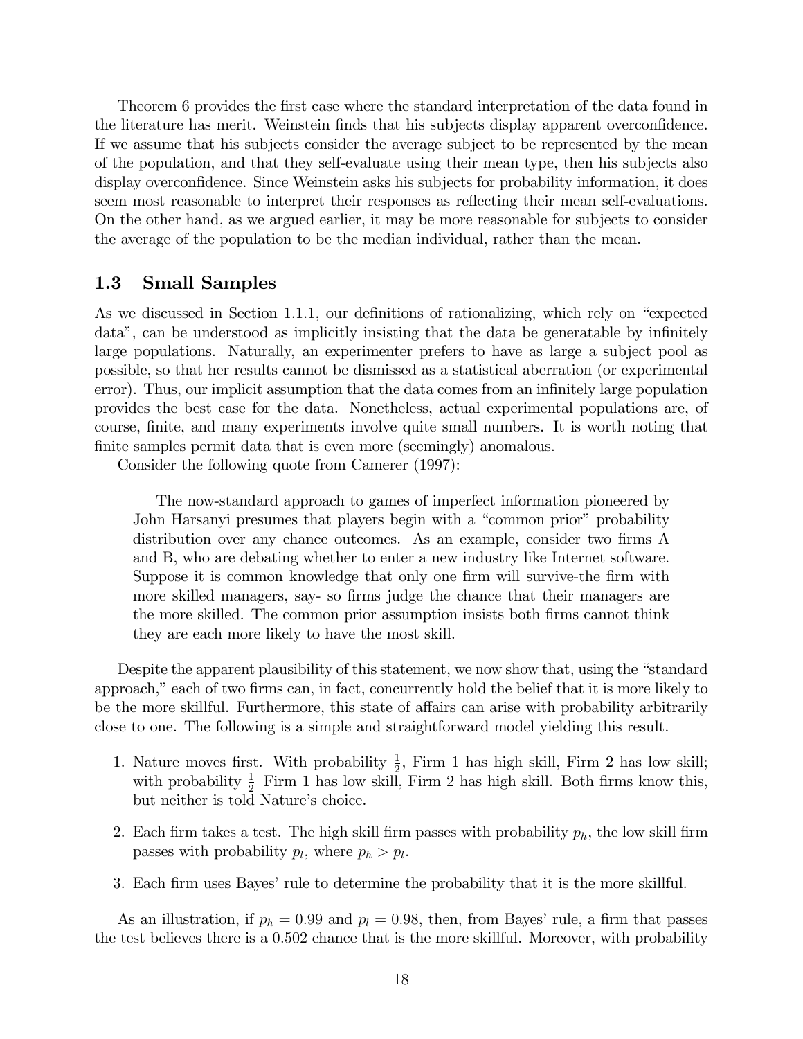Theorem 6 provides the first case where the standard interpretation of the data found in the literature has merit. Weinstein finds that his subjects display apparent overconfidence. If we assume that his subjects consider the average subject to be represented by the mean of the population, and that they self-evaluate using their mean type, then his subjects also display overconfidence. Since Weinstein asks his subjects for probability information, it does seem most reasonable to interpret their responses as reflecting their mean self-evaluations. On the other hand, as we argued earlier, it may be more reasonable for subjects to consider the average of the population to be the median individual, rather than the mean.

### 1.3 Small Samples

As we discussed in Section 1.1.1, our definitions of rationalizing, which rely on "expected data", can be understood as implicitly insisting that the data be generatable by infinitely large populations. Naturally, an experimenter prefers to have as large a subject pool as possible, so that her results cannot be dismissed as a statistical aberration (or experimental error). Thus, our implicit assumption that the data comes from an infinitely large population provides the best case for the data. Nonetheless, actual experimental populations are, of course, finite, and many experiments involve quite small numbers. It is worth noting that finite samples permit data that is even more (seemingly) anomalous.

Consider the following quote from Camerer (1997):

> The now-standard approach to games of imperfect information pioneered by John Harsanyi presumes that players begin with a "common prior" probability distribution over any chance outcomes. As an example, consider two firms A and B, who are debating whether to enter a new industry like Internet software. Suppose it is common knowledge that only one firm will survive-the firm with more skilled managers, say- so firms judge the chance that their managers are the more skilled. The common prior assumption insists both firms cannot think they are each more likely to have the most skill.

Despite the apparent plausibility of this statement, we now show that, using the "standard approach," each of two firms can, in fact, concurrently hold the belief that it is more likely to be the more skillful. Furthermore, this state of affairs can arise with probability arbitrarily close to one. The following is a simple and straightforward model yielding this result.

1. Nature moves first. With probability $\frac{1}{2}$, Firm 1 has high skill, Firm 2 has low skill; with probability $\frac{1}{2}$ Firm 1 has low skill, Firm 2 has high skill. Both firms know this, but neither is told Nature's choice.
2. Each firm takes a test. The high skill firm passes with probability $p_h$, the low skill firm passes with probability $p_l$, where $p_h > p_l$.
3. Each firm uses Bayes' rule to determine the probability that it is the more skillful.

As an illustration, if $p_h = 0.99$ and $p_l = 0.98$, then, from Bayes' rule, a firm that passes the test believes there is a 0.502 chance that is the more skillful. Moreover, with probability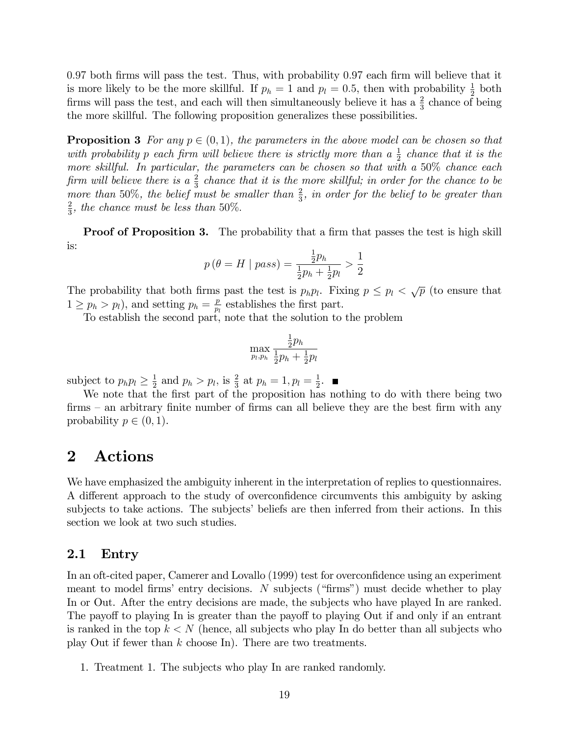0.97 both firms will pass the test. Thus, with probability 0.97 each firm will believe that it is more likely to be the more skillful. If $p_h = 1$ and $p_l = 0.5$, then with probability $\frac{1}{2}$ both firms will pass the test, and each will then simultaneously believe it has a $\frac{2}{3}$ chance of being the more skillful. The following proposition generalizes these possibilities.

**Proposition 3** *For any $p \in (0, 1)$, the parameters in the above model can be chosen so that with probability $p$ each firm will believe there is strictly more than a $\frac{1}{2}$ chance that it is the more skillful. In particular, the parameters can be chosen so that with a 50% chance each firm will believe there is a $\frac{2}{3}$ chance that it is the more skillful; in order for the chance to be more than 50%, the belief must be smaller than $\frac{2}{3}$, in order for the belief to be greater than $\frac{2}{3}$, the chance must be less than 50%.*

**Proof of Proposition 3.** The probability that a firm that passes the test is high skill is:

$$p\left(\theta = H \mid pass\right) = \frac{\frac{1}{2}p_h}{\frac{1}{2}p_h + \frac{1}{2}p_l} > \frac{1}{2}$$

The probability that both firms past the test is $p_h p_l$. Fixing $p \leq p_l < \sqrt{p}$ (to ensure that $1 \geq p_h > p_l$), and setting $p_h = \frac{p}{p_l}$ establishes the first part.

To establish the second part, note that the solution to the problem

$$\max_{p_l, p_h} \frac{\frac{1}{2}p_h}{\frac{1}{2}p_h + \frac{1}{2}p_l}$$

subject to $p_h p_l \geq \frac{1}{2}$ and $p_h > p_l$, is $\frac{2}{3}$ at $p_h = 1, p_l = \frac{1}{2}$. ■

We note that the first part of the proposition has nothing to do with there being two firms – an arbitrary finite number of firms can all believe they are the best firm with any probability $p \in (0, 1)$.

# 2 Actions

We have emphasized the ambiguity inherent in the interpretation of replies to questionnaires. A different approach to the study of overconfidence circumvents this ambiguity by asking subjects to take actions. The subjects' beliefs are then inferred from their actions. In this section we look at two such studies.

## 2.1 Entry

In an oft-cited paper, Camerer and Lovallo (1999) test for overconfidence using an experiment meant to model firms' entry decisions. $N$ subjects ("firms") must decide whether to play In or Out. After the entry decisions are made, the subjects who have played In are ranked. The payoff to playing In is greater than the payoff to playing Out if and only if an entrant is ranked in the top $k < N$ (hence, all subjects who play In do better than all subjects who play Out if fewer than $k$ choose In). There are two treatments.

1. Treatment 1. The subjects who play In are ranked randomly.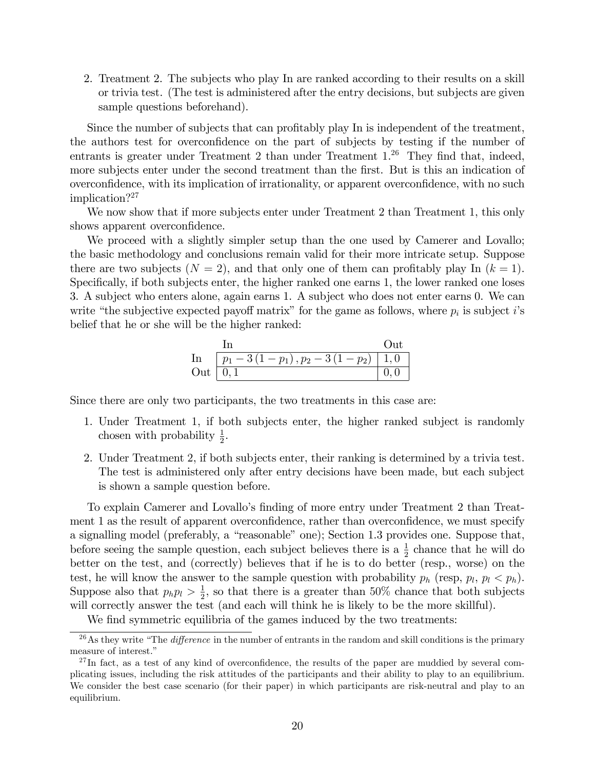2. Treatment 2. The subjects who play In are ranked according to their results on a skill or trivia test. (The test is administered after the entry decisions, but subjects are given sample questions beforehand).

Since the number of subjects that can profitably play In is independent of the treatment, the authors test for overconfidence on the part of subjects by testing if the number of entrants is greater under Treatment 2 than under Treatment 1.[26] They find that, indeed, more subjects enter under the second treatment than the first. But is this an indication of overconfidence, with its implication of irrationality, or apparent overconfidence, with no such implication?[27]

We now show that if more subjects enter under Treatment 2 than Treatment 1, this only shows apparent overconfidence.

We proceed with a slightly simpler setup than the one used by Camerer and Lovallo; the basic methodology and conclusions remain valid for their more intricate setup. Suppose there are two subjects ($N = 2$), and that only one of them can profitably play In ($k = 1$). Specifically, if both subjects enter, the higher ranked one earns 1, the lower ranked one loses 3. A subject who enters alone, again earns 1. A subject who does not enter earns 0. We can write "the subjective expected payoff matrix" for the game as follows, where $p_i$ is subject $i$'s belief that he or she will be the higher ranked:

| | In | Out |
|---|---|---|
| In | $p_1 - 3(1 - p_1), p_2 - 3(1 - p_2)$ | $1, 0$ |
| Out | $0, 1$ | $0, 0$ |

Since there are only two participants, the two treatments in this case are:

1. Under Treatment 1, if both subjects enter, the higher ranked subject is randomly chosen with probability $\frac{1}{2}$.
2. Under Treatment 2, if both subjects enter, their ranking is determined by a trivia test. The test is administered only after entry decisions have been made, but each subject is shown a sample question before.

To explain Camerer and Lovallo's finding of more entry under Treatment 2 than Treatment 1 as the result of apparent overconfidence, rather than overconfidence, we must specify a signalling model (preferably, a "reasonable" one); Section 1.3 provides one. Suppose that, before seeing the sample question, each subject believes there is a $\frac{1}{2}$ chance that he will do better on the test, and (correctly) believes that if he is to do better (resp., worse) on the test, he will know the answer to the sample question with probability $p_h$ (resp, $p_l$, $p_l < p_h$). Suppose also that $p_h p_l > \frac{1}{2}$, so that there is a greater than 50% chance that both subjects will correctly answer the test (and each will think he is likely to be the more skillful).

We find symmetric equilibria of the games induced by the two treatments:

[26] As they write "The *difference* in the number of entrants in the random and skill conditions is the primary measure of interest."

[27] In fact, as a test of any kind of overconfidence, the results of the paper are muddied by several complicating issues, including the risk attitudes of the participants and their ability to play to an equilibrium. We consider the best case scenario (for their paper) in which participants are risk-neutral and play to an equilibrium.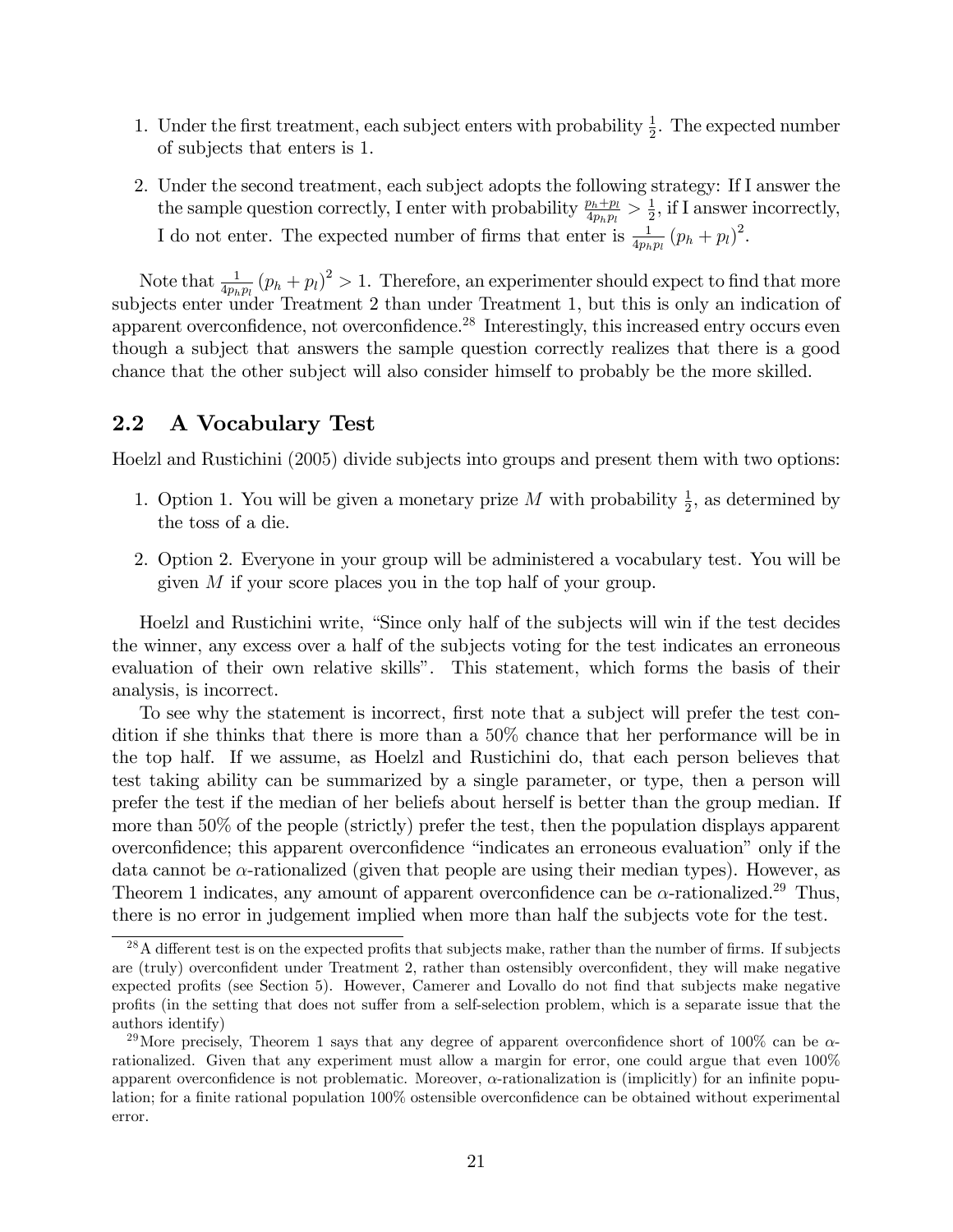1. Under the first treatment, each subject enters with probability $\frac{1}{2}$. The expected number of subjects that enters is 1.

2. Under the second treatment, each subject adopts the following strategy: If I answer the the sample question correctly, I enter with probability $\frac{p_h+p_l}{4p_hp_l} > \frac{1}{2}$, if I answer incorrectly, I do not enter. The expected number of firms that enter is $\frac{1}{4p_hp_l}(p_h + p_l)^2$.

Note that $\frac{1}{4p_hp_l}(p_h + p_l)^2 > 1$. Therefore, an experimenter should expect to find that more subjects enter under Treatment 2 than under Treatment 1, but this is only an indication of apparent overconfidence, not overconfidence.[28] Interestingly, this increased entry occurs even though a subject that answers the sample question correctly realizes that there is a good chance that the other subject will also consider himself to probably be the more skilled.

## 2.2 A Vocabulary Test

Hoelzl and Rustichini (2005) divide subjects into groups and present them with two options:

1. Option 1. You will be given a monetary prize $M$ with probability $\frac{1}{2}$, as determined by the toss of a die.

2. Option 2. Everyone in your group will be administered a vocabulary test. You will be given $M$ if your score places you in the top half of your group.

Hoelzl and Rustichini write, "Since only half of the subjects will win if the test decides the winner, any excess over a half of the subjects voting for the test indicates an erroneous evaluation of their own relative skills". This statement, which forms the basis of their analysis, is incorrect.

To see why the statement is incorrect, first note that a subject will prefer the test condition if she thinks that there is more than a 50% chance that her performance will be in the top half. If we assume, as Hoelzl and Rustichini do, that each person believes that test taking ability can be summarized by a single parameter, or type, then a person will prefer the test if the median of her beliefs about herself is better than the group median. If more than 50% of the people (strictly) prefer the test, then the population displays apparent overconfidence; this apparent overconfidence "indicates an erroneous evaluation" only if the data cannot be $\alpha$-rationalized (given that people are using their median types). However, as Theorem 1 indicates, any amount of apparent overconfidence can be $\alpha$-rationalized.[29] Thus, there is no error in judgement implied when more than half the subjects vote for the test.

[28] A different test is on the expected profits that subjects make, rather than the number of firms. If subjects are (truly) overconfident under Treatment 2, rather than ostensibly overconfident, they will make negative expected profits (see Section 5). However, Camerer and Lovallo do not find that subjects make negative profits (in the setting that does not suffer from a self-selection problem, which is a separate issue that the authors identify)

[29] More precisely, Theorem 1 says that any degree of apparent overconfidence short of 100% can be $\alpha$-rationalized. Given that any experiment must allow a margin for error, one could argue that even 100% apparent overconfidence is not problematic. Moreover, $\alpha$-rationalization is (implicitly) for an infinite population; for a finite rational population 100% ostensible overconfidence can be obtained without experimental error.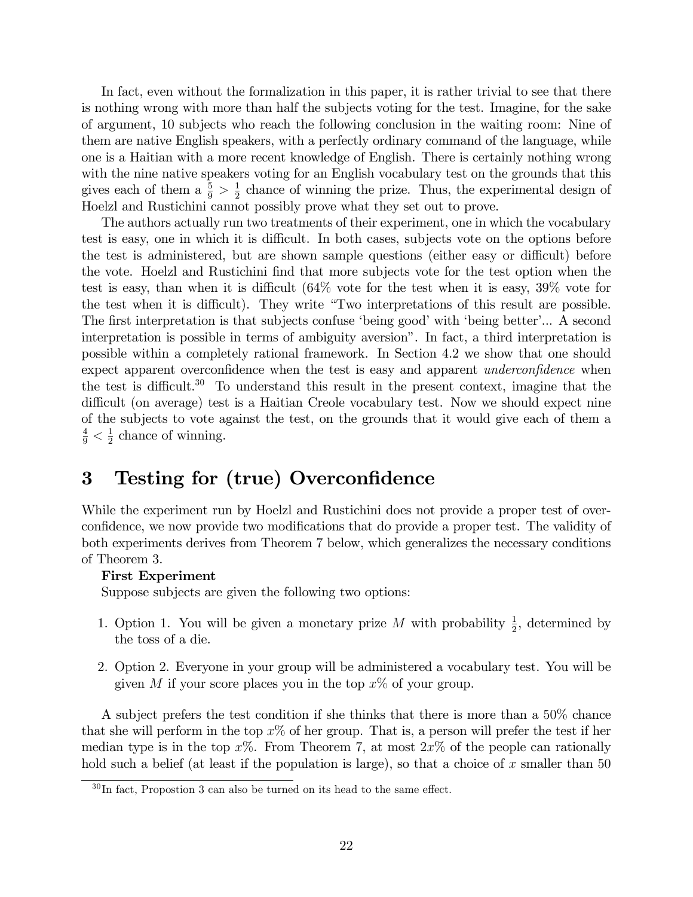In fact, even without the formalization in this paper, it is rather trivial to see that there is nothing wrong with more than half the subjects voting for the test. Imagine, for the sake of argument, 10 subjects who reach the following conclusion in the waiting room: Nine of them are native English speakers, with a perfectly ordinary command of the language, while one is a Haitian with a more recent knowledge of English. There is certainly nothing wrong with the nine native speakers voting for an English vocabulary test on the grounds that this gives each of them a $\frac{5}{9} > \frac{1}{2}$ chance of winning the prize. Thus, the experimental design of Hoelzl and Rustichini cannot possibly prove what they set out to prove.

The authors actually run two treatments of their experiment, one in which the vocabulary test is easy, one in which it is difficult. In both cases, subjects vote on the options before the test is administered, but are shown sample questions (either easy or difficult) before the vote. Hoelzl and Rustichini find that more subjects vote for the test option when the test is easy, than when it is difficult (64% vote for the test when it is easy, 39% vote for the test when it is difficult). They write "Two interpretations of this result are possible. The first interpretation is that subjects confuse 'being good' with 'being better'... A second interpretation is possible in terms of ambiguity aversion". In fact, a third interpretation is possible within a completely rational framework. In Section 4.2 we show that one should expect apparent overconfidence when the test is easy and apparent *underconfidence* when the test is difficult.[30] To understand this result in the present context, imagine that the difficult (on average) test is a Haitian Creole vocabulary test. Now we should expect nine of the subjects to vote against the test, on the grounds that it would give each of them a $\frac{4}{9} < \frac{1}{2}$ chance of winning.

# 3 Testing for (true) Overconfidence

While the experiment run by Hoelzl and Rustichini does not provide a proper test of overconfidence, we now provide two modifications that do provide a proper test. The validity of both experiments derives from Theorem 7 below, which generalizes the necessary conditions of Theorem 3.

**First Experiment**

Suppose subjects are given the following two options:

1. Option 1. You will be given a monetary prize $M$ with probability $\frac{1}{2}$, determined by the toss of a die.
2. Option 2. Everyone in your group will be administered a vocabulary test. You will be given $M$ if your score places you in the top $x$% of your group.

A subject prefers the test condition if she thinks that there is more than a 50% chance that she will perform in the top $x$% of her group. That is, a person will prefer the test if her median type is in the top $x$%. From Theorem 7, at most $2x$% of the people can rationally hold such a belief (at least if the population is large), so that a choice of $x$ smaller than 50

[30] In fact, Propostion 3 can also be turned on its head to the same effect.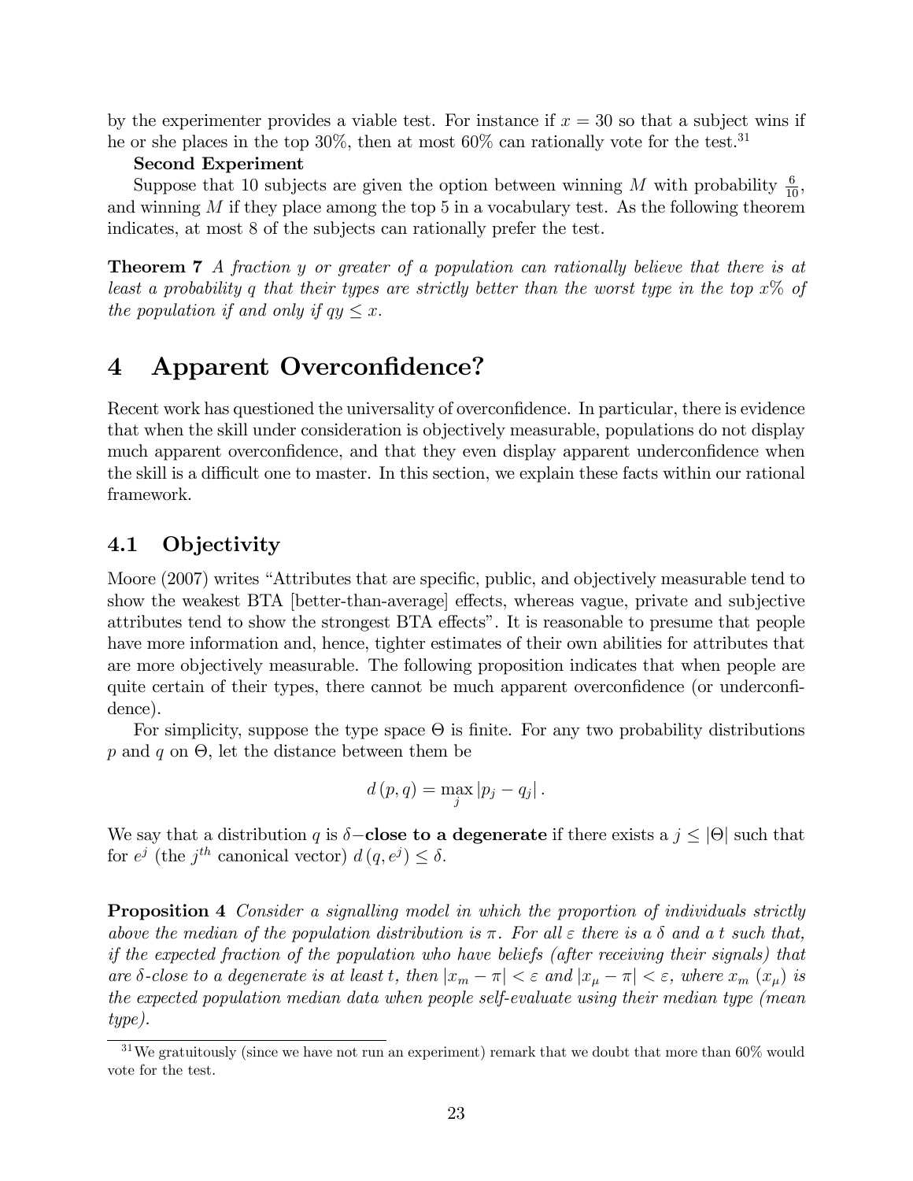by the experimenter provides a viable test. For instance if $x = 30$ so that a subject wins if he or she places in the top 30%, then at most 60% can rationally vote for the test.[31]

**Second Experiment**

Suppose that 10 subjects are given the option between winning $M$ with probability $\frac{6}{10}$, and winning $M$ if they place among the top 5 in a vocabulary test. As the following theorem indicates, at most 8 of the subjects can rationally prefer the test.

**Theorem 7** *A fraction $y$ or greater of a population can rationally believe that there is at least a probability $q$ that their types are strictly better than the worst type in the top $x$% of the population if and only if $qy \leq x$.*

# 4 Apparent Overconfidence?

Recent work has questioned the universality of overconfidence. In particular, there is evidence that when the skill under consideration is objectively measurable, populations do not display much apparent overconfidence, and that they even display apparent underconfidence when the skill is a difficult one to master. In this section, we explain these facts within our rational framework.

## 4.1 Objectivity

Moore (2007) writes "Attributes that are specific, public, and objectively measurable tend to show the weakest BTA [better-than-average] effects, whereas vague, private and subjective attributes tend to show the strongest BTA effects". It is reasonable to presume that people have more information and, hence, tighter estimates of their own abilities for attributes that are more objectively measurable. The following proposition indicates that when people are quite certain of their types, there cannot be much apparent overconfidence (or underconfidence).

For simplicity, suppose the type space $\Theta$ is finite. For any two probability distributions $p$ and $q$ on $\Theta$, let the distance between them be

$$d(p, q) = \max_j |p_j - q_j| .$$

We say that a distribution $q$ is $\delta-$**close to a degenerate** if there exists a $j \leq |\Theta|$ such that for $e^j$ (the $j^{th}$ canonical vector) $d(q, e^j) \leq \delta$.

**Proposition 4** *Consider a signalling model in which the proportion of individuals strictly above the median of the population distribution is $\pi$. For all $\varepsilon$ there is a $\delta$ and a $t$ such that, if the expected fraction of the population who have beliefs (after receiving their signals) that are $\delta$-close to a degenerate is at least $t$, then $|x_m - \pi| < \varepsilon$ and $|x_\mu - \pi| < \varepsilon$, where $x_m$ ($x_\mu$) is the expected population median data when people self-evaluate using their median type (mean type).*

[31] We gratuitously (since we have not run an experiment) remark that we doubt that more than 60% would vote for the test.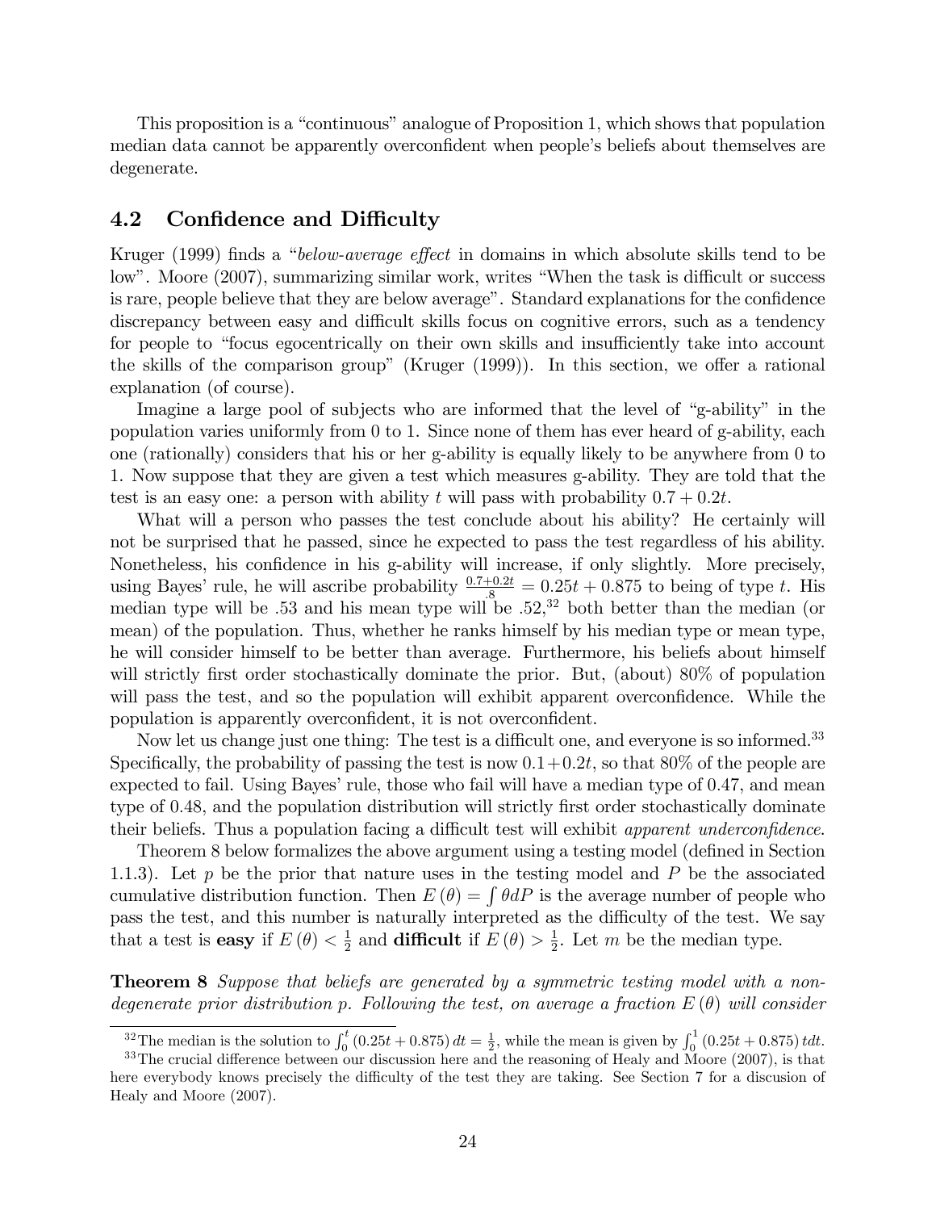This proposition is a "continuous" analogue of Proposition 1, which shows that population median data cannot be apparently overconfident when people's beliefs about themselves are degenerate.

## 4.2 Confidence and Difficulty

Kruger (1999) finds a "*below-average effect* in domains in which absolute skills tend to be low". Moore (2007), summarizing similar work, writes "When the task is difficult or success is rare, people believe that they are below average". Standard explanations for the confidence discrepancy between easy and difficult skills focus on cognitive errors, such as a tendency for people to "focus egocentrically on their own skills and insufficiently take into account the skills of the comparison group" (Kruger (1999)). In this section, we offer a rational explanation (of course).

Imagine a large pool of subjects who are informed that the level of "g-ability" in the population varies uniformly from 0 to 1. Since none of them has ever heard of g-ability, each one (rationally) considers that his or her g-ability is equally likely to be anywhere from 0 to 1. Now suppose that they are given a test which measures g-ability. They are told that the test is an easy one: a person with ability $t$ will pass with probability $0.7 + 0.2t$.

What will a person who passes the test conclude about his ability? He certainly will not be surprised that he passed, since he expected to pass the test regardless of his ability. Nonetheless, his confidence in his g-ability will increase, if only slightly. More precisely, using Bayes' rule, he will ascribe probability $\frac{0.7+0.2t}{.8} = 0.25t + 0.875$ to being of type $t$. His median type will be .53 and his mean type will be .52,[32] both better than the median (or mean) of the population. Thus, whether he ranks himself by his median type or mean type, he will consider himself to be better than average. Furthermore, his beliefs about himself will strictly first order stochastically dominate the prior. But, (about) 80% of population will pass the test, and so the population will exhibit apparent overconfidence. While the population is apparently overconfident, it is not overconfident.

Now let us change just one thing: The test is a difficult one, and everyone is so informed.[33] Specifically, the probability of passing the test is now $0.1+0.2t$, so that 80% of the people are expected to fail. Using Bayes' rule, those who fail will have a median type of 0.47, and mean type of 0.48, and the population distribution will strictly first order stochastically dominate their beliefs. Thus a population facing a difficult test will exhibit *apparent underconfidence*.

Theorem 8 below formalizes the above argument using a testing model (defined in Section 1.1.3). Let $p$ be the prior that nature uses in the testing model and $P$ be the associated cumulative distribution function. Then $E(\theta) = \int \theta dP$ is the average number of people who pass the test, and this number is naturally interpreted as the difficulty of the test. We say that a test is **easy** if $E(\theta) < \frac{1}{2}$ and **difficult** if $E(\theta) > \frac{1}{2}$. Let $m$ be the median type.

**Theorem 8** *Suppose that beliefs are generated by a symmetric testing model with a non-degenerate prior distribution p. Following the test, on average a fraction $E(\theta)$ will consider*

[32] The median is the solution to $\int_0^t (0.25t + 0.875)\,dt = \frac{1}{2}$, while the mean is given by $\int_0^1 (0.25t + 0.875)\,tdt$.

[33] The crucial difference between our discussion here and the reasoning of Healy and Moore (2007), is that here everybody knows precisely the difficulty of the test they are taking. See Section 7 for a discusion of Healy and Moore (2007).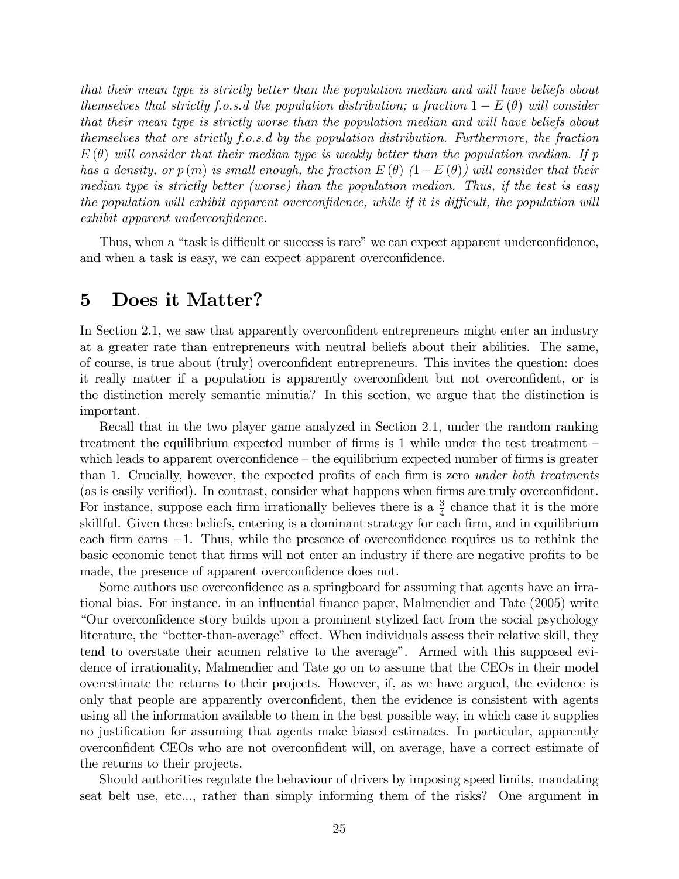*that their mean type is strictly better than the population median and will have beliefs about themselves that strictly f.o.s.d the population distribution; a fraction $1 - E(\theta)$ will consider that their mean type is strictly worse than the population median and will have beliefs about themselves that are strictly f.o.s.d by the population distribution. Furthermore, the fraction $E(\theta)$ will consider that their median type is weakly better than the population median. If $p$ has a density, or $p(m)$ is small enough, the fraction $E(\theta)$ $(1 - E(\theta))$ will consider that their median type is strictly better (worse) than the population median. Thus, if the test is easy the population will exhibit apparent overconfidence, while if it is difficult, the population will exhibit apparent underconfidence.*

Thus, when a "task is difficult or success is rare" we can expect apparent underconfidence, and when a task is easy, we can expect apparent overconfidence.

# 5 Does it Matter?

In Section 2.1, we saw that apparently overconfident entrepreneurs might enter an industry at a greater rate than entrepreneurs with neutral beliefs about their abilities. The same, of course, is true about (truly) overconfident entrepreneurs. This invites the question: does it really matter if a population is apparently overconfident but not overconfident, or is the distinction merely semantic minutia? In this section, we argue that the distinction is important.

Recall that in the two player game analyzed in Section 2.1, under the random ranking treatment the equilibrium expected number of firms is 1 while under the test treatment – which leads to apparent overconfidence – the equilibrium expected number of firms is greater than 1. Crucially, however, the expected profits of each firm is zero *under both treatments* (as is easily verified). In contrast, consider what happens when firms are truly overconfident. For instance, suppose each firm irrationally believes there is a $\frac{3}{4}$ chance that it is the more skillful. Given these beliefs, entering is a dominant strategy for each firm, and in equilibrium each firm earns $-1$. Thus, while the presence of overconfidence requires us to rethink the basic economic tenet that firms will not enter an industry if there are negative profits to be made, the presence of apparent overconfidence does not.

Some authors use overconfidence as a springboard for assuming that agents have an irrational bias. For instance, in an influential finance paper, Malmendier and Tate (2005) write "Our overconfidence story builds upon a prominent stylized fact from the social psychology literature, the "better-than-average" effect. When individuals assess their relative skill, they tend to overstate their acumen relative to the average". Armed with this supposed evidence of irrationality, Malmendier and Tate go on to assume that the CEOs in their model overestimate the returns to their projects. However, if, as we have argued, the evidence is only that people are apparently overconfident, then the evidence is consistent with agents using all the information available to them in the best possible way, in which case it supplies no justification for assuming that agents make biased estimates. In particular, apparently overconfident CEOs who are not overconfident will, on average, have a correct estimate of the returns to their projects.

Should authorities regulate the behaviour of drivers by imposing speed limits, mandating seat belt use, etc..., rather than simply informing them of the risks? One argument in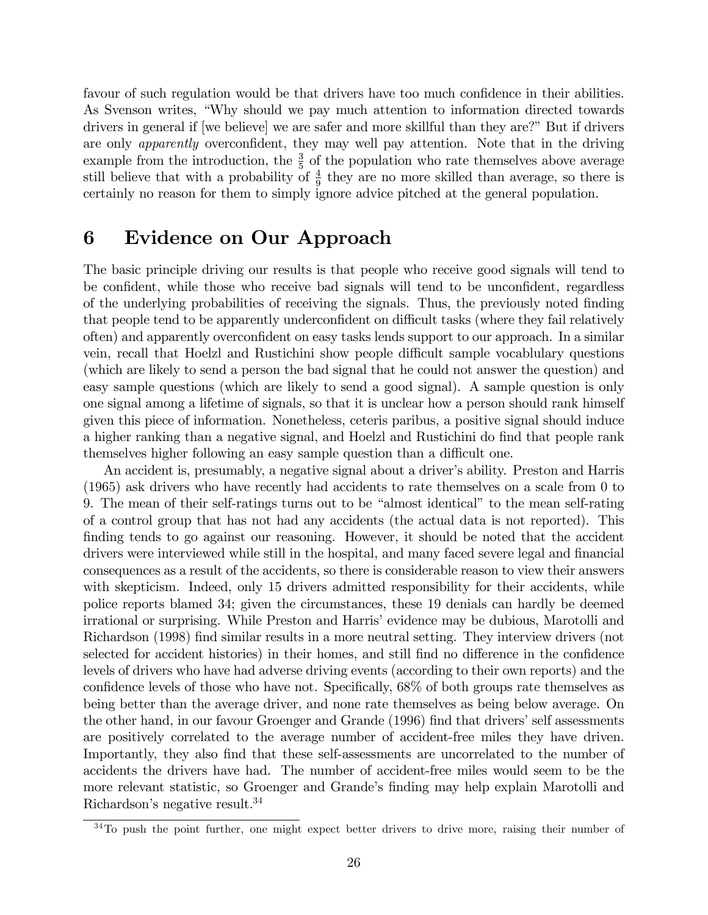favour of such regulation would be that drivers have too much confidence in their abilities. As Svenson writes, "Why should we pay much attention to information directed towards drivers in general if [we believe] we are safer and more skillful than they are?" But if drivers are only *apparently* overconfident, they may well pay attention. Note that in the driving example from the introduction, the $\frac{3}{5}$ of the population who rate themselves above average still believe that with a probability of $\frac{4}{9}$ they are no more skilled than average, so there is certainly no reason for them to simply ignore advice pitched at the general population.

# 6 Evidence on Our Approach

The basic principle driving our results is that people who receive good signals will tend to be confident, while those who receive bad signals will tend to be unconfident, regardless of the underlying probabilities of receiving the signals. Thus, the previously noted finding that people tend to be apparently underconfident on difficult tasks (where they fail relatively often) and apparently overconfident on easy tasks lends support to our approach. In a similar vein, recall that Hoelzl and Rustichini show people difficult sample vocablulary questions (which are likely to send a person the bad signal that he could not answer the question) and easy sample questions (which are likely to send a good signal). A sample question is only one signal among a lifetime of signals, so that it is unclear how a person should rank himself given this piece of information. Nonetheless, ceteris paribus, a positive signal should induce a higher ranking than a negative signal, and Hoelzl and Rustichini do find that people rank themselves higher following an easy sample question than a difficult one.

An accident is, presumably, a negative signal about a driver's ability. Preston and Harris (1965) ask drivers who have recently had accidents to rate themselves on a scale from 0 to 9. The mean of their self-ratings turns out to be "almost identical" to the mean self-rating of a control group that has not had any accidents (the actual data is not reported). This finding tends to go against our reasoning. However, it should be noted that the accident drivers were interviewed while still in the hospital, and many faced severe legal and financial consequences as a result of the accidents, so there is considerable reason to view their answers with skepticism. Indeed, only 15 drivers admitted responsibility for their accidents, while police reports blamed 34; given the circumstances, these 19 denials can hardly be deemed irrational or surprising. While Preston and Harris' evidence may be dubious, Marotolli and Richardson (1998) find similar results in a more neutral setting. They interview drivers (not selected for accident histories) in their homes, and still find no difference in the confidence levels of drivers who have had adverse driving events (according to their own reports) and the confidence levels of those who have not. Specifically, 68% of both groups rate themselves as being better than the average driver, and none rate themselves as being below average. On the other hand, in our favour Groenger and Grande (1996) find that drivers' self assessments are positively correlated to the average number of accident-free miles they have driven. Importantly, they also find that these self-assessments are uncorrelated to the number of accidents the drivers have had. The number of accident-free miles would seem to be the more relevant statistic, so Groenger and Grande's finding may help explain Marotolli and Richardson's negative result.[34]

[34] To push the point further, one might expect better drivers to drive more, raising their number of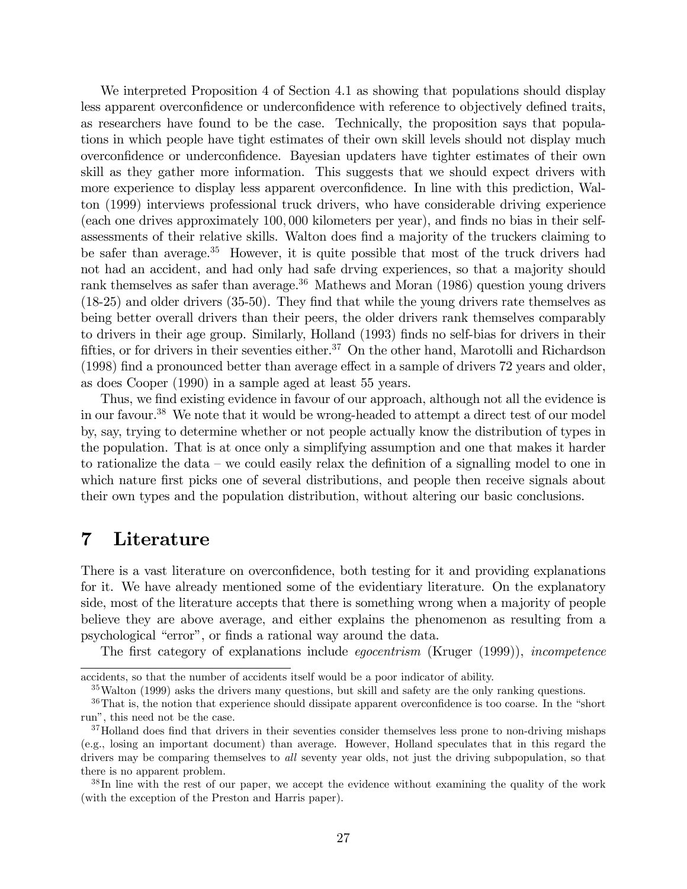We interpreted Proposition 4 of Section 4.1 as showing that populations should display less apparent overconfidence or underconfidence with reference to objectively defined traits, as researchers have found to be the case. Technically, the proposition says that populations in which people have tight estimates of their own skill levels should not display much overconfidence or underconfidence. Bayesian updaters have tighter estimates of their own skill as they gather more information. This suggests that we should expect drivers with more experience to display less apparent overconfidence. In line with this prediction, Walton (1999) interviews professional truck drivers, who have considerable driving experience (each one drives approximately 100,000 kilometers per year), and finds no bias in their self-assessments of their relative skills. Walton does find a majority of the truckers claiming to be safer than average.[35] However, it is quite possible that most of the truck drivers had not had an accident, and had only had safe drving experiences, so that a majority should rank themselves as safer than average.[36] Mathews and Moran (1986) question young drivers (18-25) and older drivers (35-50). They find that while the young drivers rate themselves as being better overall drivers than their peers, the older drivers rank themselves comparably to drivers in their age group. Similarly, Holland (1993) finds no self-bias for drivers in their fifties, or for drivers in their seventies either.[37] On the other hand, Marotolli and Richardson (1998) find a pronounced better than average effect in a sample of drivers 72 years and older, as does Cooper (1990) in a sample aged at least 55 years.

Thus, we find existing evidence in favour of our approach, although not all the evidence is in our favour.[38] We note that it would be wrong-headed to attempt a direct test of our model by, say, trying to determine whether or not people actually know the distribution of types in the population. That is at once only a simplifying assumption and one that makes it harder to rationalize the data – we could easily relax the definition of a signalling model to one in which nature first picks one of several distributions, and people then receive signals about their own types and the population distribution, without altering our basic conclusions.

# 7 Literature

There is a vast literature on overconfidence, both testing for it and providing explanations for it. We have already mentioned some of the evidentiary literature. On the explanatory side, most of the literature accepts that there is something wrong when a majority of people believe they are above average, and either explains the phenomenon as resulting from a psychological "error", or finds a rational way around the data.

The first category of explanations include *egocentrism* (Kruger (1999)), *incompetence*

---

accidents, so that the number of accidents itself would be a poor indicator of ability.

[35] Walton (1999) asks the drivers many questions, but skill and safety are the only ranking questions.

[36] That is, the notion that experience should dissipate apparent overconfidence is too coarse. In the "short run", this need not be the case.

[37] Holland does find that drivers in their seventies consider themselves less prone to non-driving mishaps (e.g., losing an important document) than average. However, Holland speculates that in this regard the drivers may be comparing themselves to *all* seventy year olds, not just the driving subpopulation, so that there is no apparent problem.

[38] In line with the rest of our paper, we accept the evidence without examining the quality of the work (with the exception of the Preston and Harris paper).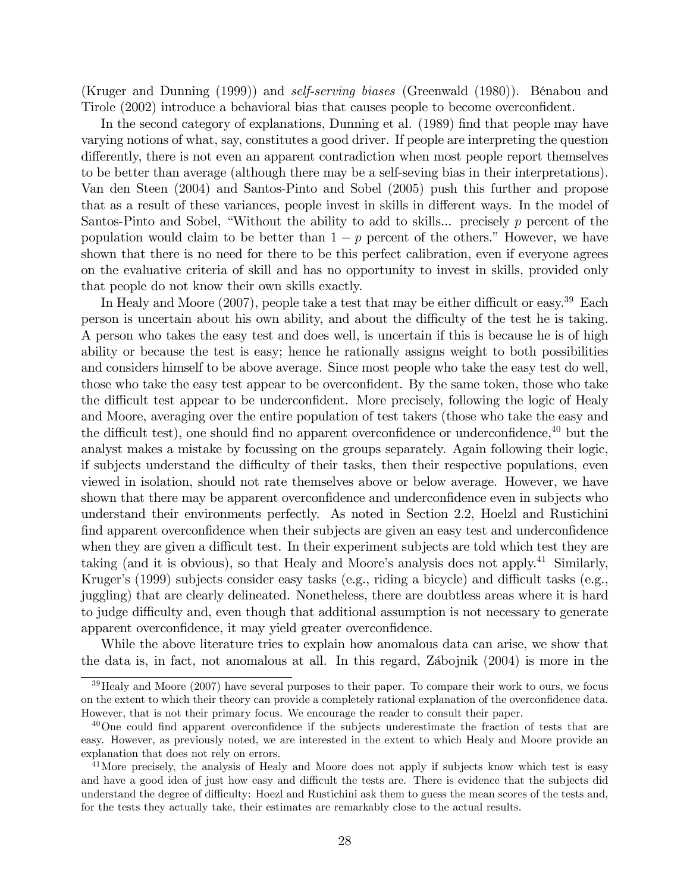(Kruger and Dunning (1999)) and *self-serving biases* (Greenwald (1980)). Bénabou and Tirole (2002) introduce a behavioral bias that causes people to become overconfident.

In the second category of explanations, Dunning et al. (1989) find that people may have varying notions of what, say, constitutes a good driver. If people are interpreting the question differently, there is not even an apparent contradiction when most people report themselves to be better than average (although there may be a self-seving bias in their interpretations). Van den Steen (2004) and Santos-Pinto and Sobel (2005) push this further and propose that as a result of these variances, people invest in skills in different ways. In the model of Santos-Pinto and Sobel, "Without the ability to add to skills... precisely $p$ percent of the population would claim to be better than $1-p$ percent of the others." However, we have shown that there is no need for there to be this perfect calibration, even if everyone agrees on the evaluative criteria of skill and has no opportunity to invest in skills, provided only that people do not know their own skills exactly.

In Healy and Moore (2007), people take a test that may be either difficult or easy.[39] Each person is uncertain about his own ability, and about the difficulty of the test he is taking. A person who takes the easy test and does well, is uncertain if this is because he is of high ability or because the test is easy; hence he rationally assigns weight to both possibilities and considers himself to be above average. Since most people who take the easy test do well, those who take the easy test appear to be overconfident. By the same token, those who take the difficult test appear to be underconfident. More precisely, following the logic of Healy and Moore, averaging over the entire population of test takers (those who take the easy and the difficult test), one should find no apparent overconfidence or underconfidence,[40] but the analyst makes a mistake by focussing on the groups separately. Again following their logic, if subjects understand the difficulty of their tasks, then their respective populations, even viewed in isolation, should not rate themselves above or below average. However, we have shown that there may be apparent overconfidence and underconfidence even in subjects who understand their environments perfectly. As noted in Section 2.2, Hoelzl and Rustichini find apparent overconfidence when their subjects are given an easy test and underconfidence when they are given a difficult test. In their experiment subjects are told which test they are taking (and it is obvious), so that Healy and Moore's analysis does not apply.[41] Similarly, Kruger's (1999) subjects consider easy tasks (e.g., riding a bicycle) and difficult tasks (e.g., juggling) that are clearly delineated. Nonetheless, there are doubtless areas where it is hard to judge difficulty and, even though that additional assumption is not necessary to generate apparent overconfidence, it may yield greater overconfidence.

While the above literature tries to explain how anomalous data can arise, we show that the data is, in fact, not anomalous at all. In this regard, Zábojnik (2004) is more in the

---

[39] Healy and Moore (2007) have several purposes to their paper. To compare their work to ours, we focus on the extent to which their theory can provide a completely rational explanation of the overconfidence data. However, that is not their primary focus. We encourage the reader to consult their paper.

[40] One could find apparent overconfidence if the subjects underestimate the fraction of tests that are easy. However, as previously noted, we are interested in the extent to which Healy and Moore provide an explanation that does not rely on errors.

[41] More precisely, the analysis of Healy and Moore does not apply if subjects know which test is easy and have a good idea of just how easy and difficult the tests are. There is evidence that the subjects did understand the degree of difficulty: Hoezl and Rustichini ask them to guess the mean scores of the tests and, for the tests they actually take, their estimates are remarkably close to the actual results.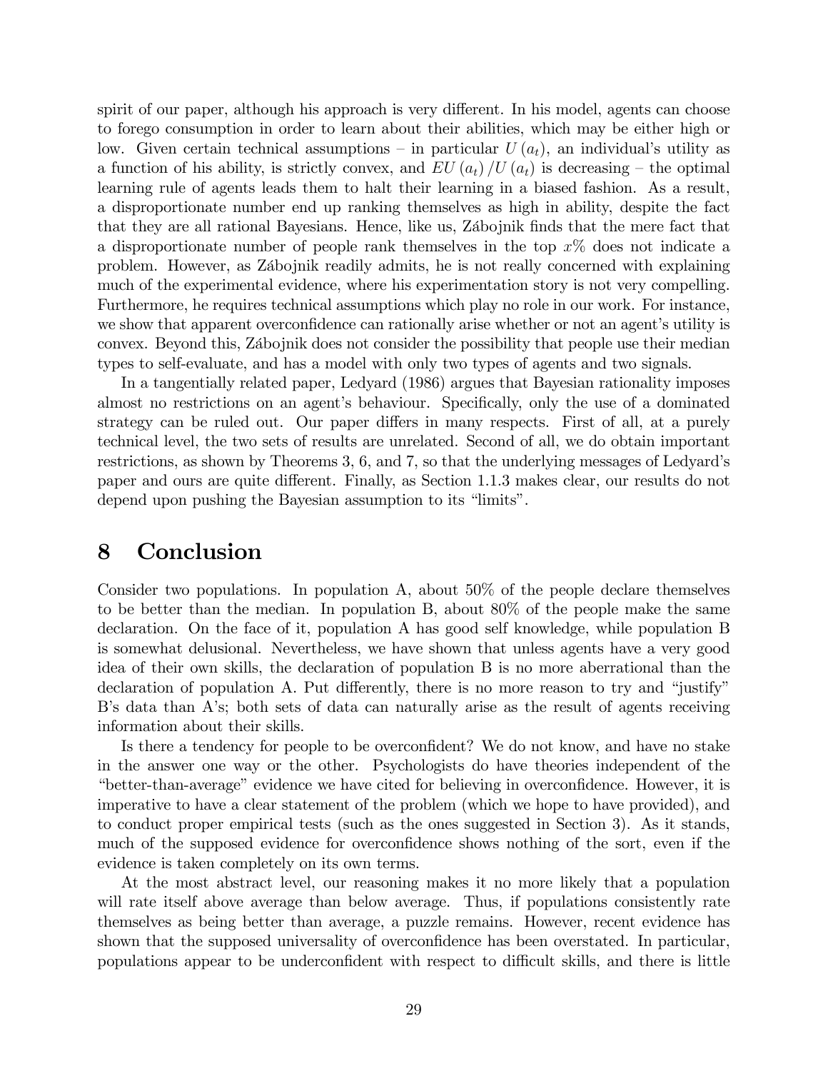spirit of our paper, although his approach is very different. In his model, agents can choose to forego consumption in order to learn about their abilities, which may be either high or low. Given certain technical assumptions – in particular $U(a_t)$, an individual's utility as a function of his ability, is strictly convex, and $EU(a_t)/U(a_t)$ is decreasing – the optimal learning rule of agents leads them to halt their learning in a biased fashion. As a result, a disproportionate number end up ranking themselves as high in ability, despite the fact that they are all rational Bayesians. Hence, like us, Zábojnik finds that the mere fact that a disproportionate number of people rank themselves in the top $x\%$ does not indicate a problem. However, as Zábojnik readily admits, he is not really concerned with explaining much of the experimental evidence, where his experimentation story is not very compelling. Furthermore, he requires technical assumptions which play no role in our work. For instance, we show that apparent overconfidence can rationally arise whether or not an agent's utility is convex. Beyond this, Zábojnik does not consider the possibility that people use their median types to self-evaluate, and has a model with only two types of agents and two signals.

In a tangentially related paper, Ledyard (1986) argues that Bayesian rationality imposes almost no restrictions on an agent's behaviour. Specifically, only the use of a dominated strategy can be ruled out. Our paper differs in many respects. First of all, at a purely technical level, the two sets of results are unrelated. Second of all, we do obtain important restrictions, as shown by Theorems 3, 6, and 7, so that the underlying messages of Ledyard's paper and ours are quite different. Finally, as Section 1.1.3 makes clear, our results do not depend upon pushing the Bayesian assumption to its "limits".

# 8 Conclusion

Consider two populations. In population A, about 50% of the people declare themselves to be better than the median. In population B, about 80% of the people make the same declaration. On the face of it, population A has good self knowledge, while population B is somewhat delusional. Nevertheless, we have shown that unless agents have a very good idea of their own skills, the declaration of population B is no more aberrational than the declaration of population A. Put differently, there is no more reason to try and "justify" B's data than A's; both sets of data can naturally arise as the result of agents receiving information about their skills.

Is there a tendency for people to be overconfident? We do not know, and have no stake in the answer one way or the other. Psychologists do have theories independent of the "better-than-average" evidence we have cited for believing in overconfidence. However, it is imperative to have a clear statement of the problem (which we hope to have provided), and to conduct proper empirical tests (such as the ones suggested in Section 3). As it stands, much of the supposed evidence for overconfidence shows nothing of the sort, even if the evidence is taken completely on its own terms.

At the most abstract level, our reasoning makes it no more likely that a population will rate itself above average than below average. Thus, if populations consistently rate themselves as being better than average, a puzzle remains. However, recent evidence has shown that the supposed universality of overconfidence has been overstated. In particular, populations appear to be underconfident with respect to difficult skills, and there is little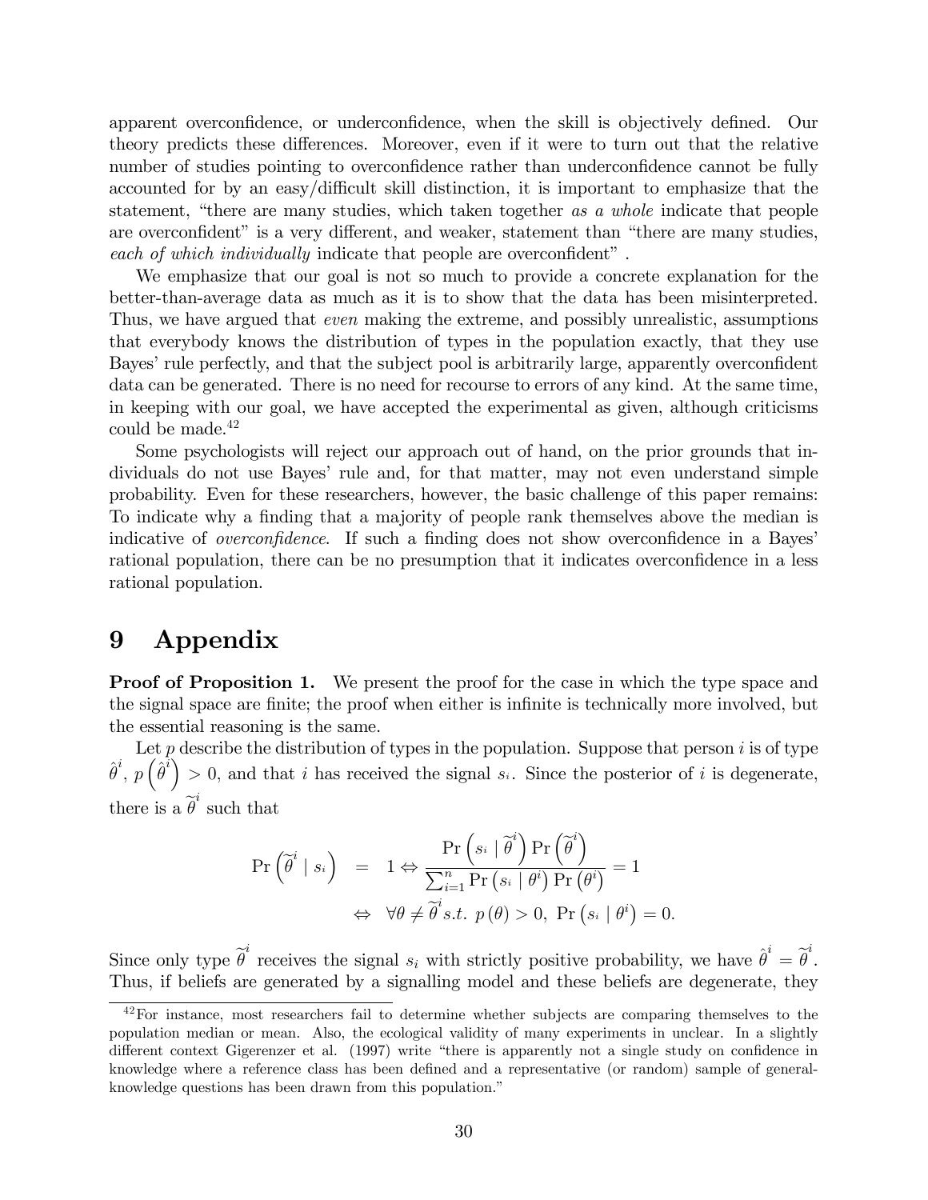apparent overconfidence, or underconfidence, when the skill is objectively defined. Our theory predicts these differences. Moreover, even if it were to turn out that the relative number of studies pointing to overconfidence rather than underconfidence cannot be fully accounted for by an easy/difficult skill distinction, it is important to emphasize that the statement, "there are many studies, which taken together *as a whole* indicate that people are overconfident" is a very different, and weaker, statement than "there are many studies, *each of which individually* indicate that people are overconfident" .

We emphasize that our goal is not so much to provide a concrete explanation for the better-than-average data as much as it is to show that the data has been misinterpreted. Thus, we have argued that *even* making the extreme, and possibly unrealistic, assumptions that everybody knows the distribution of types in the population exactly, that they use Bayes' rule perfectly, and that the subject pool is arbitrarily large, apparently overconfident data can be generated. There is no need for recourse to errors of any kind. At the same time, in keeping with our goal, we have accepted the experimental as given, although criticisms could be made.[42]

Some psychologists will reject our approach out of hand, on the prior grounds that individuals do not use Bayes' rule and, for that matter, may not even understand simple probability. Even for these researchers, however, the basic challenge of this paper remains: To indicate why a finding that a majority of people rank themselves above the median is indicative of *overconfidence*. If such a finding does not show overconfidence in a Bayes' rational population, there can be no presumption that it indicates overconfidence in a less rational population.

# 9 Appendix

**Proof of Proposition 1.** We present the proof for the case in which the type space and the signal space are finite; the proof when either is infinite is technically more involved, but the essential reasoning is the same.

Let $p$ describe the distribution of types in the population. Suppose that person $i$ is of type $\hat{\theta}^i$, $p\left(\hat{\theta}^i\right) > 0$, and that $i$ has received the signal $s_i$. Since the posterior of $i$ is degenerate, there is a $\widetilde{\theta}^i$ such that

$$
\begin{aligned}
\Pr\left(\widetilde{\theta}^i \mid s_i\right) &= 1 \Leftrightarrow \frac{\Pr\left(s_i \mid \widetilde{\theta}^i\right)\Pr\left(\widetilde{\theta}^i\right)}{\sum_{i=1}^{n}\Pr\left(s_i \mid \theta^i\right)\Pr\left(\theta^i\right)} = 1 \\
&\Leftrightarrow \forall \theta \neq \widetilde{\theta}^i s.t.\ p\left(\theta\right) > 0,\ \Pr\left(s_i \mid \theta^i\right) = 0.
\end{aligned}
$$

Since only type $\widetilde{\theta}^i$ receives the signal $s_i$ with strictly positive probability, we have $\hat{\theta}^i = \widetilde{\theta}^i$. Thus, if beliefs are generated by a signalling model and these beliefs are degenerate, they

[42] For instance, most researchers fail to determine whether subjects are comparing themselves to the population median or mean. Also, the ecological validity of many experiments in unclear. In a slightly different context Gigerenzer et al. (1997) write "there is apparently not a single study on confidence in knowledge where a reference class has been defined and a representative (or random) sample of general-knowledge questions has been drawn from this population."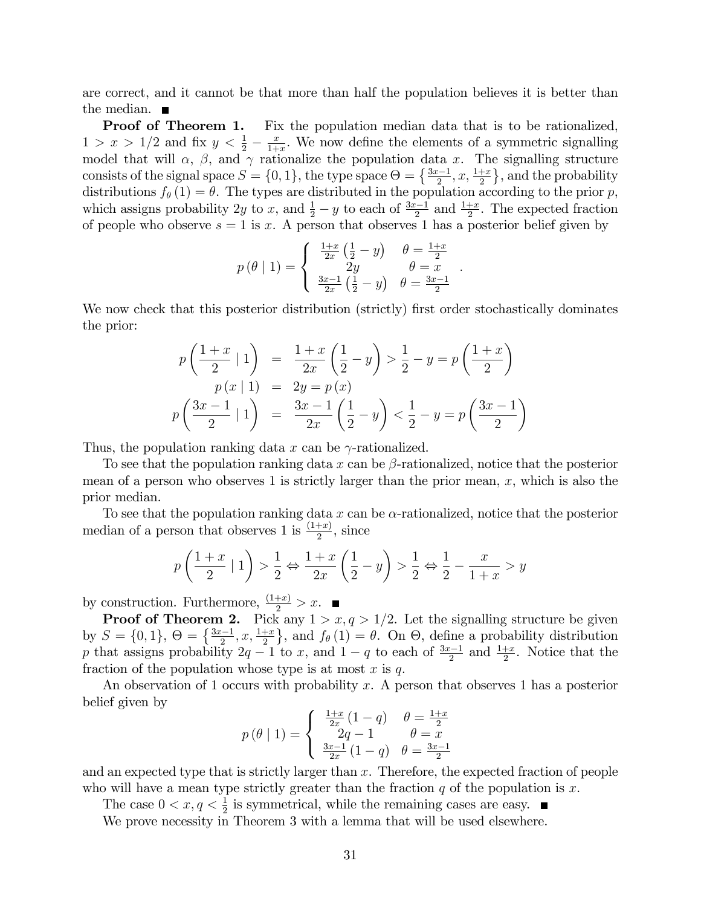are correct, and it cannot be that more than half the population believes it is better than the median. ■

**Proof of Theorem 1.** Fix the population median data that is to be rationalized, $1 > x > 1/2$ and fix $y < \frac{1}{2} - \frac{x}{1+x}$. We now define the elements of a symmetric signalling model that will $\alpha$, $\beta$, and $\gamma$ rationalize the population data $x$. The signalling structure consists of the signal space $S = \{0, 1\}$, the type space $\Theta = \left\{\frac{3x-1}{2}, x, \frac{1+x}{2}\right\}$, and the probability distributions $f_\theta(1) = \theta$. The types are distributed in the population according to the prior $p$, which assigns probability $2y$ to $x$, and $\frac{1}{2} - y$ to each of $\frac{3x-1}{2}$ and $\frac{1+x}{2}$. The expected fraction of people who observe $s = 1$ is $x$. A person that observes 1 has a posterior belief given by

$$p(\theta \mid 1) = \begin{cases} \frac{1+x}{2x}\left(\frac{1}{2} - y\right) & \theta = \frac{1+x}{2} \\ 2y & \theta = x \\ \frac{3x-1}{2x}\left(\frac{1}{2} - y\right) & \theta = \frac{3x-1}{2} \end{cases}.$$

We now check that this posterior distribution (strictly) first order stochastically dominates the prior:

$$\begin{aligned} p\left(\frac{1+x}{2} \mid 1\right) &= \frac{1+x}{2x}\left(\frac{1}{2} - y\right) > \frac{1}{2} - y = p\left(\frac{1+x}{2}\right) \\ p(x \mid 1) &= 2y = p(x) \\ p\left(\frac{3x-1}{2} \mid 1\right) &= \frac{3x-1}{2x}\left(\frac{1}{2} - y\right) < \frac{1}{2} - y = p\left(\frac{3x-1}{2}\right) \end{aligned}$$

Thus, the population ranking data $x$ can be $\gamma$-rationalized.

To see that the population ranking data $x$ can be $\beta$-rationalized, notice that the posterior mean of a person who observes 1 is strictly larger than the prior mean, $x$, which is also the prior median.

To see that the population ranking data $x$ can be $\alpha$-rationalized, notice that the posterior median of a person that observes 1 is $\frac{(1+x)}{2}$, since

$$p\left(\frac{1+x}{2} \mid 1\right) > \frac{1}{2} \Leftrightarrow \frac{1+x}{2x}\left(\frac{1}{2} - y\right) > \frac{1}{2} \Leftrightarrow \frac{1}{2} - \frac{x}{1+x} > y$$

by construction. Furthermore, $\frac{(1+x)}{2} > x$. ■

**Proof of Theorem 2.** Pick any $1 > x, q > 1/2$. Let the signalling structure be given by $S = \{0, 1\}$, $\Theta = \left\{\frac{3x-1}{2}, x, \frac{1+x}{2}\right\}$, and $f_\theta(1) = \theta$. On $\Theta$, define a probability distribution $p$ that assigns probability $2q - 1$ to $x$, and $1 - q$ to each of $\frac{3x-1}{2}$ and $\frac{1+x}{2}$. Notice that the fraction of the population whose type is at most $x$ is $q$.

An observation of 1 occurs with probability $x$. A person that observes 1 has a posterior belief given by

$$p(\theta \mid 1) = \begin{cases} \frac{1+x}{2x}(1 - q) & \theta = \frac{1+x}{2} \\ 2q - 1 & \theta = x \\ \frac{3x-1}{2x}(1 - q) & \theta = \frac{3x-1}{2} \end{cases}$$

and an expected type that is strictly larger than $x$. Therefore, the expected fraction of people who will have a mean type strictly greater than the fraction $q$ of the population is $x$.

The case $0 < x, q < \frac{1}{2}$ is symmetrical, while the remaining cases are easy. ■

We prove necessity in Theorem 3 with a lemma that will be used elsewhere.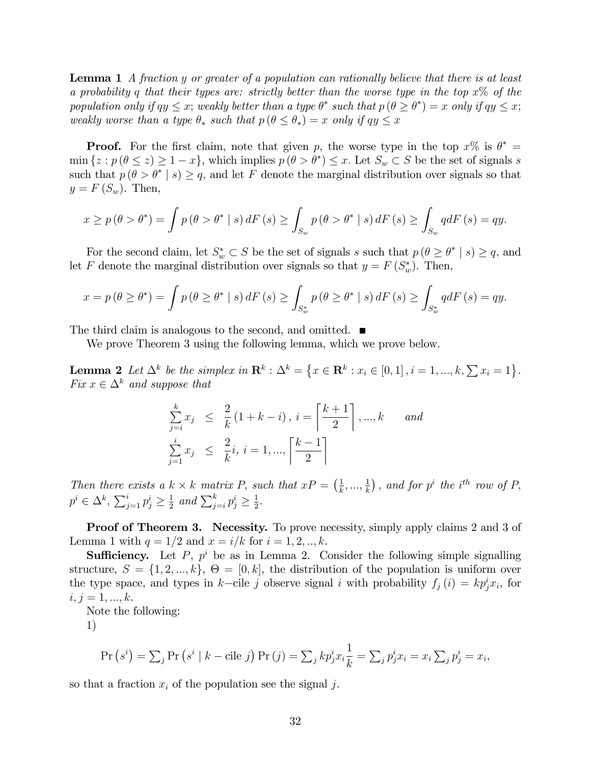**Lemma 1** *A fraction $y$ or greater of a population can rationally believe that there is at least a probability $q$ that their types are: strictly better than the worse type in the top $x$% of the population only if $qy \leq x$; weakly better than a type $\theta^*$ such that $p(\theta \geq \theta^*) = x$ only if $qy \leq x$; weakly worse than a type $\theta_*$ such that $p(\theta \leq \theta_*) = x$ only if $qy \leq x$*

**Proof.** For the first claim, note that given $p$, the worse type in the top $x$% is $\theta^* = \min\{z : p(\theta \leq z) \geq 1 - x\}$, which implies $p(\theta > \theta^*) \leq x$. Let $S_w \subset S$ be the set of signals $s$ such that $p(\theta > \theta^* \mid s) \geq q$, and let $F$ denote the marginal distribution over signals so that $y = F(S_w)$. Then,

$$x \geq p(\theta > \theta^*) = \int p(\theta > \theta^* \mid s)\, dF(s) \geq \int_{S_w} p(\theta > \theta^* \mid s)\, dF(s) \geq \int_{S_w} q dF(s) = qy.$$

For the second claim, let $S_w^* \subset S$ be the set of signals $s$ such that $p(\theta \geq \theta^* \mid s) \geq q$, and let $F$ denote the marginal distribution over signals so that $y = F(S_w^*)$. Then,

$$x = p(\theta \geq \theta^*) = \int p(\theta \geq \theta^* \mid s)\, dF(s) \geq \int_{S_w^*} p(\theta \geq \theta^* \mid s)\, dF(s) \geq \int_{S_w^*} q dF(s) = qy.$$

The third claim is analogous to the second, and omitted. ■

We prove Theorem 3 using the following lemma, which we prove below.

**Lemma 2** *Let $\Delta^k$ be the simplex in $\mathbf{R}^k$ : $\Delta^k = \left\{x \in \mathbf{R}^k : x_i \in [0,1], i = 1, ..., k, \sum x_i = 1\right\}$. Fix $x \in \Delta^k$ and suppose that*

$$\begin{aligned}
\sum_{j=i}^{k} x_j &\leq \frac{2}{k}(1 + k - i),\ i = \left\lceil \frac{k+1}{2} \right\rceil, ..., k \qquad and \\
\sum_{j=1}^{i} x_j &\leq \frac{2}{k} i,\ i = 1, ..., \left\lceil \frac{k-1}{2} \right\rceil
\end{aligned}$$

*Then there exists a $k \times k$ matrix $P$, such that $xP = \left(\frac{1}{k}, ..., \frac{1}{k}\right)$, and for $p^i$ the $i^{th}$ row of $P$, $p^i \in \Delta^k$, $\sum_{j=1}^{i} p_j^i \geq \frac{1}{2}$ and $\sum_{j=i}^{k} p_j^i \geq \frac{1}{2}$.*

**Proof of Theorem 3. Necessity.** To prove necessity, simply apply claims 2 and 3 of Lemma 1 with $q = 1/2$ and $x = i/k$ for $i = 1, 2, .., k$.

**Sufficiency.** Let $P$, $p^i$ be as in Lemma 2. Consider the following simple signalling structure, $S = \{1, 2, ..., k\}$, $\Theta = [0, k]$, the distribution of the population is uniform over the type space, and types in $k-$cile $j$ observe signal $i$ with probability $f_j(i) = kp_j^i x_i$, for $i, j = 1, ..., k$.

Note the following:

1)

$$\Pr\left(s^i\right) = \textstyle\sum_j \Pr\left(s^i \mid k - \text{cile } j\right) \Pr(j) = \sum_j kp_j^i x_i \frac{1}{k} = \sum_j p_j^i x_i = x_i \sum_j p_j^i = x_i,$$

so that a fraction $x_i$ of the population see the signal $j$.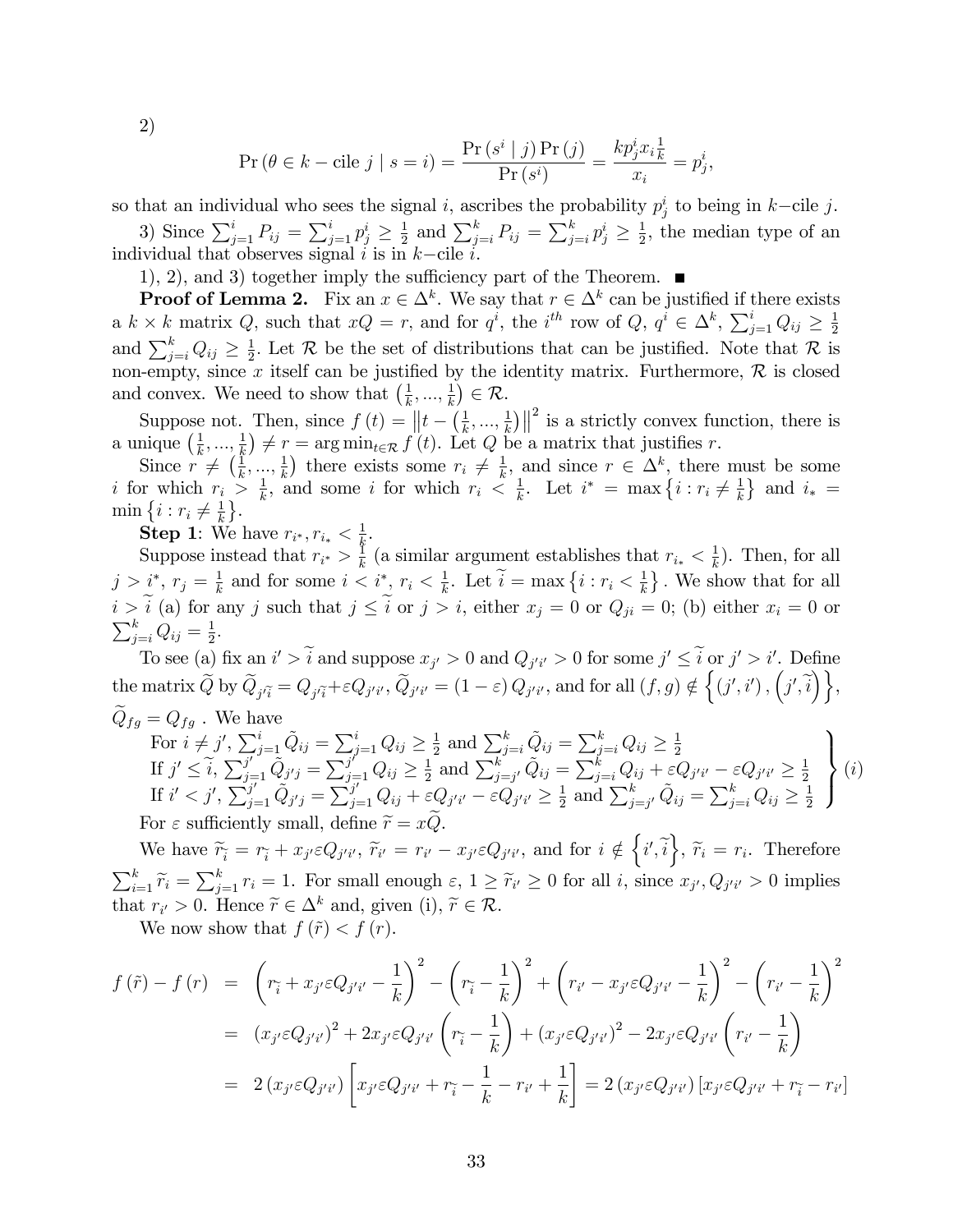2)

$$\Pr\left(\theta \in k-\text{cile } j \mid s=i\right)=\frac{\Pr\left(s^{i}\mid j\right)\Pr\left(j\right)}{\Pr\left(s^{i}\right)}=\frac{kp_{j}^{i}x_{i}\frac{1}{k}}{x_{i}}=p_{j}^{i},$$

so that an individual who sees the signal $i$, ascribes the probability $p_j^i$ to being in $k-$cile $j$.

3) Since $\sum_{j=1}^{i} P_{ij} = \sum_{j=1}^{i} p_j^i \geq \frac{1}{2}$ and $\sum_{j=i}^{k} P_{ij} = \sum_{j=i}^{k} p_j^i \geq \frac{1}{2}$, the median type of an individual that observes signal $i$ is in $k-$cile $i$.

1), 2), and 3) together imply the sufficiency part of the Theorem. ■

**Proof of Lemma 2.** Fix an $x \in \Delta^k$. We say that $r \in \Delta^k$ can be justified if there exists a $k \times k$ matrix $Q$, such that $xQ = r$, and for $q^i$, the $i^{th}$ row of $Q$, $q^i \in \Delta^k$, $\sum_{j=1}^{i} Q_{ij} \geq \frac{1}{2}$ and $\sum_{j=i}^{k} Q_{ij} \geq \frac{1}{2}$. Let $\mathcal{R}$ be the set of distributions that can be justified. Note that $\mathcal{R}$ is non-empty, since $x$ itself can be justified by the identity matrix. Furthermore, $\mathcal{R}$ is closed and convex. We need to show that $\left(\frac{1}{k}, ..., \frac{1}{k}\right) \in \mathcal{R}$.

Suppose not. Then, since $f(t) = \left\|t - \left(\frac{1}{k}, ..., \frac{1}{k}\right)\right\|^2$ is a strictly convex function, there is a unique $\left(\frac{1}{k}, ..., \frac{1}{k}\right) \neq r = \arg\min_{t \in \mathcal{R}} f(t)$. Let $Q$ be a matrix that justifies $r$.

Since $r \neq \left(\frac{1}{k}, ..., \frac{1}{k}\right)$ there exists some $r_i \neq \frac{1}{k}$, and since $r \in \Delta^k$, there must be some $i$ for which $r_i > \frac{1}{k}$, and some $i$ for which $r_i < \frac{1}{k}$. Let $i^* = \max\left\{i : r_i \neq \frac{1}{k}\right\}$ and $i_* = \min\left\{i : r_i \neq \frac{1}{k}\right\}$.

**Step 1**: We have $r_{i^*}, r_{i_*} < \frac{1}{k}$.

Suppose instead that $r_{i^*} > \frac{1}{k}$ (a similar argument establishes that $r_{i_*} < \frac{1}{k}$). Then, for all $j > i^*$, $r_j = \frac{1}{k}$ and for some $i < i^*$, $r_i < \frac{1}{k}$. Let $\widetilde{i} = \max\left\{i : r_i < \frac{1}{k}\right\}$. We show that for all $i > \widetilde{i}$ (a) for any $j$ such that $j \leq \widetilde{i}$ or $j > i$, either $x_j = 0$ or $Q_{ji} = 0$; (b) either $x_i = 0$ or $\sum_{j=i}^{k} Q_{ij} = \frac{1}{2}$.

To see (a) fix an $i' > \widetilde{i}$ and suppose $x_{j'} > 0$ and $Q_{j'i'} > 0$ for some $j' \leq \widetilde{i}$ or $j' > i'$. Define the matrix $\widetilde{Q}$ by $\widetilde{Q}_{j'\widetilde{i}} = Q_{j'\widetilde{i}} + \varepsilon Q_{j'i'}$, $\widetilde{Q}_{j'i'} = (1-\varepsilon) Q_{j'i'}$, and for all $(f, g) \notin \left\{(j', i'), \left(j', \widetilde{i}\right)\right\}$, $\widetilde{Q}_{fg} = Q_{fg}$ . We have

$$\left.\begin{array}{l}
\text{For } i \neq j',\ \sum_{j=1}^{i} \tilde{Q}_{ij} = \sum_{j=1}^{i} Q_{ij} \geq \frac{1}{2} \text{ and } \sum_{j=i}^{k} \tilde{Q}_{ij} = \sum_{j=i}^{k} Q_{ij} \geq \frac{1}{2} \\
\text{If } j' \leq \widetilde{i},\ \sum_{j=1}^{j'} \tilde{Q}_{j'j} = \sum_{j=1}^{j'} Q_{ij} \geq \frac{1}{2} \text{ and } \sum_{j=j'}^{k} \tilde{Q}_{ij} = \sum_{j=i}^{k} Q_{ij} + \varepsilon Q_{j'i'} - \varepsilon Q_{j'i'} \geq \frac{1}{2} \\
\text{If } i' < j',\ \sum_{j=1}^{j'} \tilde{Q}_{j'j} = \sum_{j=1}^{j'} Q_{ij} + \varepsilon Q_{j'i'} - \varepsilon Q_{j'i'} \geq \frac{1}{2} \text{ and } \sum_{j=j'}^{k} \tilde{Q}_{ij} = \sum_{j=i}^{k} Q_{ij} \geq \frac{1}{2}
\end{array}\right\} (i)$$

For $\varepsilon$ sufficiently small, define $\widetilde{r} = x\widetilde{Q}$.

We have $\widetilde{r}_{\widetilde{i}} = r_{\widetilde{i}} + x_{j'}\varepsilon Q_{j'i'}$, $\widetilde{r}_{i'} = r_{i'} - x_{j'}\varepsilon Q_{j'i'}$, and for $i \notin \left\{i', \widetilde{i}\right\}$, $\widetilde{r}_i = r_i$. Therefore $\sum_{i=1}^{k} \widetilde{r}_i = \sum_{j=1}^{k} r_i = 1$. For small enough $\varepsilon$, $1 \geq \widetilde{r}_{i'} \geq 0$ for all $i$, since $x_{j'}, Q_{j'i'} > 0$ implies that $r_{i'} > 0$. Hence $\widetilde{r} \in \Delta^k$ and, given (i), $\widetilde{r} \in \mathcal{R}$.

We now show that $f(\tilde{r}) < f(r)$.

$$\begin{aligned}
f(\tilde{r}) - f(r) &= \left(r_{\widetilde{i}} + x_{j'}\varepsilon Q_{j'i'} - \frac{1}{k}\right)^2 - \left(r_{\widetilde{i}} - \frac{1}{k}\right)^2 + \left(r_{i'} - x_{j'}\varepsilon Q_{j'i'} - \frac{1}{k}\right)^2 - \left(r_{i'} - \frac{1}{k}\right)^2 \\
&= \left(x_{j'}\varepsilon Q_{j'i'}\right)^2 + 2x_{j'}\varepsilon Q_{j'i'}\left(r_{\widetilde{i}} - \frac{1}{k}\right) + \left(x_{j'}\varepsilon Q_{j'i'}\right)^2 - 2x_{j'}\varepsilon Q_{j'i'}\left(r_{i'} - \frac{1}{k}\right) \\
&= 2\left(x_{j'}\varepsilon Q_{j'i'}\right)\left[x_{j'}\varepsilon Q_{j'i'} + r_{\widetilde{i}} - \frac{1}{k} - r_{i'} + \frac{1}{k}\right] = 2\left(x_{j'}\varepsilon Q_{j'i'}\right)\left[x_{j'}\varepsilon Q_{j'i'} + r_{\widetilde{i}} - r_{i'}\right]
\end{aligned}$$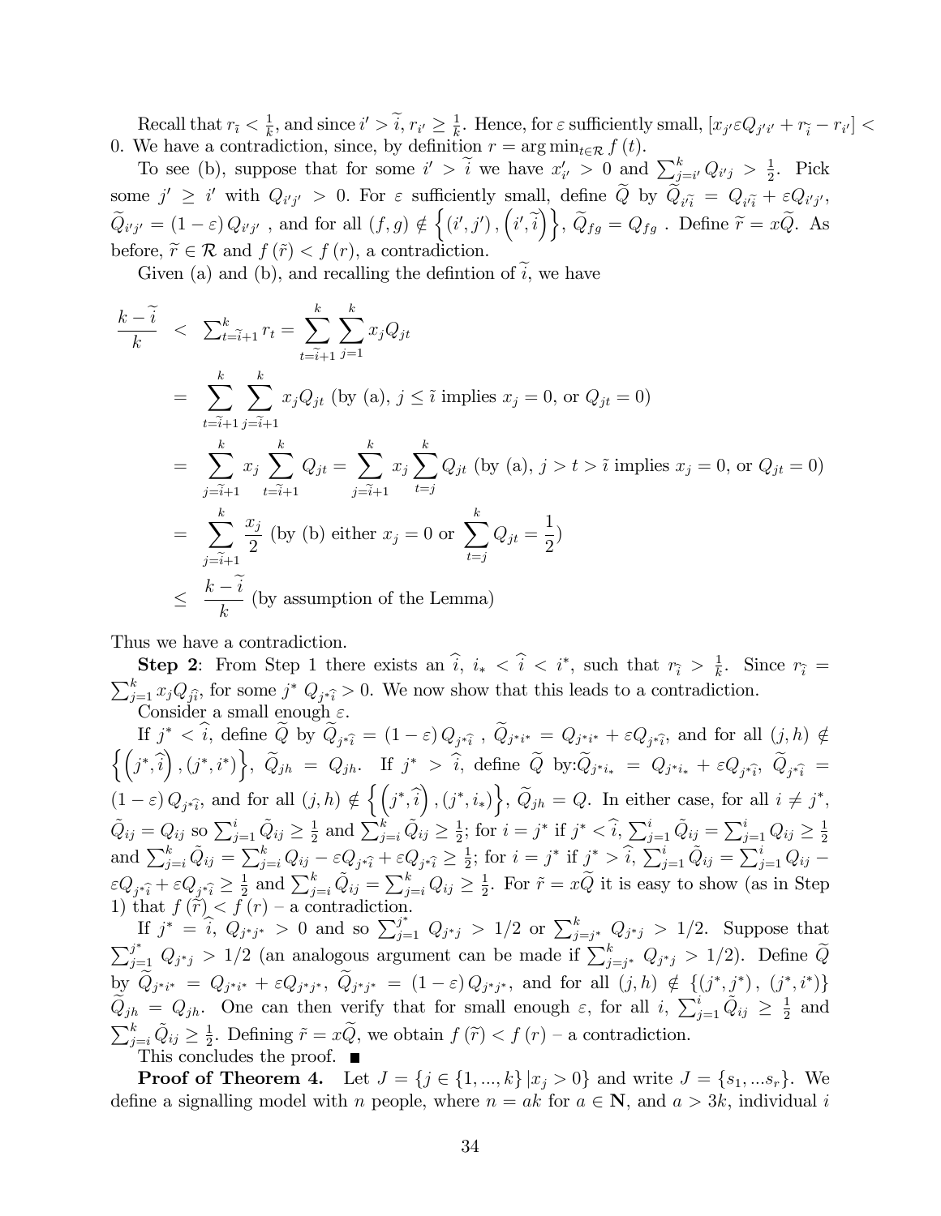Recall that $r_{\widetilde{i}} < \frac{1}{k}$, and since $i' > \widetilde{i}$, $r_{i'} \geq \frac{1}{k}$. Hence, for $\varepsilon$ sufficiently small, $[x_{j'}\varepsilon Q_{j'i'} + r_{\widetilde{i}} - r_{i'}] < 0$. We have a contradiction, since, by definition $r = \arg\min_{t\in\mathcal{R}} f(t)$.

To see (b), suppose that for some $i' > \widetilde{i}$ we have $x'_{i'} > 0$ and $\sum_{j=i'}^{k} Q_{i'j} > \frac{1}{2}$. Pick some $j' \geq i'$ with $Q_{i'j'} > 0$. For $\varepsilon$ sufficiently small, define $\widetilde{Q}$ by $\widetilde{Q}_{i'\widetilde{i}} = Q_{i'\widetilde{i}} + \varepsilon Q_{i'j'}$, $\widetilde{Q}_{i'j'} = (1-\varepsilon) Q_{i'j'}$ , and for all $(f,g) \notin \left\{(i',j'), \left(i',\widetilde{i}\right)\right\}$, $\widetilde{Q}_{fg} = Q_{fg}$ . Define $\widetilde{r} = x\widetilde{Q}$. As before, $\widetilde{r} \in \mathcal{R}$ and $f(\tilde{r}) < f(r)$, a contradiction.

Given (a) and (b), and recalling the defintion of $\widetilde{i}$, we have

$$
\begin{aligned}
\frac{k-\widetilde{i}}{k} &< \textstyle\sum_{t=\widetilde{i}+1}^{k} r_t = \displaystyle\sum_{t=\widetilde{i}+1}^{k} \sum_{j=1}^{k} x_j Q_{jt} \\
&= \sum_{t=\widetilde{i}+1}^{k} \sum_{j=\widetilde{i}+1}^{k} x_j Q_{jt} \text{ (by (a), } j \leq \tilde{i} \text{ implies } x_j = 0, \text{ or } Q_{jt} = 0) \\
&= \sum_{j=\widetilde{i}+1}^{k} x_j \sum_{t=\widetilde{i}+1}^{k} Q_{jt} = \sum_{j=\widetilde{i}+1}^{k} x_j \sum_{t=j}^{k} Q_{jt} \text{ (by (a), } j > t > \tilde{i} \text{ implies } x_j = 0, \text{ or } Q_{jt} = 0) \\
&= \sum_{j=\widetilde{i}+1}^{k} \frac{x_j}{2} \text{ (by (b) either } x_j = 0 \text{ or } \sum_{t=j}^{k} Q_{jt} = \frac{1}{2}) \\
&\leq \frac{k-\widetilde{i}}{k} \text{ (by assumption of the Lemma)}
\end{aligned}
$$

Thus we have a contradiction.

**Step 2**: From Step 1 there exists an $\widehat{i}$, $i_* < \widehat{i} < i^*$, such that $r_{\widehat{i}} > \frac{1}{k}$. Since $r_{\widehat{i}} = \sum_{j=1}^{k} x_j Q_{j\widehat{i}}$, for some $j^*$ $Q_{j^*\widehat{i}} > 0$. We now show that this leads to a contradiction.

Consider a small enough $\varepsilon$.

If $j^* < \widehat{i}$, define $\widetilde{Q}$ by $\widetilde{Q}_{j^*\widehat{i}} = (1-\varepsilon) Q_{j^*\widehat{i}}$ , $\widetilde{Q}_{j^*i^*} = Q_{j^*i^*} + \varepsilon Q_{j^*\widehat{i}}$, and for all $(j,h) \notin \left\{\left(j^*,\widehat{i}\right), (j^*,i^*)\right\}$, $\widetilde{Q}_{jh} = Q_{jh}$. If $j^* > \widehat{i}$, define $\widetilde{Q}$ by:$\widetilde{Q}_{j^*i_*} = Q_{j^*i_*} + \varepsilon Q_{j^*\widehat{i}}$, $\widetilde{Q}_{j^*\widehat{i}} = (1-\varepsilon) Q_{j^*\widehat{i}}$, and for all $(j,h) \notin \left\{\left(j^*,\widehat{i}\right), (j^*,i_*)\right\}$, $\widetilde{Q}_{jh} = Q$. In either case, for all $i \neq j^*$, $\tilde{Q}_{ij} = Q_{ij}$ so $\sum_{j=1}^{i} \tilde{Q}_{ij} \geq \frac{1}{2}$ and $\sum_{j=i}^{k} \tilde{Q}_{ij} \geq \frac{1}{2}$; for $i = j^*$ if $j^* < \widehat{i}$, $\sum_{j=1}^{i} \tilde{Q}_{ij} = \sum_{j=1}^{i} Q_{ij} \geq \frac{1}{2}$ and $\sum_{j=i}^{k} \tilde{Q}_{ij} = \sum_{j=i}^{k} Q_{ij} - \varepsilon Q_{j^*\widehat{i}} + \varepsilon Q_{j^*\widehat{i}} \geq \frac{1}{2}$; for $i = j^*$ if $j^* > \widehat{i}$, $\sum_{j=1}^{i} \tilde{Q}_{ij} = \sum_{j=1}^{i} Q_{ij} - \varepsilon Q_{j^*\widehat{i}} + \varepsilon Q_{j^*\widehat{i}} \geq \frac{1}{2}$ and $\sum_{j=i}^{k} \tilde{Q}_{ij} = \sum_{j=i}^{k} Q_{ij} \geq \frac{1}{2}$. For $\tilde{r} = x\widetilde{Q}$ it is easy to show (as in Step 1) that $f(\widetilde{r}) < f(r)$ – a contradiction.

If $j^* = \widehat{i}$, $Q_{j^*j^*} > 0$ and so $\sum_{j=1}^{j^*} Q_{j^*j} > 1/2$ or $\sum_{j=j^*}^{k} Q_{j^*j} > 1/2$. Suppose that $\sum_{j=1}^{j^*} Q_{j^*j} > 1/2$ (an analogous argument can be made if $\sum_{j=j^*}^{k} Q_{j^*j} > 1/2$). Define $\widetilde{Q}$ by $\widetilde{Q}_{j^*i^*} = Q_{j^*i^*} + \varepsilon Q_{j^*j^*}$, $\widetilde{Q}_{j^*j^*} = (1-\varepsilon) Q_{j^*j^*}$, and for all $(j,h) \notin \{(j^*,j^*), (j^*,i^*)\}$ $\widetilde{Q}_{jh} = Q_{jh}$. One can then verify that for small enough $\varepsilon$, for all $i$, $\sum_{j=1}^{i} \tilde{Q}_{ij} \geq \frac{1}{2}$ and $\sum_{j=i}^{k} \tilde{Q}_{ij} \geq \frac{1}{2}$. Defining $\tilde{r} = x\widetilde{Q}$, we obtain $f(\widetilde{r}) < f(r)$ – a contradiction.

This concludes the proof. ■

**Proof of Theorem 4.** Let $J = \{j \in \{1,...,k\} \,|x_j > 0\}$ and write $J = \{s_1, ...s_r\}$. We define a signalling model with $n$ people, where $n = ak$ for $a \in \mathbf{N}$, and $a > 3k$, individual $i$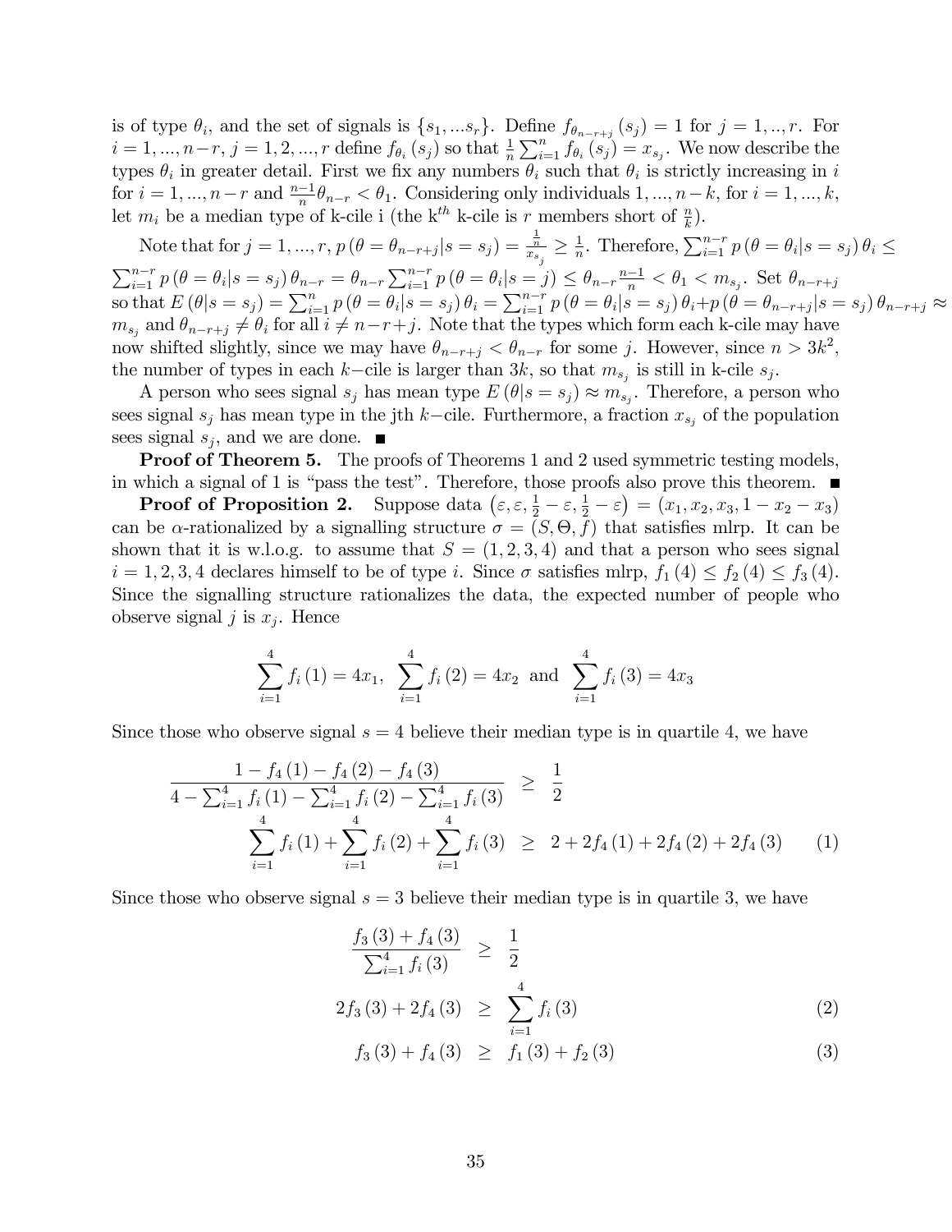is of type $\theta_i$, and the set of signals is $\{s_1, ...s_r\}$. Define $f_{\theta_{n-r+j}}(s_j) = 1$ for $j = 1, .., r$. For $i = 1, ..., n-r$, $j = 1, 2, ..., r$ define $f_{\theta_i}(s_j)$ so that $\frac{1}{n}\sum_{i=1}^{n} f_{\theta_i}(s_j) = x_{s_j}$. We now describe the types $\theta_i$ in greater detail. First we fix any numbers $\theta_i$ such that $\theta_i$ is strictly increasing in $i$ for $i = 1, ..., n-r$ and $\frac{n-1}{n}\theta_{n-r} < \theta_1$. Considering only individuals $1, ..., n-k$, for $i = 1, ..., k$, let $m_i$ be a median type of k-cile i (the k$^{th}$ k-cile is $r$ members short of $\frac{n}{k}$).

Note that for $j = 1, ..., r$, $p(\theta = \theta_{n-r+j}|s = s_j) = \frac{\frac{1}{n}}{x_{s_j}} \geq \frac{1}{n}$. Therefore, $\sum_{i=1}^{n-r} p(\theta = \theta_i|s = s_j)\theta_i \leq \sum_{i=1}^{n-r} p(\theta = \theta_i|s = s_j)\theta_{n-r} = \theta_{n-r}\sum_{i=1}^{n-r} p(\theta = \theta_i|s = j) \leq \theta_{n-r}\frac{n-1}{n} < \theta_1 < m_{s_j}$. Set $\theta_{n-r+j}$ so that $E(\theta|s = s_j) = \sum_{i=1}^{n} p(\theta = \theta_i|s = s_j)\theta_i = \sum_{i=1}^{n-r} p(\theta = \theta_i|s = s_j)\theta_i + p(\theta = \theta_{n-r+j}|s = s_j)\theta_{n-r+j} \approx m_{s_j}$ and $\theta_{n-r+j} \neq \theta_i$ for all $i \neq n-r+j$. Note that the types which form each k-cile may have now shifted slightly, since we may have $\theta_{n-r+j} < \theta_{n-r}$ for some $j$. However, since $n > 3k^2$, the number of types in each $k$−cile is larger than $3k$, so that $m_{s_j}$ is still in k-cile $s_j$.

A person who sees signal $s_j$ has mean type $E(\theta|s = s_j) \approx m_{s_j}$. Therefore, a person who sees signal $s_j$ has mean type in the jth $k$−cile. Furthermore, a fraction $x_{s_j}$ of the population sees signal $s_j$, and we are done. ■

**Proof of Theorem 5.** The proofs of Theorems 1 and 2 used symmetric testing models, in which a signal of 1 is "pass the test". Therefore, those proofs also prove this theorem. ■

**Proof of Proposition 2.** Suppose data $\left(\varepsilon, \varepsilon, \frac{1}{2} - \varepsilon, \frac{1}{2} - \varepsilon\right) = (x_1, x_2, x_3, 1 - x_2 - x_3)$ can be $\alpha$-rationalized by a signalling structure $\sigma = (S, \Theta, f)$ that satisfies mlrp. It can be shown that it is w.l.o.g. to assume that $S = (1, 2, 3, 4)$ and that a person who sees signal $i = 1, 2, 3, 4$ declares himself to be of type $i$. Since $\sigma$ satisfies mlrp, $f_1(4) \leq f_2(4) \leq f_3(4)$. Since the signalling structure rationalizes the data, the expected number of people who observe signal $j$ is $x_j$. Hence

$$\sum_{i=1}^{4} f_i(1) = 4x_1, \quad \sum_{i=1}^{4} f_i(2) = 4x_2 \text{ and } \sum_{i=1}^{4} f_i(3) = 4x_3$$

Since those who observe signal $s = 4$ believe their median type is in quartile 4, we have

$$\frac{1 - f_4(1) - f_4(2) - f_4(3)}{4 - \sum_{i=1}^{4} f_i(1) - \sum_{i=1}^{4} f_i(2) - \sum_{i=1}^{4} f_i(3)} \geq \frac{1}{2}$$

$$\sum_{i=1}^{4} f_i(1) + \sum_{i=1}^{4} f_i(2) + \sum_{i=1}^{4} f_i(3) \geq 2 + 2f_4(1) + 2f_4(2) + 2f_4(3) \qquad (1)$$

Since those who observe signal $s = 3$ believe their median type is in quartile 3, we have

$$\frac{f_3(3) + f_4(3)}{\sum_{i=1}^{4} f_i(3)} \geq \frac{1}{2}$$

$$2f_3(3) + 2f_4(3) \geq \sum_{i=1}^{4} f_i(3) \qquad (2)$$

$$f_3(3) + f_4(3) \geq f_1(3) + f_2(3) \qquad (3)$$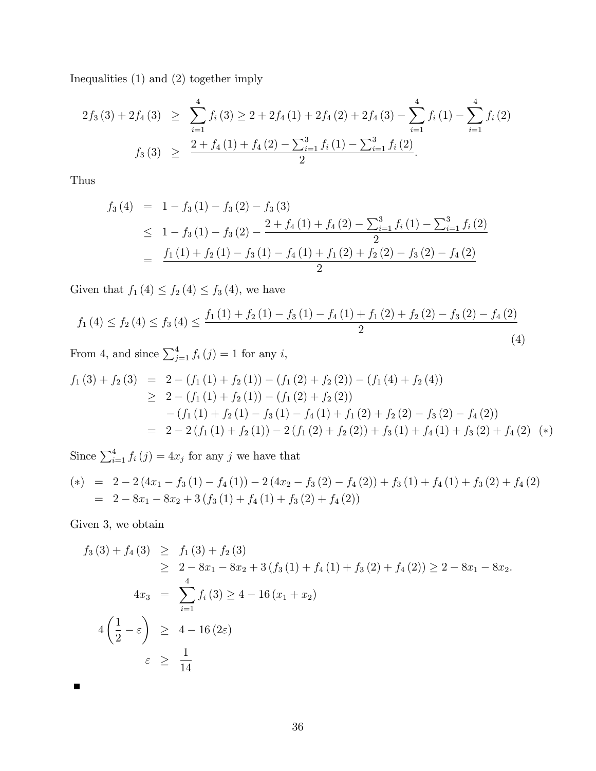Inequalities (1) and (2) together imply

$$
\begin{aligned}
2f_3(3) + 2f_4(3) &\geq \sum_{i=1}^{4} f_i(3) \geq 2 + 2f_4(1) + 2f_4(2) + 2f_4(3) - \sum_{i=1}^{4} f_i(1) - \sum_{i=1}^{4} f_i(2) \\
f_3(3) &\geq \frac{2 + f_4(1) + f_4(2) - \sum_{i=1}^{3} f_i(1) - \sum_{i=1}^{3} f_i(2)}{2}.
\end{aligned}
$$

Thus

$$
\begin{aligned}
f_3(4) &= 1 - f_3(1) - f_3(2) - f_3(3) \\
&\leq 1 - f_3(1) - f_3(2) - \frac{2 + f_4(1) + f_4(2) - \sum_{i=1}^{3} f_i(1) - \sum_{i=1}^{3} f_i(2)}{2} \\
&= \frac{f_1(1) + f_2(1) - f_3(1) - f_4(1) + f_1(2) + f_2(2) - f_3(2) - f_4(2)}{2}
\end{aligned}
$$

Given that $f_1(4) \leq f_2(4) \leq f_3(4)$, we have

$$
f_1(4) \leq f_2(4) \leq f_3(4) \leq \frac{f_1(1) + f_2(1) - f_3(1) - f_4(1) + f_1(2) + f_2(2) - f_3(2) - f_4(2)}{2} \tag{4}
$$

From 4, and since $\sum_{j=1}^{4} f_i(j) = 1$ for any $i$,

$$
\begin{aligned}
f_1(3) + f_2(3) &= 2 - (f_1(1) + f_2(1)) - (f_1(2) + f_2(2)) - (f_1(4) + f_2(4)) \\
&\geq 2 - (f_1(1) + f_2(1)) - (f_1(2) + f_2(2)) \\
&\quad - (f_1(1) + f_2(1) - f_3(1) - f_4(1) + f_1(2) + f_2(2) - f_3(2) - f_4(2)) \\
&= 2 - 2(f_1(1) + f_2(1)) - 2(f_1(2) + f_2(2)) + f_3(1) + f_4(1) + f_3(2) + f_4(2) \quad (*)
\end{aligned}
$$

Since $\sum_{i=1}^{4} f_i(j) = 4x_j$ for any $j$ we have that

$$
\begin{aligned}
(*) &= 2 - 2(4x_1 - f_3(1) - f_4(1)) - 2(4x_2 - f_3(2) - f_4(2)) + f_3(1) + f_4(1) + f_3(2) + f_4(2) \\
&= 2 - 8x_1 - 8x_2 + 3(f_3(1) + f_4(1) + f_3(2) + f_4(2))
\end{aligned}
$$

Given 3, we obtain

$$
\begin{aligned}
f_3(3) + f_4(3) &\geq f_1(3) + f_2(3) \\
&\geq 2 - 8x_1 - 8x_2 + 3(f_3(1) + f_4(1) + f_3(2) + f_4(2)) \geq 2 - 8x_1 - 8x_2. \\
4x_3 &= \sum_{i=1}^{4} f_i(3) \geq 4 - 16(x_1 + x_2) \\
4\left(\frac{1}{2} - \varepsilon\right) &\geq 4 - 16(2\varepsilon) \\
\varepsilon &\geq \frac{1}{14}
\end{aligned}
$$

■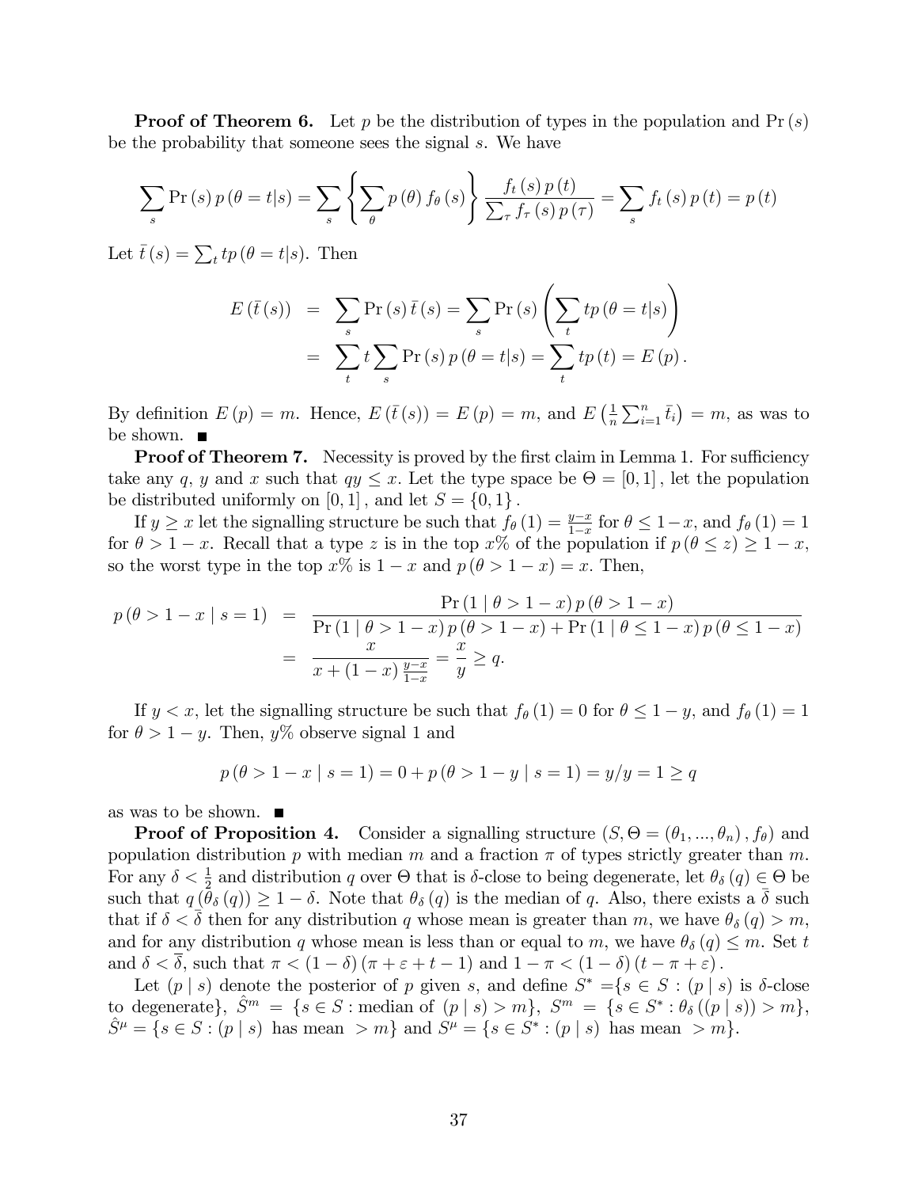**Proof of Theorem 6.** Let $p$ be the distribution of types in the population and $\Pr(s)$ be the probability that someone sees the signal $s$. We have

$$\sum_s \Pr(s)\, p(\theta = t|s) = \sum_s \left\{ \sum_\theta p(\theta) f_\theta(s) \right\} \frac{f_t(s)\, p(t)}{\sum_\tau f_\tau(s)\, p(\tau)} = \sum_s f_t(s)\, p(t) = p(t)$$

Let $\bar{t}(s) = \sum_t t p(\theta = t|s)$. Then

$$\begin{aligned} E(\bar{t}(s)) &= \sum_s \Pr(s)\, \bar{t}(s) = \sum_s \Pr(s) \left( \sum_t t p(\theta = t|s) \right) \\ &= \sum_t t \sum_s \Pr(s)\, p(\theta = t|s) = \sum_t t p(t) = E(p). \end{aligned}$$

By definition $E(p) = m$. Hence, $E(\bar{t}(s)) = E(p) = m$, and $E\left(\frac{1}{n}\sum_{i=1}^n \bar{t}_i\right) = m$, as was to be shown. ∎

**Proof of Theorem 7.** Necessity is proved by the first claim in Lemma 1. For sufficiency take any $q$, $y$ and $x$ such that $qy \le x$. Let the type space be $\Theta = [0,1]$, let the population be distributed uniformly on $[0,1]$, and let $S = \{0,1\}$.

If $y \ge x$ let the signalling structure be such that $f_\theta(1) = \frac{y-x}{1-x}$ for $\theta \le 1-x$, and $f_\theta(1) = 1$ for $\theta > 1-x$. Recall that a type $z$ is in the top $x$% of the population if $p(\theta \le z) \ge 1-x$, so the worst type in the top $x$% is $1-x$ and $p(\theta > 1-x) = x$. Then,

$$\begin{aligned} p(\theta > 1-x \mid s=1) &= \frac{\Pr(1 \mid \theta > 1-x)\, p(\theta > 1-x)}{\Pr(1 \mid \theta > 1-x)\, p(\theta > 1-x) + \Pr(1 \mid \theta \le 1-x)\, p(\theta \le 1-x)} \\ &= \frac{x}{x + (1-x)\frac{y-x}{1-x}} = \frac{x}{y} \ge q. \end{aligned}$$

If $y < x$, let the signalling structure be such that $f_\theta(1) = 0$ for $\theta \le 1-y$, and $f_\theta(1) = 1$ for $\theta > 1-y$. Then, $y$% observe signal 1 and

$$p(\theta > 1-x \mid s=1) = 0 + p(\theta > 1-y \mid s=1) = y/y = 1 \ge q$$

as was to be shown. ∎

**Proof of Proposition 4.** Consider a signalling structure $(S, \Theta = (\theta_1, ..., \theta_n), f_\theta)$ and population distribution $p$ with median $m$ and a fraction $\pi$ of types strictly greater than $m$. For any $\delta < \frac{1}{2}$ and distribution $q$ over $\Theta$ that is $\delta$-close to being degenerate, let $\theta_\delta(q) \in \Theta$ be such that $q(\theta_\delta(q)) \ge 1-\delta$. Note that $\theta_\delta(q)$ is the median of $q$. Also, there exists a $\bar{\delta}$ such that if $\delta < \bar{\delta}$ then for any distribution $q$ whose mean is greater than $m$, we have $\theta_\delta(q) > m$, and for any distribution $q$ whose mean is less than or equal to $m$, we have $\theta_\delta(q) \le m$. Set $t$ and $\delta < \bar{\delta}$, such that $\pi < (1-\delta)(\pi + \varepsilon + t - 1)$ and $1 - \pi < (1-\delta)(t - \pi + \varepsilon)$.

Let $(p \mid s)$ denote the posterior of $p$ given $s$, and define $S^* = \{s \in S : (p \mid s)$ is $\delta$-close to degenerate$\}$, $\hat{S}^m = \{s \in S : \text{median of } (p \mid s) > m\}$, $S^m = \{s \in S^* : \theta_\delta((p \mid s)) > m\}$, $\hat{S}^\mu = \{s \in S : (p \mid s) \text{ has mean } > m\}$ and $S^\mu = \{s \in S^* : (p \mid s) \text{ has mean } > m\}$.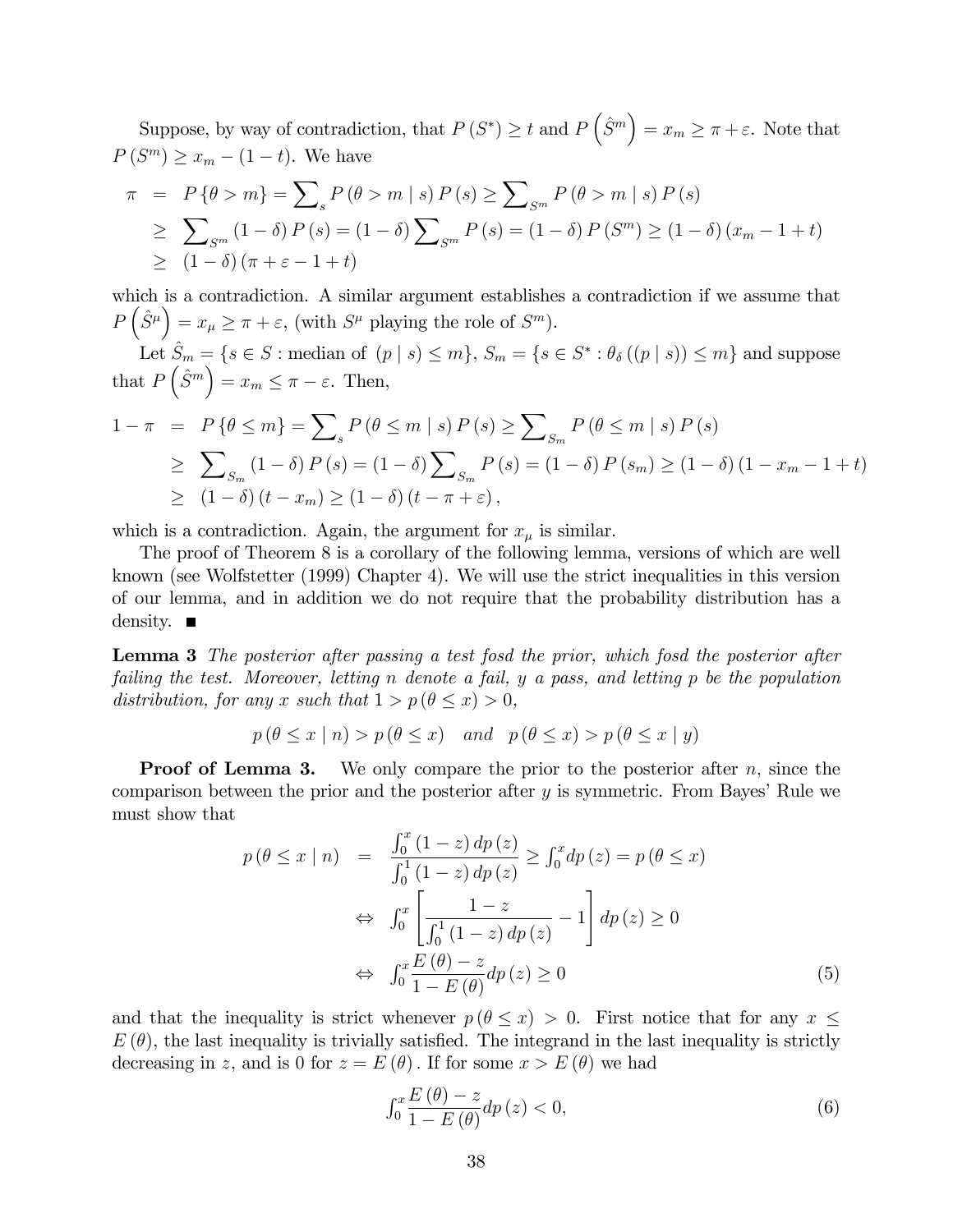Suppose, by way of contradiction, that $P(S^*) \geq t$ and $P\left(\hat{S}^m\right) = x_m \geq \pi + \varepsilon$. Note that $P(S^m) \geq x_m - (1-t)$. We have

$$
\begin{aligned}
\pi &= P\{\theta > m\} = \sum\nolimits_s P(\theta > m \mid s) P(s) \geq \sum\nolimits_{S^m} P(\theta > m \mid s) P(s) \\
&\geq \sum\nolimits_{S^m} (1-\delta) P(s) = (1-\delta) \sum\nolimits_{S^m} P(s) = (1-\delta) P(S^m) \geq (1-\delta)(x_m - 1 + t) \\
&\geq (1-\delta)(\pi + \varepsilon - 1 + t)
\end{aligned}
$$

which is a contradiction. A similar argument establishes a contradiction if we assume that $P\left(\hat{S}^\mu\right) = x_\mu \geq \pi + \varepsilon$, (with $S^\mu$ playing the role of $S^m$).

Let $\hat{S}_m = \{s \in S : \text{median of } (p \mid s) \leq m\}$, $S_m = \{s \in S^* : \theta_\delta((p \mid s)) \leq m\}$ and suppose that $P\left(\hat{S}^m\right) = x_m \leq \pi - \varepsilon$. Then,

$$
\begin{aligned}
1 - \pi &= P\{\theta \leq m\} = \sum\nolimits_s P(\theta \leq m \mid s) P(s) \geq \sum\nolimits_{S_m} P(\theta \leq m \mid s) P(s) \\
&\geq \sum\nolimits_{S_m} (1-\delta) P(s) = (1-\delta) \sum\nolimits_{S_m} P(s) = (1-\delta) P(s_m) \geq (1-\delta)(1 - x_m - 1 + t) \\
&\geq (1-\delta)(t - x_m) \geq (1-\delta)(t - \pi + \varepsilon),
\end{aligned}
$$

which is a contradiction. Again, the argument for $x_\mu$ is similar.

The proof of Theorem 8 is a corollary of the following lemma, versions of which are well known (see Wolfstetter (1999) Chapter 4). We will use the strict inequalities in this version of our lemma, and in addition we do not require that the probability distribution has a density. ∎

**Lemma 3** *The posterior after passing a test fosd the prior, which fosd the posterior after failing the test. Moreover, letting $n$ denote a fail, $y$ a pass, and letting $p$ be the population distribution, for any $x$ such that $1 > p(\theta \leq x) > 0$,*

$$
p(\theta \leq x \mid n) > p(\theta \leq x) \quad \text{and} \quad p(\theta \leq x) > p(\theta \leq x \mid y)
$$

**Proof of Lemma 3.** We only compare the prior to the posterior after $n$, since the comparison between the prior and the posterior after $y$ is symmetric. From Bayes' Rule we must show that

$$
\begin{aligned}
p(\theta \leq x \mid n) &= \frac{\int_0^x (1-z)\, dp(z)}{\int_0^1 (1-z)\, dp(z)} \geq \int_0^x dp(z) = p(\theta \leq x) \\
&\Leftrightarrow \int_0^x \left[\frac{1-z}{\int_0^1 (1-z)\, dp(z)} - 1\right] dp(z) \geq 0 \\
&\Leftrightarrow \int_0^x \frac{E(\theta) - z}{1 - E(\theta)} dp(z) \geq 0 \qquad (5)
\end{aligned}
$$

and that the inequality is strict whenever $p(\theta \leq x) > 0$. First notice that for any $x \leq E(\theta)$, the last inequality is trivially satisfied. The integrand in the last inequality is strictly decreasing in $z$, and is 0 for $z = E(\theta)$. If for some $x > E(\theta)$ we had

$$
\int_0^x \frac{E(\theta) - z}{1 - E(\theta)} dp(z) < 0, \qquad (6)
$$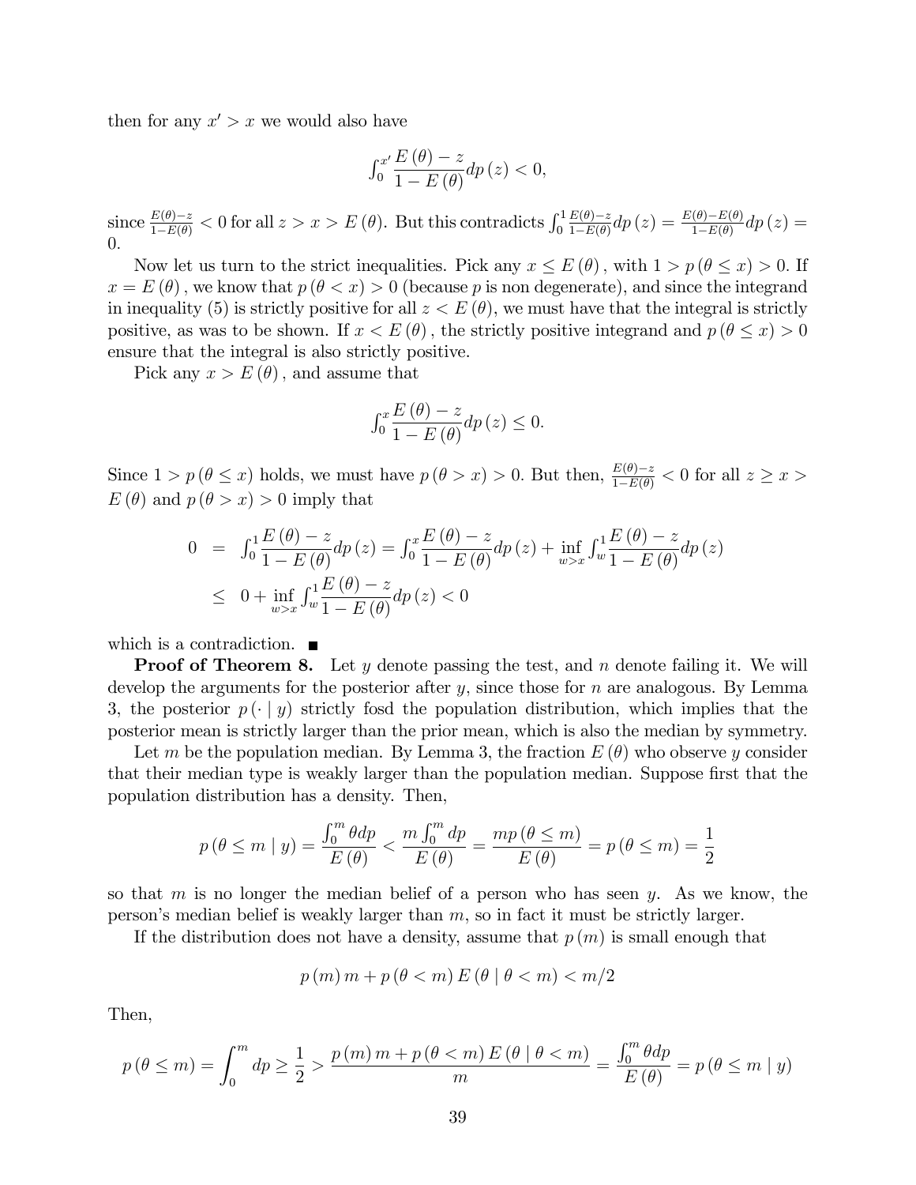then for any $x' > x$ we would also have

$$\int_0^{x'} \frac{E(\theta) - z}{1 - E(\theta)} dp(z) < 0,$$

since $\frac{E(\theta)-z}{1-E(\theta)} < 0$ for all $z > x > E(\theta)$. But this contradicts $\int_0^1 \frac{E(\theta)-z}{1-E(\theta)} dp(z) = \frac{E(\theta)-E(\theta)}{1-E(\theta)} dp(z) = 0$.

Now let us turn to the strict inequalities. Pick any $x \leq E(\theta)$, with $1 > p(\theta \leq x) > 0$. If $x = E(\theta)$, we know that $p(\theta < x) > 0$ (because $p$ is non degenerate), and since the integrand in inequality (5) is strictly positive for all $z < E(\theta)$, we must have that the integral is strictly positive, as was to be shown. If $x < E(\theta)$, the strictly positive integrand and $p(\theta \leq x) > 0$ ensure that the integral is also strictly positive.

Pick any $x > E(\theta)$, and assume that

$$\int_0^{x} \frac{E(\theta) - z}{1 - E(\theta)} dp(z) \leq 0.$$

Since $1 > p(\theta \leq x)$ holds, we must have $p(\theta > x) > 0$. But then, $\frac{E(\theta)-z}{1-E(\theta)} < 0$ for all $z \geq x > E(\theta)$ and $p(\theta > x) > 0$ imply that

$$\begin{aligned}
0 &= \int_0^1 \frac{E(\theta) - z}{1 - E(\theta)} dp(z) = \int_0^x \frac{E(\theta) - z}{1 - E(\theta)} dp(z) + \inf_{w > x} \int_w^1 \frac{E(\theta) - z}{1 - E(\theta)} dp(z) \\
&\leq 0 + \inf_{w > x} \int_w^1 \frac{E(\theta) - z}{1 - E(\theta)} dp(z) < 0
\end{aligned}$$

which is a contradiction. ■

**Proof of Theorem 8.** Let $y$ denote passing the test, and $n$ denote failing it. We will develop the arguments for the posterior after $y$, since those for $n$ are analogous. By Lemma 3, the posterior $p(\cdot \mid y)$ strictly fosd the population distribution, which implies that the posterior mean is strictly larger than the prior mean, which is also the median by symmetry.

Let $m$ be the population median. By Lemma 3, the fraction $E(\theta)$ who observe $y$ consider that their median type is weakly larger than the population median. Suppose first that the population distribution has a density. Then,

$$p(\theta \leq m \mid y) = \frac{\int_0^m \theta dp}{E(\theta)} < \frac{m \int_0^m dp}{E(\theta)} = \frac{mp(\theta \leq m)}{E(\theta)} = p(\theta \leq m) = \frac{1}{2}$$

so that $m$ is no longer the median belief of a person who has seen $y$. As we know, the person's median belief is weakly larger than $m$, so in fact it must be strictly larger.

If the distribution does not have a density, assume that $p(m)$ is small enough that

$$p(m) m + p(\theta < m) E(\theta \mid \theta < m) < m/2$$

Then,

$$p(\theta \leq m) = \int_0^m dp \geq \frac{1}{2} > \frac{p(m) m + p(\theta < m) E(\theta \mid \theta < m)}{m} = \frac{\int_0^m \theta dp}{E(\theta)} = p(\theta \leq m \mid y)$$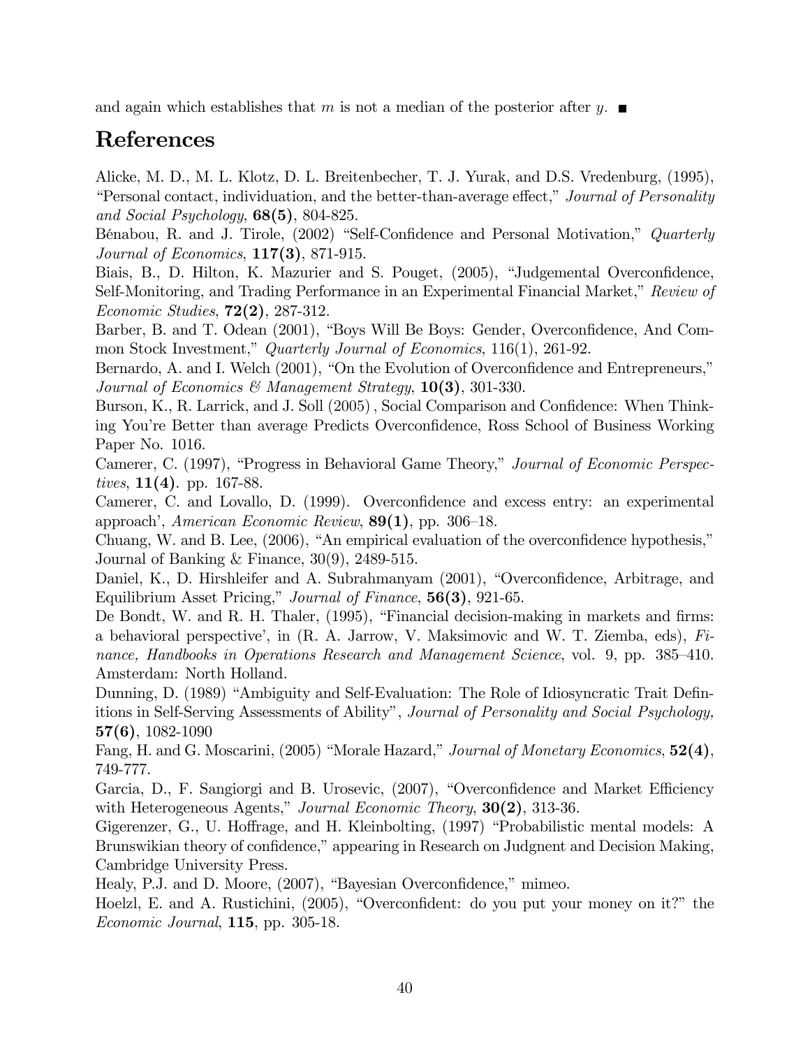and again which establishes that $m$ is not a median of the posterior after $y$. ■

# References

Alicke, M. D., M. L. Klotz, D. L. Breitenbecher, T. J. Yurak, and D.S. Vredenburg, (1995), "Personal contact, individuation, and the better-than-average effect," *Journal of Personality and Social Psychology*, **68(5)**, 804-825.

Bénabou, R. and J. Tirole, (2002) "Self-Confidence and Personal Motivation," *Quarterly Journal of Economics*, **117(3)**, 871-915.

Biais, B., D. Hilton, K. Mazurier and S. Pouget, (2005), "Judgemental Overconfidence, Self-Monitoring, and Trading Performance in an Experimental Financial Market," *Review of Economic Studies*, **72(2)**, 287-312.

Barber, B. and T. Odean (2001), "Boys Will Be Boys: Gender, Overconfidence, And Common Stock Investment," *Quarterly Journal of Economics*, 116(1), 261-92.

Bernardo, A. and I. Welch (2001), "On the Evolution of Overconfidence and Entrepreneurs," *Journal of Economics & Management Strategy*, **10(3)**, 301-330.

Burson, K., R. Larrick, and J. Soll (2005) , Social Comparison and Confidence: When Thinking You're Better than average Predicts Overconfidence, Ross School of Business Working Paper No. 1016.

Camerer, C. (1997), "Progress in Behavioral Game Theory," *Journal of Economic Perspectives*, **11(4)**. pp. 167-88.

Camerer, C. and Lovallo, D. (1999). Overconfidence and excess entry: an experimental approach', *American Economic Review*, **89(1)**, pp. 306–18.

Chuang, W. and B. Lee, (2006), "An empirical evaluation of the overconfidence hypothesis," Journal of Banking & Finance, 30(9), 2489-515.

Daniel, K., D. Hirshleifer and A. Subrahmanyam (2001), "Overconfidence, Arbitrage, and Equilibrium Asset Pricing," *Journal of Finance*, **56(3)**, 921-65.

De Bondt, W. and R. H. Thaler, (1995), "Financial decision-making in markets and firms: a behavioral perspective', in (R. A. Jarrow, V. Maksimovic and W. T. Ziemba, eds), *Finance, Handbooks in Operations Research and Management Science*, vol. 9, pp. 385–410. Amsterdam: North Holland.

Dunning, D. (1989) "Ambiguity and Self-Evaluation: The Role of Idiosyncratic Trait Definitions in Self-Serving Assessments of Ability", *Journal of Personality and Social Psychology,* **57(6)**, 1082-1090

Fang, H. and G. Moscarini, (2005) "Morale Hazard," *Journal of Monetary Economics*, **52(4)**, 749-777.

Garcia, D., F. Sangiorgi and B. Urosevic, (2007), "Overconfidence and Market Efficiency with Heterogeneous Agents," *Journal Economic Theory*, **30(2)**, 313-36.

Gigerenzer, G., U. Hoffrage, and H. Kleinbolting, (1997) "Probabilistic mental models: A Brunswikian theory of confidence," appearing in Research on Judgnent and Decision Making, Cambridge University Press.

Healy, P.J. and D. Moore, (2007), "Bayesian Overconfidence," mimeo.

Hoelzl, E. and A. Rustichini, (2005), "Overconfident: do you put your money on it?" the *Economic Journal*, **115**, pp. 305-18.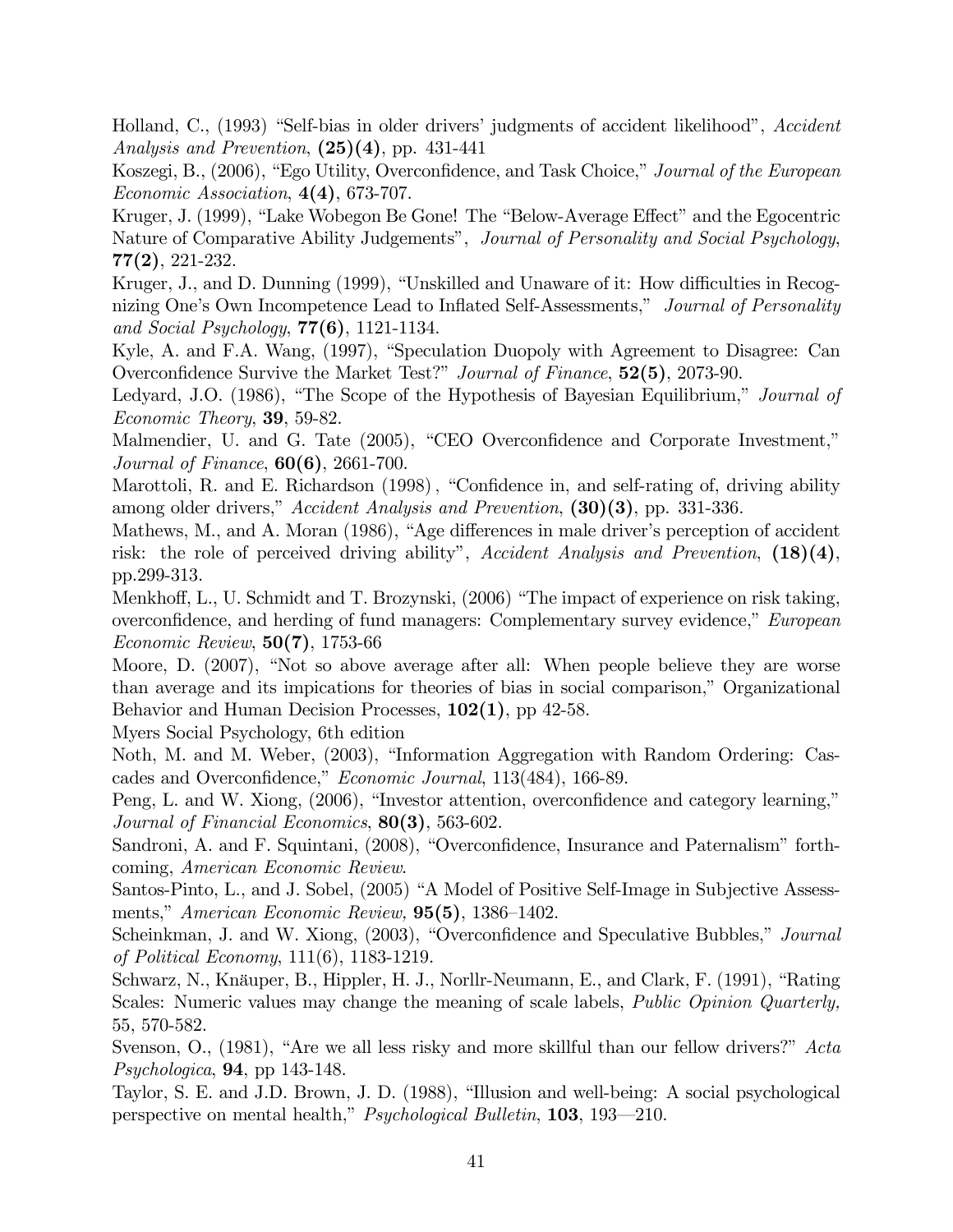Holland, C., (1993) "Self-bias in older drivers' judgments of accident likelihood", *Accident Analysis and Prevention*, **(25)(4)**, pp. 431-441

Koszegi, B., (2006), "Ego Utility, Overconfidence, and Task Choice," *Journal of the European Economic Association*, **4(4)**, 673-707.

Kruger, J. (1999), "Lake Wobegon Be Gone! The "Below-Average Effect" and the Egocentric Nature of Comparative Ability Judgements", *Journal of Personality and Social Psychology*, **77(2)**, 221-232.

Kruger, J., and D. Dunning (1999), "Unskilled and Unaware of it: How difficulties in Recognizing One's Own Incompetence Lead to Inflated Self-Assessments," *Journal of Personality and Social Psychology*, **77(6)**, 1121-1134.

Kyle, A. and F.A. Wang, (1997), "Speculation Duopoly with Agreement to Disagree: Can Overconfidence Survive the Market Test?" *Journal of Finance*, **52(5)**, 2073-90.

Ledyard, J.O. (1986), "The Scope of the Hypothesis of Bayesian Equilibrium," *Journal of Economic Theory*, **39**, 59-82.

Malmendier, U. and G. Tate (2005), "CEO Overconfidence and Corporate Investment," *Journal of Finance*, **60(6)**, 2661-700.

Marottoli, R. and E. Richardson (1998) , "Confidence in, and self-rating of, driving ability among older drivers," *Accident Analysis and Prevention*, **(30)(3)**, pp. 331-336.

Mathews, M., and A. Moran (1986), "Age differences in male driver's perception of accident risk: the role of perceived driving ability", *Accident Analysis and Prevention*, **(18)(4)**, pp.299-313.

Menkhoff, L., U. Schmidt and T. Brozynski, (2006) "The impact of experience on risk taking, overconfidence, and herding of fund managers: Complementary survey evidence," *European Economic Review*, **50(7)**, 1753-66

Moore, D. (2007), "Not so above average after all: When people believe they are worse than average and its impications for theories of bias in social comparison," Organizational Behavior and Human Decision Processes, **102(1)**, pp 42-58.

Myers Social Psychology, 6th edition

Noth, M. and M. Weber, (2003), "Information Aggregation with Random Ordering: Cascades and Overconfidence," *Economic Journal*, 113(484), 166-89.

Peng, L. and W. Xiong, (2006), "Investor attention, overconfidence and category learning," *Journal of Financial Economics*, **80(3)**, 563-602.

Sandroni, A. and F. Squintani, (2008), "Overconfidence, Insurance and Paternalism" forthcoming, *American Economic Review*.

Santos-Pinto, L., and J. Sobel, (2005) "A Model of Positive Self-Image in Subjective Assessments," *American Economic Review,* **95(5)**, 1386–1402.

Scheinkman, J. and W. Xiong, (2003), "Overconfidence and Speculative Bubbles," *Journal of Political Economy*, 111(6), 1183-1219.

Schwarz, N., Knäuper, B., Hippler, H. J., Norllr-Neumann, E., and Clark, F. (1991), "Rating Scales: Numeric values may change the meaning of scale labels, *Public Opinion Quarterly,* 55, 570-582.

Svenson, O., (1981), "Are we all less risky and more skillful than our fellow drivers?" *Acta Psychologica*, **94**, pp 143-148.

Taylor, S. E. and J.D. Brown, J. D. (1988), "Illusion and well-being: A social psychological perspective on mental health," *Psychological Bulletin*, **103**, 193—210.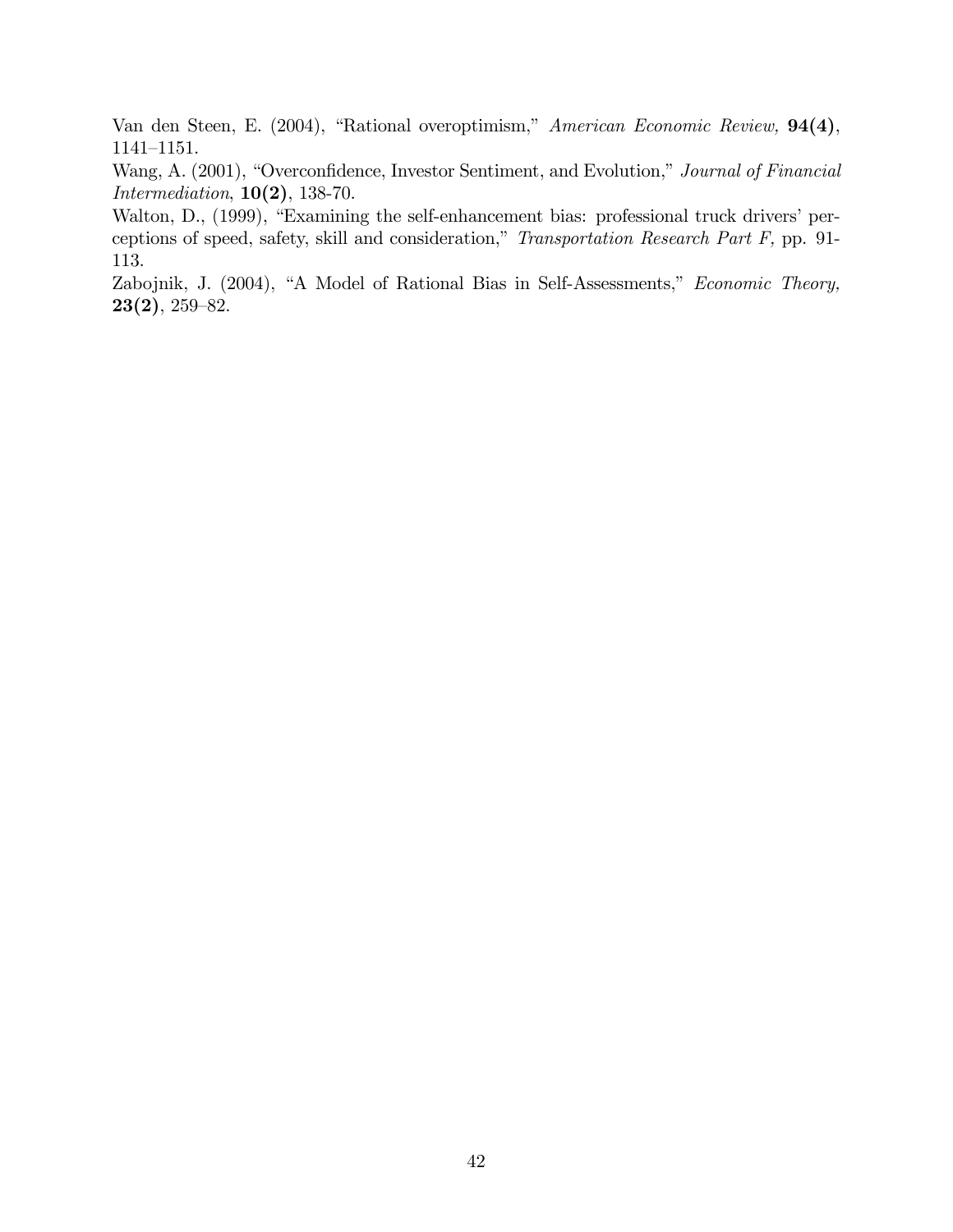Van den Steen, E. (2004), "Rational overoptimism," *American Economic Review,* **94(4)**, 1141–1151.

Wang, A. (2001), "Overconfidence, Investor Sentiment, and Evolution," *Journal of Financial Intermediation*, **10(2)**, 138-70.

Walton, D., (1999), "Examining the self-enhancement bias: professional truck drivers' perceptions of speed, safety, skill and consideration," *Transportation Research Part F,* pp. 91-113.

Zabojnik, J. (2004), "A Model of Rational Bias in Self-Assessments," *Economic Theory,* **23(2)**, 259–82.